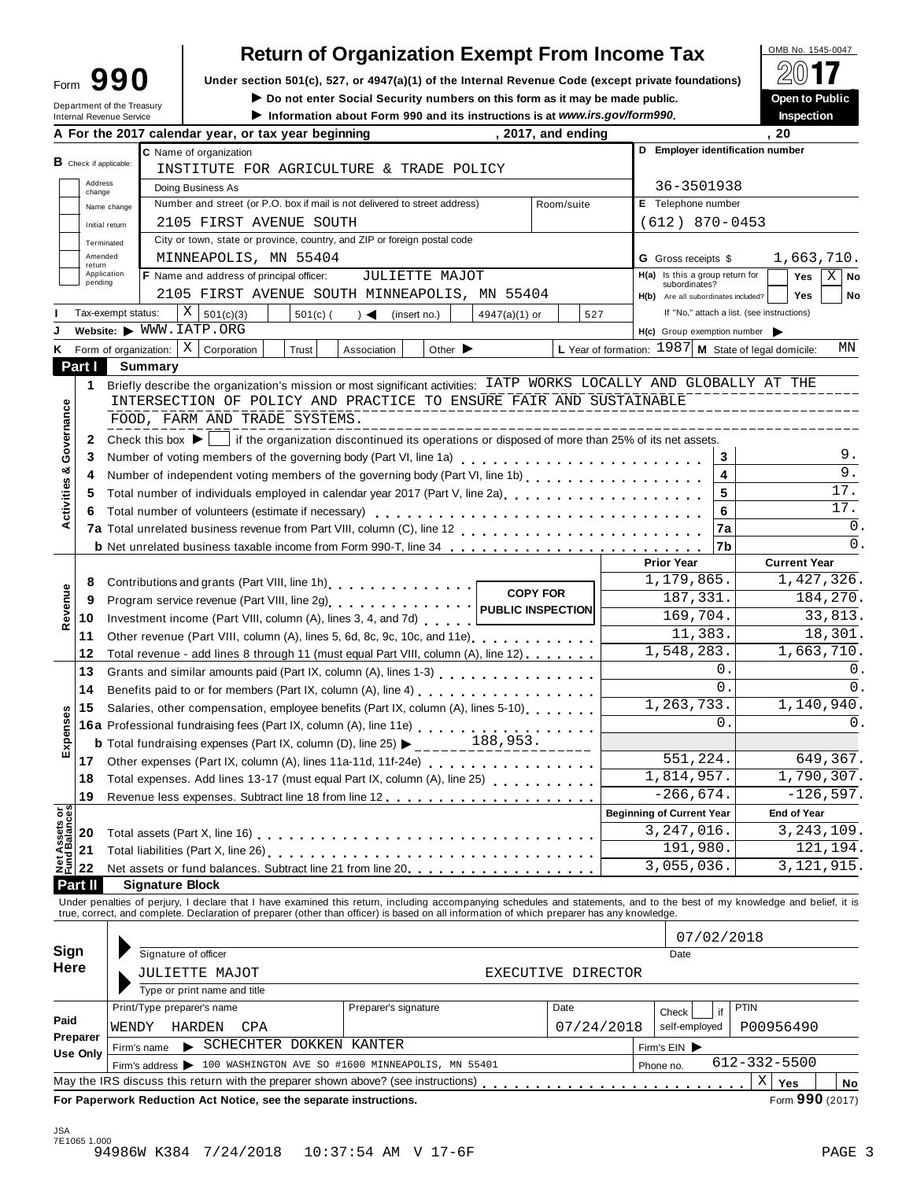# Form 990 — Return of Organization Exempt From Income Tax

OMB No. 1545-0047

**2017**

Under section 501(c), 527, or 4947(a)(1) of the Internal Revenue Code (except private foundations)

▶ Do not enter Social Security numbers on this form as it may be made public.

▶ Information about Form 990 and its instructions is at *www.irs.gov/form990*.

Department of the Treasury
Internal Revenue Service

**Open to Public Inspection**

**A** For the 2017 calendar year, or tax year beginning , 2017, and ending , 20

**B** Check if applicable: Address change / Name change / Initial return / Terminated / Amended return / Application pending

**C** Name of organization: INSTITUTE FOR AGRICULTURE & TRADE POLICY

Doing Business As

Number and street (or P.O. box if mail is not delivered to street address): 2105 FIRST AVENUE SOUTH — Room/suite

City or town, state or province, country, and ZIP or foreign postal code: MINNEAPOLIS, MN 55404

**D** Employer identification number: 36-3501938

**E** Telephone number: (612) 870-0453

**G** Gross receipts $ 1,663,710.

**F** Name and address of principal officer: JULIETTE MAJOT, 2105 FIRST AVENUE SOUTH MINNEAPOLIS, MN 55404

**H(a)** Is this a group return for subordinates? Yes [ ] No [X]

**H(b)** Are all subordinates included? Yes [ ] No [ ] — If "No," attach a list. (see instructions)

**I** Tax-exempt status: [X] 501(c)(3) [ ] 501(c) ( ) ◀ (insert no.) [ ] 4947(a)(1) or [ ] 527

**J** Website: ▶ WWW.IATP.ORG

**H(c)** Group exemption number ▶

**K** Form of organization: [X] Corporation [ ] Trust [ ] Association [ ] Other ▶

**L** Year of formation: 1987 **M** State of legal domicile: MN

## Part I Summary

**Activities & Governance**

1. Briefly describe the organization's mission or most significant activities: IATP WORKS LOCALLY AND GLOBALLY AT THE INTERSECTION OF POLICY AND PRACTICE TO ENSURE FAIR AND SUSTAINABLE FOOD, FARM AND TRADE SYSTEMS.

2. Check this box ▶ [ ] if the organization discontinued its operations or disposed of more than 25% of its net assets.

| | | | |
|---|---|---|---|
| 3 | Number of voting members of the governing body (Part VI, line 1a) | 3 | 9. |
| 4 | Number of independent voting members of the governing body (Part VI, line 1b) | 4 | 9. |
| 5 | Total number of individuals employed in calendar year 2017 (Part V, line 2a) | 5 | 17. |
| 6 | Total number of volunteers (estimate if necessary) | 6 | 17. |
| 7a | Total unrelated business revenue from Part VIII, column (C), line 12 | 7a | 0. |
| b | Net unrelated business taxable income from Form 990-T, line 34 | 7b | 0. |

COPY FOR PUBLIC INSPECTION

| | | | Prior Year | Current Year |
|---|---|---|---|---|
| **Revenue** | 8 | Contributions and grants (Part VIII, line 1h) | 1,179,865. | 1,427,326. |
| | 9 | Program service revenue (Part VIII, line 2g) | 187,331. | 184,270. |
| | 10 | Investment income (Part VIII, column (A), lines 3, 4, and 7d) | 169,704. | 33,813. |
| | 11 | Other revenue (Part VIII, column (A), lines 5, 6d, 8c, 9c, 10c, and 11e) | 11,383. | 18,301. |
| | 12 | Total revenue - add lines 8 through 11 (must equal Part VIII, column (A), line 12) | 1,548,283. | 1,663,710. |
| **Expenses** | 13 | Grants and similar amounts paid (Part IX, column (A), lines 1-3) | 0. | 0. |
| | 14 | Benefits paid to or for members (Part IX, column (A), line 4) | 0. | 0. |
| | 15 | Salaries, other compensation, employee benefits (Part IX, column (A), lines 5-10) | 1,263,733. | 1,140,940. |
| | 16a | Professional fundraising fees (Part IX, column (A), line 11e) | 0. | 0. |
| | b | Total fundraising expenses (Part IX, column (D), line 25) ▶ 188,953. | | |
| | 17 | Other expenses (Part IX, column (A), lines 11a-11d, 11f-24e) | 551,224. | 649,367. |
| | 18 | Total expenses. Add lines 13-17 (must equal Part IX, column (A), line 25) | 1,814,957. | 1,790,307. |
| | 19 | Revenue less expenses. Subtract line 18 from line 12 | -266,674. | -126,597. |
| | | | **Beginning of Current Year** | **End of Year** |
| **Net Assets or Fund Balances** | 20 | Total assets (Part X, line 16) | 3,247,016. | 3,243,109. |
| | 21 | Total liabilities (Part X, line 26) | 191,980. | 121,194. |
| | 22 | Net assets or fund balances. Subtract line 21 from line 20 | 3,055,036. | 3,121,915. |

## Part II Signature Block

Under penalties of perjury, I declare that I have examined this return, including accompanying schedules and statements, and to the best of my knowledge and belief, it is true, correct, and complete. Declaration of preparer (other than officer) is based on all information of which preparer has any knowledge.

**Sign Here**

Signature of officer — Date: 07/02/2018

JULIETTE MAJOT — EXECUTIVE DIRECTOR
Type or print name and title

**Paid Preparer Use Only**

| Print/Type preparer's name | Preparer's signature | Date | Check [ ] if self-employed | PTIN |
|---|---|---|---|---|
| WENDY HARDEN CPA | | 07/24/2018 | | P00956490 |

Firm's name ▶ SCHECHTER DOKKEN KANTER — Firm's EIN ▶

Firm's address ▶ 100 WASHINGTON AVE SO #1600 MINNEAPOLIS, MN 55401 — Phone no. 612-332-5500

May the IRS discuss this return with the preparer shown above? (see instructions) [X] Yes [ ] No

**For Paperwork Reduction Act Notice, see the separate instructions.** Form **990** (2017)

JSA 7E1065 1.000
94986W K384 7/24/2018 10:37:54 AM V 17-6F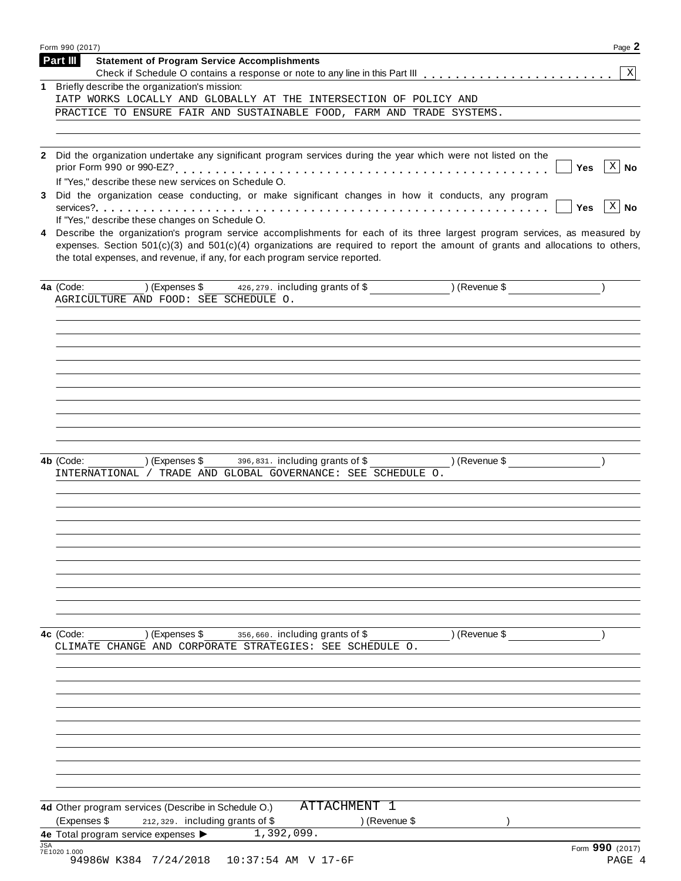## Part III Statement of Program Service Accomplishments

Check if Schedule O contains a response or note to any line in this Part III . . . . . . . . . . . . . . . . . . . . . . . [X]

**1** Briefly describe the organization's mission:

IATP WORKS LOCALLY AND GLOBALLY AT THE INTERSECTION OF POLICY AND PRACTICE TO ENSURE FAIR AND SUSTAINABLE FOOD, FARM AND TRADE SYSTEMS.

**2** Did the organization undertake any significant program services during the year which were not listed on the prior Form 990 or 990-EZ? . . . . . . . . . . . . . . . . . . . . . . . . . . . . . . . . . . . . . . . . . . . [ ] Yes [X] No

If "Yes," describe these new services on Schedule O.

**3** Did the organization cease conducting, or make significant changes in how it conducts, any program services? . . . . . . . . . . . . . . . . . . . . . . . . . . . . . . . . . . . . . . . . . . . . . . . . . . . . . . [ ] Yes [X] No

If "Yes," describe these changes on Schedule O.

**4** Describe the organization's program service accomplishments for each of its three largest program services, as measured by expenses. Section 501(c)(3) and 501(c)(4) organizations are required to report the amount of grants and allocations to others, the total expenses, and revenue, if any, for each program service reported.

**4a** (Code: ) (Expenses $ 426,279. including grants of $ ) (Revenue $ )

AGRICULTURE AND FOOD: SEE SCHEDULE O.

**4b** (Code: ) (Expenses $ 396,831. including grants of $ ) (Revenue $ )

INTERNATIONAL / TRADE AND GLOBAL GOVERNANCE: SEE SCHEDULE O.

**4c** (Code: ) (Expenses $ 356,660. including grants of $ ) (Revenue $ )

CLIMATE CHANGE AND CORPORATE STRATEGIES: SEE SCHEDULE O.

**4d** Other program services (Describe in Schedule O.) ATTACHMENT 1

(Expenses $ 212,329. including grants of $ ) (Revenue $ )

**4e** Total program service expenses ▶ 1,392,099.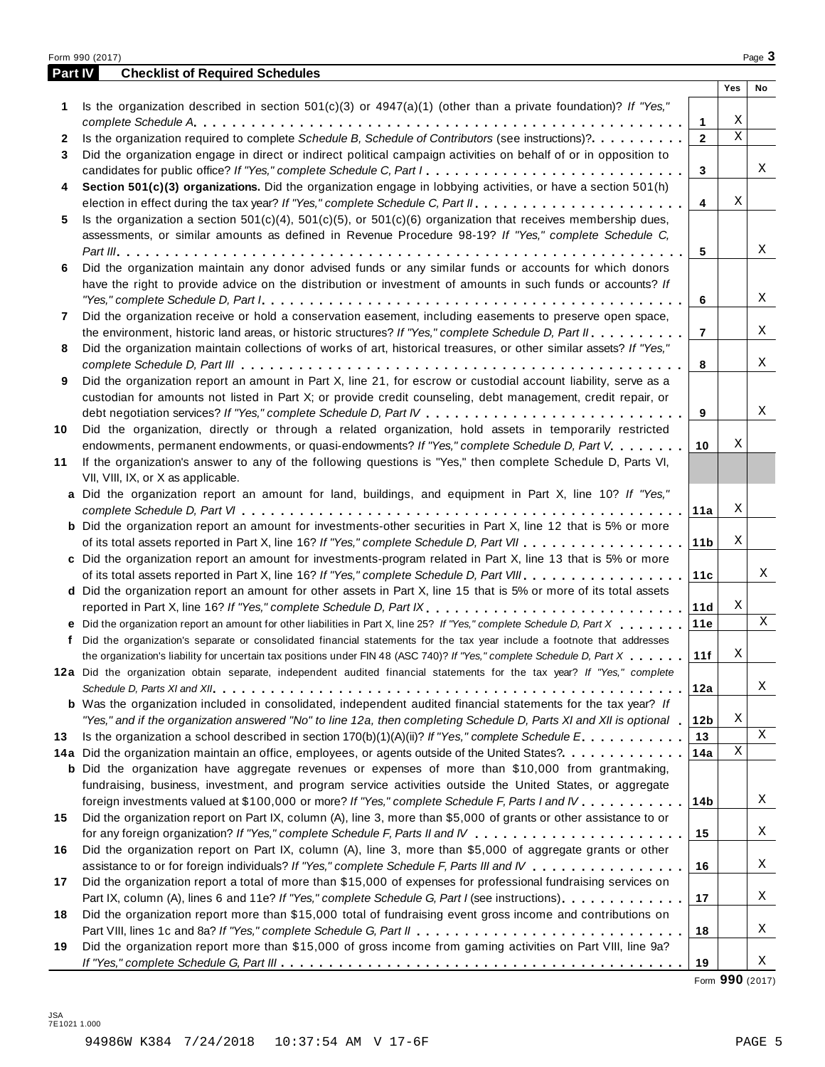Form 990 (2017)

## Part IV Checklist of Required Schedules

| | | | Yes | No |
|---|---|---|---|---|
| **1** | Is the organization described in section 501(c)(3) or 4947(a)(1) (other than a private foundation)? *If "Yes," complete Schedule A* | **1** | X | |
| **2** | Is the organization required to complete *Schedule B, Schedule of Contributors* (see instructions)? | **2** | X | |
| **3** | Did the organization engage in direct or indirect political campaign activities on behalf of or in opposition to candidates for public office? *If "Yes," complete Schedule C, Part I* | **3** | | X |
| **4** | **Section 501(c)(3) organizations.** Did the organization engage in lobbying activities, or have a section 501(h) election in effect during the tax year? *If "Yes," complete Schedule C, Part II* | **4** | X | |
| **5** | Is the organization a section 501(c)(4), 501(c)(5), or 501(c)(6) organization that receives membership dues, assessments, or similar amounts as defined in Revenue Procedure 98-19? *If "Yes," complete Schedule C, Part III* | **5** | | X |
| **6** | Did the organization maintain any donor advised funds or any similar funds or accounts for which donors have the right to provide advice on the distribution or investment of amounts in such funds or accounts? *If "Yes," complete Schedule D, Part I* | **6** | | X |
| **7** | Did the organization receive or hold a conservation easement, including easements to preserve open space, the environment, historic land areas, or historic structures? *If "Yes," complete Schedule D, Part II* | **7** | | X |
| **8** | Did the organization maintain collections of works of art, historical treasures, or other similar assets? *If "Yes," complete Schedule D, Part III* | **8** | | X |
| **9** | Did the organization report an amount in Part X, line 21, for escrow or custodial account liability, serve as a custodian for amounts not listed in Part X; or provide credit counseling, debt management, credit repair, or debt negotiation services? *If "Yes," complete Schedule D, Part IV* | **9** | | X |
| **10** | Did the organization, directly or through a related organization, hold assets in temporarily restricted endowments, permanent endowments, or quasi-endowments? *If "Yes," complete Schedule D, Part V* | **10** | X | |
| **11** | If the organization's answer to any of the following questions is "Yes," then complete Schedule D, Parts VI, VII, VIII, IX, or X as applicable. | | | |
| **a** | Did the organization report an amount for land, buildings, and equipment in Part X, line 10? *If "Yes," complete Schedule D, Part VI* | **11a** | X | |
| **b** | Did the organization report an amount for investments-other securities in Part X, line 12 that is 5% or more of its total assets reported in Part X, line 16? *If "Yes," complete Schedule D, Part VII* | **11b** | X | |
| **c** | Did the organization report an amount for investments-program related in Part X, line 13 that is 5% or more of its total assets reported in Part X, line 16? *If "Yes," complete Schedule D, Part VIII* | **11c** | | X |
| **d** | Did the organization report an amount for other assets in Part X, line 15 that is 5% or more of its total assets reported in Part X, line 16? *If "Yes," complete Schedule D, Part IX* | **11d** | X | |
| **e** | Did the organization report an amount for other liabilities in Part X, line 25? *If "Yes," complete Schedule D, Part X* | **11e** | | X |
| **f** | Did the organization's separate or consolidated financial statements for the tax year include a footnote that addresses the organization's liability for uncertain tax positions under FIN 48 (ASC 740)? *If "Yes," complete Schedule D, Part X* | **11f** | X | |
| **12a** | Did the organization obtain separate, independent audited financial statements for the tax year? *If "Yes," complete Schedule D, Parts XI and XII* | **12a** | | X |
| **b** | Was the organization included in consolidated, independent audited financial statements for the tax year? *If "Yes," and if the organization answered "No" to line 12a, then completing Schedule D, Parts XI and XII is optional* | **12b** | X | |
| **13** | Is the organization a school described in section 170(b)(1)(A)(ii)? *If "Yes," complete Schedule E* | **13** | | X |
| **14a** | Did the organization maintain an office, employees, or agents outside of the United States? | **14a** | X | |
| **b** | Did the organization have aggregate revenues or expenses of more than $10,000 from grantmaking, fundraising, business, investment, and program service activities outside the United States, or aggregate foreign investments valued at $100,000 or more? *If "Yes," complete Schedule F, Parts I and IV* | **14b** | | X |
| **15** | Did the organization report on Part IX, column (A), line 3, more than $5,000 of grants or other assistance to or for any foreign organization? *If "Yes," complete Schedule F, Parts II and IV* | **15** | | X |
| **16** | Did the organization report on Part IX, column (A), line 3, more than $5,000 of aggregate grants or other assistance to or for foreign individuals? *If "Yes," complete Schedule F, Parts III and IV* | **16** | | X |
| **17** | Did the organization report a total of more than $15,000 of expenses for professional fundraising services on Part IX, column (A), lines 6 and 11e? *If "Yes," complete Schedule G, Part I* (see instructions) | **17** | | X |
| **18** | Did the organization report more than $15,000 total of fundraising event gross income and contributions on Part VIII, lines 1c and 8a? *If "Yes," complete Schedule G, Part II* | **18** | | X |
| **19** | Did the organization report more than $15,000 of gross income from gaming activities on Part VIII, line 9a? *If "Yes," complete Schedule G, Part III* | **19** | | X |

Form **990** (2017)

JSA
7E1021 1.000

94986W K384 7/24/2018 10:37:54 AM V 17-6F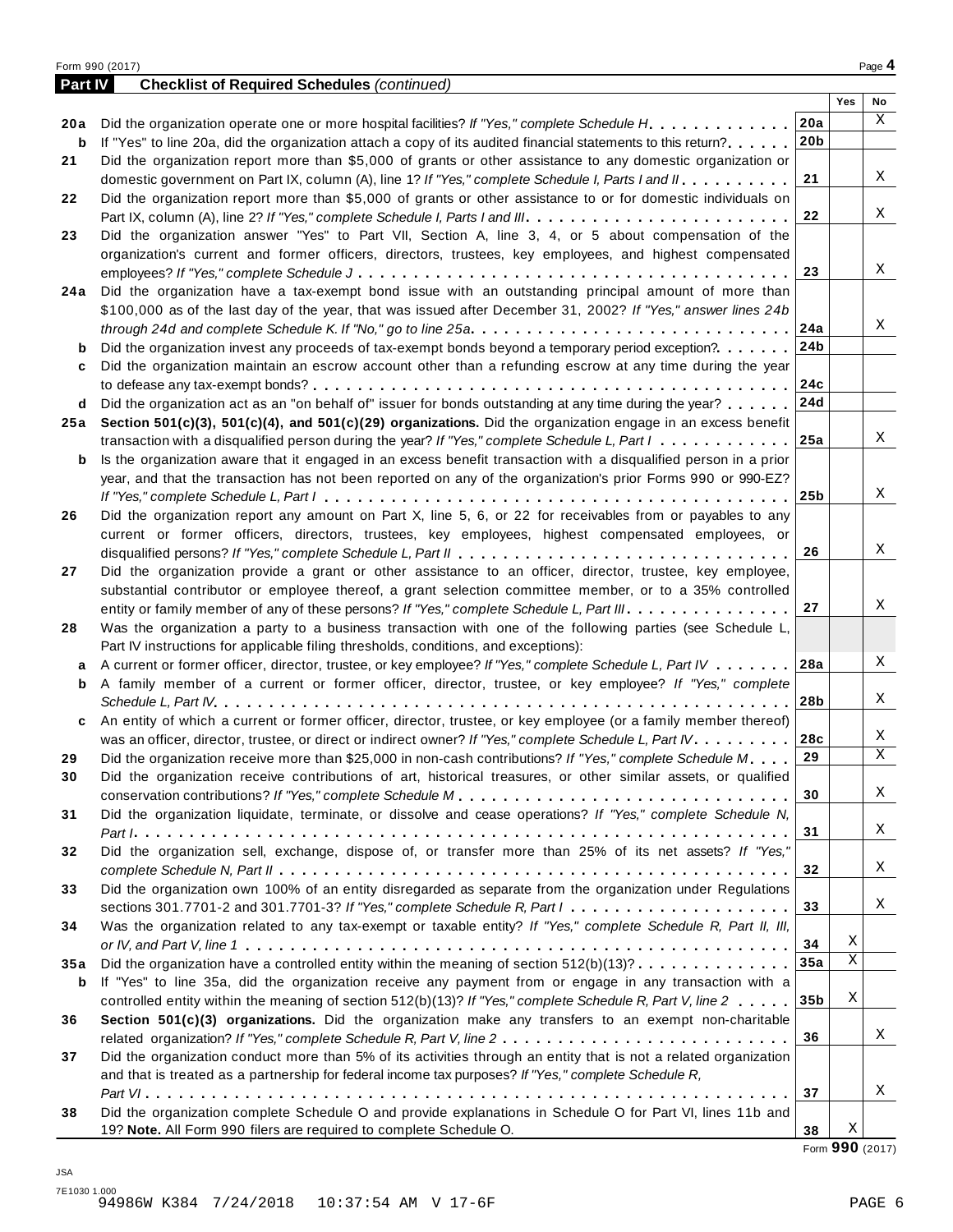Form 990 (2017) Page **4**

## Part IV Checklist of Required Schedules *(continued)*

| | | | Yes | No |
|---|---|---|---|---|
| **20a** | Did the organization operate one or more hospital facilities? *If "Yes," complete Schedule H* | 20a | | X |
| **b** | If "Yes" to line 20a, did the organization attach a copy of its audited financial statements to this return? | 20b | | |
| **21** | Did the organization report more than $5,000 of grants or other assistance to any domestic organization or domestic government on Part IX, column (A), line 1? *If "Yes," complete Schedule I, Parts I and II* | 21 | | X |
| **22** | Did the organization report more than $5,000 of grants or other assistance to or for domestic individuals on Part IX, column (A), line 2? *If "Yes," complete Schedule I, Parts I and III* | 22 | | X |
| **23** | Did the organization answer "Yes" to Part VII, Section A, line 3, 4, or 5 about compensation of the organization's current and former officers, directors, trustees, key employees, and highest compensated employees? *If "Yes," complete Schedule J* | 23 | | X |
| **24a** | Did the organization have a tax-exempt bond issue with an outstanding principal amount of more than $100,000 as of the last day of the year, that was issued after December 31, 2002? *If "Yes," answer lines 24b through 24d and complete Schedule K. If "No," go to line 25a* | 24a | | X |
| **b** | Did the organization invest any proceeds of tax-exempt bonds beyond a temporary period exception? | 24b | | |
| **c** | Did the organization maintain an escrow account other than a refunding escrow at any time during the year to defease any tax-exempt bonds? | 24c | | |
| **d** | Did the organization act as an "on behalf of" issuer for bonds outstanding at any time during the year? | 24d | | |
| **25a** | **Section 501(c)(3), 501(c)(4), and 501(c)(29) organizations.** Did the organization engage in an excess benefit transaction with a disqualified person during the year? *If "Yes," complete Schedule L, Part I* | 25a | | X |
| **b** | Is the organization aware that it engaged in an excess benefit transaction with a disqualified person in a prior year, and that the transaction has not been reported on any of the organization's prior Forms 990 or 990-EZ? *If "Yes," complete Schedule L, Part I* | 25b | | X |
| **26** | Did the organization report any amount on Part X, line 5, 6, or 22 for receivables from or payables to any current or former officers, directors, trustees, key employees, highest compensated employees, or disqualified persons? *If "Yes," complete Schedule L, Part II* | 26 | | X |
| **27** | Did the organization provide a grant or other assistance to an officer, director, trustee, key employee, substantial contributor or employee thereof, a grant selection committee member, or to a 35% controlled entity or family member of any of these persons? *If "Yes," complete Schedule L, Part III* | 27 | | X |
| **28** | Was the organization a party to a business transaction with one of the following parties (see Schedule L, Part IV instructions for applicable filing thresholds, conditions, and exceptions): | | | |
| **a** | A current or former officer, director, trustee, or key employee? *If "Yes," complete Schedule L, Part IV* | 28a | | X |
| **b** | A family member of a current or former officer, director, trustee, or key employee? *If "Yes," complete Schedule L, Part IV* | 28b | | X |
| **c** | An entity of which a current or former officer, director, trustee, or key employee (or a family member thereof) was an officer, director, trustee, or direct or indirect owner? *If "Yes," complete Schedule L, Part IV* | 28c | | X |
| **29** | Did the organization receive more than $25,000 in non-cash contributions? *If "Yes," complete Schedule M* | 29 | | X |
| **30** | Did the organization receive contributions of art, historical treasures, or other similar assets, or qualified conservation contributions? *If "Yes," complete Schedule M* | 30 | | X |
| **31** | Did the organization liquidate, terminate, or dissolve and cease operations? *If "Yes," complete Schedule N, Part I* | 31 | | X |
| **32** | Did the organization sell, exchange, dispose of, or transfer more than 25% of its net assets? *If "Yes," complete Schedule N, Part II* | 32 | | X |
| **33** | Did the organization own 100% of an entity disregarded as separate from the organization under Regulations sections 301.7701-2 and 301.7701-3? *If "Yes," complete Schedule R, Part I* | 33 | | X |
| **34** | Was the organization related to any tax-exempt or taxable entity? *If "Yes," complete Schedule R, Part II, III, or IV, and Part V, line 1* | 34 | X | |
| **35a** | Did the organization have a controlled entity within the meaning of section 512(b)(13)? | 35a | X | |
| **b** | If "Yes" to line 35a, did the organization receive any payment from or engage in any transaction with a controlled entity within the meaning of section 512(b)(13)? *If "Yes," complete Schedule R, Part V, line 2* | 35b | X | |
| **36** | **Section 501(c)(3) organizations.** Did the organization make any transfers to an exempt non-charitable related organization? *If "Yes," complete Schedule R, Part V, line 2* | 36 | | X |
| **37** | Did the organization conduct more than 5% of its activities through an entity that is not a related organization and that is treated as a partnership for federal income tax purposes? *If "Yes," complete Schedule R, Part VI* | 37 | | X |
| **38** | Did the organization complete Schedule O and provide explanations in Schedule O for Part VI, lines 11b and 19? **Note.** All Form 990 filers are required to complete Schedule O. | 38 | X | |

Form **990** (2017)

JSA
7E1030 1.000
94986W K384 7/24/2018 10:37:54 AM V 17-6F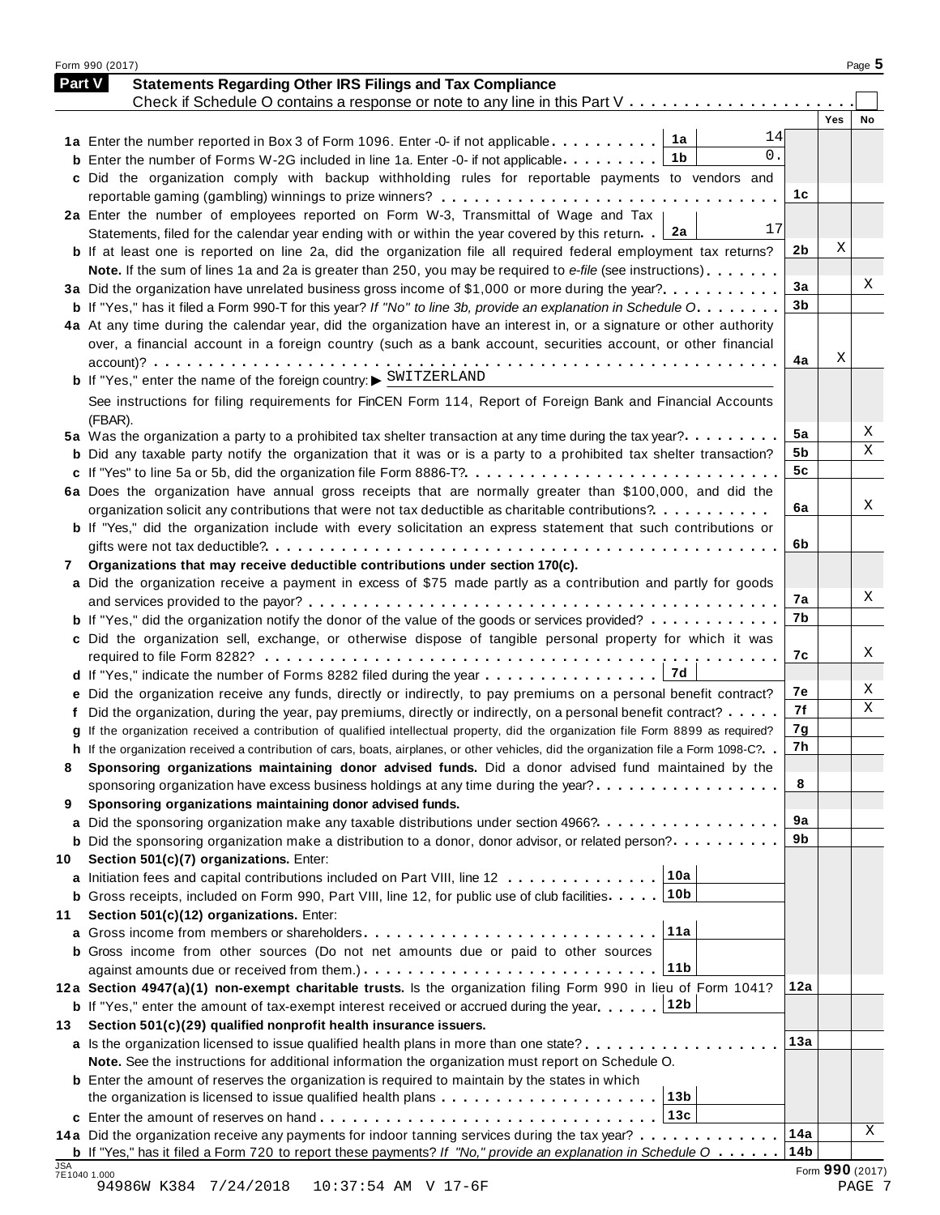## Part V Statements Regarding Other IRS Filings and Tax Compliance

Check if Schedule O contains a response or note to any line in this Part V . . . . . . . . . . . . . . . . . . . . . ☐

| | | | | Yes | No |
|---|---|---|---|---|---|
| **1a** | Enter the number reported in Box 3 of Form 1096. Enter -0- if not applicable | 1a | 14 | | |
| **b** | Enter the number of Forms W-2G included in line 1a. Enter -0- if not applicable | 1b | 0. | | |
| **c** | Did the organization comply with backup withholding rules for reportable payments to vendors and reportable gaming (gambling) winnings to prize winners? | | 1c | | |
| **2a** | Enter the number of employees reported on Form W-3, Transmittal of Wage and Tax Statements, filed for the calendar year ending with or within the year covered by this return | 2a | 17 | | |
| **b** | If at least one is reported on line 2a, did the organization file all required federal employment tax returns? | | 2b | X | |
| | **Note.** If the sum of lines 1a and 2a is greater than 250, you may be required to *e-file* (see instructions) | | | | |
| **3a** | Did the organization have unrelated business gross income of $1,000 or more during the year? | | 3a | | X |
| **b** | If "Yes," has it filed a Form 990-T for this year? *If "No" to line 3b, provide an explanation in Schedule O* | | 3b | | |
| **4a** | At any time during the calendar year, did the organization have an interest in, or a signature or other authority over, a financial account in a foreign country (such as a bank account, securities account, or other financial account)? | | 4a | X | |
| **b** | If "Yes," enter the name of the foreign country: ▶ SWITZERLAND | | | | |
| | See instructions for filing requirements for FinCEN Form 114, Report of Foreign Bank and Financial Accounts (FBAR). | | | | |
| **5a** | Was the organization a party to a prohibited tax shelter transaction at any time during the tax year? | | 5a | | X |
| **b** | Did any taxable party notify the organization that it was or is a party to a prohibited tax shelter transaction? | | 5b | | X |
| **c** | If "Yes" to line 5a or 5b, did the organization file Form 8886-T? | | 5c | | |
| **6a** | Does the organization have annual gross receipts that are normally greater than $100,000, and did the organization solicit any contributions that were not tax deductible as charitable contributions? | | 6a | | X |
| **b** | If "Yes," did the organization include with every solicitation an express statement that such contributions or gifts were not tax deductible? | | 6b | | |
| **7** | **Organizations that may receive deductible contributions under section 170(c).** | | | | |
| **a** | Did the organization receive a payment in excess of $75 made partly as a contribution and partly for goods and services provided to the payor? | | 7a | | X |
| **b** | If "Yes," did the organization notify the donor of the value of the goods or services provided? | | 7b | | |
| **c** | Did the organization sell, exchange, or otherwise dispose of tangible personal property for which it was required to file Form 8282? | | 7c | | X |
| **d** | If "Yes," indicate the number of Forms 8282 filed during the year | 7d | | | |
| **e** | Did the organization receive any funds, directly or indirectly, to pay premiums on a personal benefit contract? | | 7e | | X |
| **f** | Did the organization, during the year, pay premiums, directly or indirectly, on a personal benefit contract? | | 7f | | X |
| **g** | If the organization received a contribution of qualified intellectual property, did the organization file Form 8899 as required? | | 7g | | |
| **h** | If the organization received a contribution of cars, boats, airplanes, or other vehicles, did the organization file a Form 1098-C? | | 7h | | |
| **8** | **Sponsoring organizations maintaining donor advised funds.** Did a donor advised fund maintained by the sponsoring organization have excess business holdings at any time during the year? | | 8 | | |
| **9** | **Sponsoring organizations maintaining donor advised funds.** | | | | |
| **a** | Did the sponsoring organization make any taxable distributions under section 4966? | | 9a | | |
| **b** | Did the sponsoring organization make a distribution to a donor, donor advisor, or related person? | | 9b | | |
| **10** | **Section 501(c)(7) organizations.** Enter: | | | | |
| **a** | Initiation fees and capital contributions included on Part VIII, line 12 | 10a | | | |
| **b** | Gross receipts, included on Form 990, Part VIII, line 12, for public use of club facilities | 10b | | | |
| **11** | **Section 501(c)(12) organizations.** Enter: | | | | |
| **a** | Gross income from members or shareholders | 11a | | | |
| **b** | Gross income from other sources (Do not net amounts due or paid to other sources against amounts due or received from them.) | 11b | | | |
| **12a** | **Section 4947(a)(1) non-exempt charitable trusts.** Is the organization filing Form 990 in lieu of Form 1041? | | 12a | | |
| **b** | If "Yes," enter the amount of tax-exempt interest received or accrued during the year | 12b | | | |
| **13** | **Section 501(c)(29) qualified nonprofit health insurance issuers.** | | | | |
| **a** | Is the organization licensed to issue qualified health plans in more than one state? | | 13a | | |
| | **Note.** See the instructions for additional information the organization must report on Schedule O. | | | | |
| **b** | Enter the amount of reserves the organization is required to maintain by the states in which the organization is licensed to issue qualified health plans | 13b | | | |
| **c** | Enter the amount of reserves on hand | 13c | | | |
| **14a** | Did the organization receive any payments for indoor tanning services during the tax year? | | 14a | | X |
| **b** | If "Yes," has it filed a Form 720 to report these payments? *If "No," provide an explanation in Schedule O* | | 14b | | |

Form **990** (2017)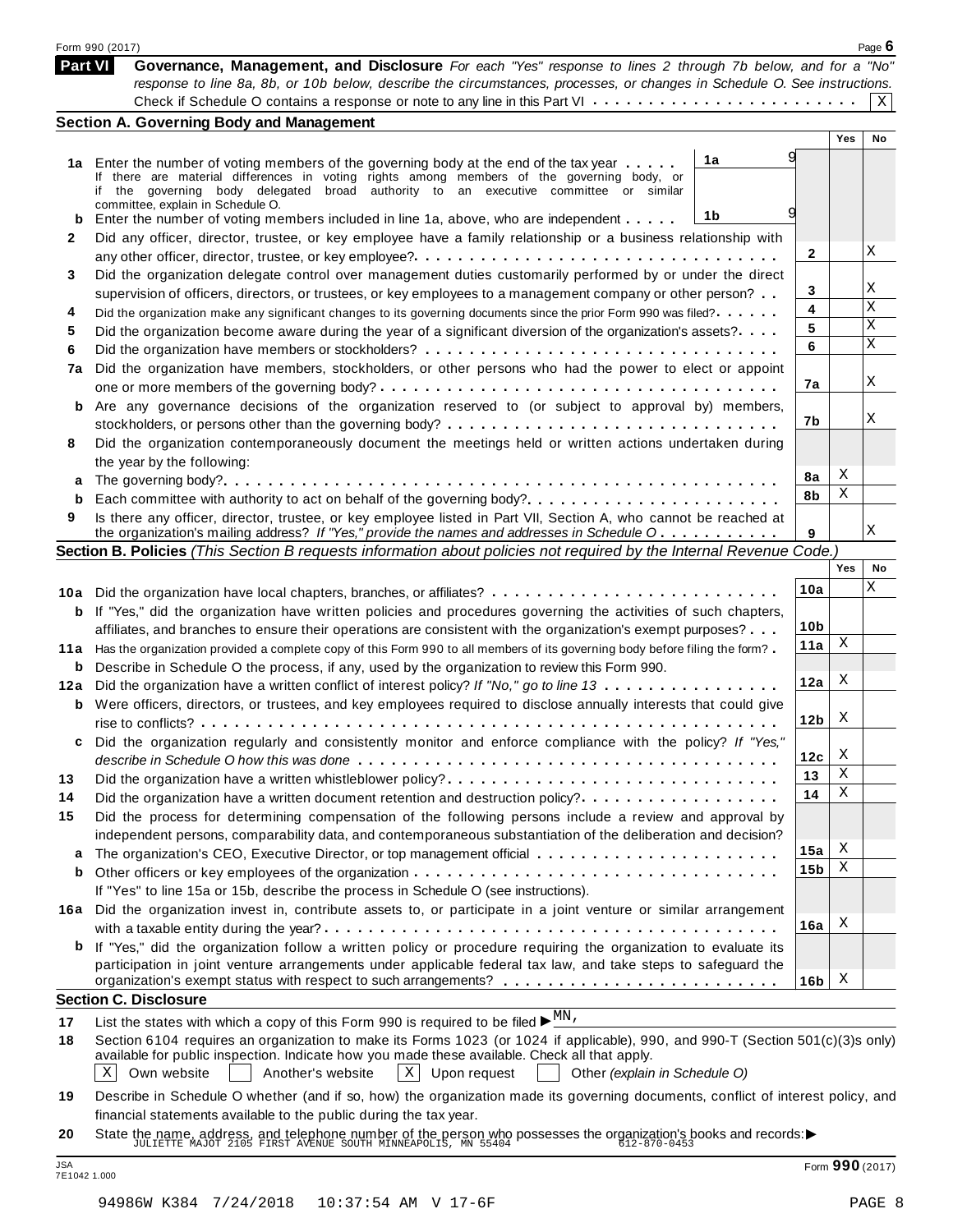**Part VI** **Governance, Management, and Disclosure** *For each "Yes" response to lines 2 through 7b below, and for a "No" response to line 8a, 8b, or 10b below, describe the circumstances, processes, or changes in Schedule O. See instructions.*

Check if Schedule O contains a response or note to any line in this Part VI . . . . . . . . . . . . . . . . . . . . . . . . X

## Section A. Governing Body and Management

| | | | | Yes | No |
|---|---|---|---|---|---|
| 1a | Enter the number of voting members of the governing body at the end of the tax year . . . . . If there are material differences in voting rights among members of the governing body, or if the governing body delegated broad authority to an executive committee or similar committee, explain in Schedule O. | 1a 9 | | | |
| b | Enter the number of voting members included in line 1a, above, who are independent . . . . . | 1b 9 | | | |
| 2 | Did any officer, director, trustee, or key employee have a family relationship or a business relationship with any other officer, director, trustee, or key employee? . . . | | 2 | | X |
| 3 | Did the organization delegate control over management duties customarily performed by or under the direct supervision of officers, directors, or trustees, or key employees to a management company or other person? . . | | 3 | | X |
| 4 | Did the organization make any significant changes to its governing documents since the prior Form 990 was filed? . . . . . | | 4 | | X |
| 5 | Did the organization become aware during the year of a significant diversion of the organization's assets? . . . . | | 5 | | X |
| 6 | Did the organization have members or stockholders? . . . | | 6 | | X |
| 7a | Did the organization have members, stockholders, or other persons who had the power to elect or appoint one or more members of the governing body? . . . | | 7a | | X |
| b | Are any governance decisions of the organization reserved to (or subject to approval by) members, stockholders, or persons other than the governing body? . . . | | 7b | | X |
| 8 | Did the organization contemporaneously document the meetings held or written actions undertaken during the year by the following: | | | | |
| a | The governing body? . . . | | 8a | X | |
| b | Each committee with authority to act on behalf of the governing body? . . . | | 8b | X | |
| 9 | Is there any officer, director, trustee, or key employee listed in Part VII, Section A, who cannot be reached at the organization's mailing address? *If "Yes," provide the names and addresses in Schedule O* . . . | | 9 | | X |

## Section B. Policies *(This Section B requests information about policies not required by the Internal Revenue Code.)*

| | | | Yes | No |
|---|---|---|---|---|
| 10a | Did the organization have local chapters, branches, or affiliates? . . . | 10a | | X |
| b | If "Yes," did the organization have written policies and procedures governing the activities of such chapters, affiliates, and branches to ensure their operations are consistent with the organization's exempt purposes? . . . | 10b | | |
| 11a | Has the organization provided a complete copy of this Form 990 to all members of its governing body before filing the form? . | 11a | X | |
| b | Describe in Schedule O the process, if any, used by the organization to review this Form 990. | | | |
| 12a | Did the organization have a written conflict of interest policy? *If "No," go to line 13* . . . | 12a | X | |
| b | Were officers, directors, or trustees, and key employees required to disclose annually interests that could give rise to conflicts? . . . | 12b | X | |
| c | Did the organization regularly and consistently monitor and enforce compliance with the policy? *If "Yes," describe in Schedule O how this was done* . . . | 12c | X | |
| 13 | Did the organization have a written whistleblower policy? . . . | 13 | X | |
| 14 | Did the organization have a written document retention and destruction policy? . . . | 14 | X | |
| 15 | Did the process for determining compensation of the following persons include a review and approval by independent persons, comparability data, and contemporaneous substantiation of the deliberation and decision? | | | |
| a | The organization's CEO, Executive Director, or top management official . . . | 15a | X | |
| b | Other officers or key employees of the organization . . . | 15b | X | |
| | If "Yes" to line 15a or 15b, describe the process in Schedule O (see instructions). | | | |
| 16a | Did the organization invest in, contribute assets to, or participate in a joint venture or similar arrangement with a taxable entity during the year? . . . | 16a | X | |
| b | If "Yes," did the organization follow a written policy or procedure requiring the organization to evaluate its participation in joint venture arrangements under applicable federal tax law, and take steps to safeguard the organization's exempt status with respect to such arrangements? . . . | 16b | X | |

## Section C. Disclosure

17 List the states with which a copy of this Form 990 is required to be filed ▶ MN,

18 Section 6104 requires an organization to make its Forms 1023 (or 1024 if applicable), 990, and 990-T (Section 501(c)(3)s only) available for public inspection. Indicate how you made these available. Check all that apply.

[X] Own website [ ] Another's website [X] Upon request [ ] Other *(explain in Schedule O)*

19 Describe in Schedule O whether (and if so, how) the organization made its governing documents, conflict of interest policy, and financial statements available to the public during the tax year.

20 State the name, address, and telephone number of the person who possesses the organization's books and records: ▶ JULIETTE MAJOT 2105 FIRST AVENUE SOUTH MINNEAPOLIS, MN 55404 612-870-0453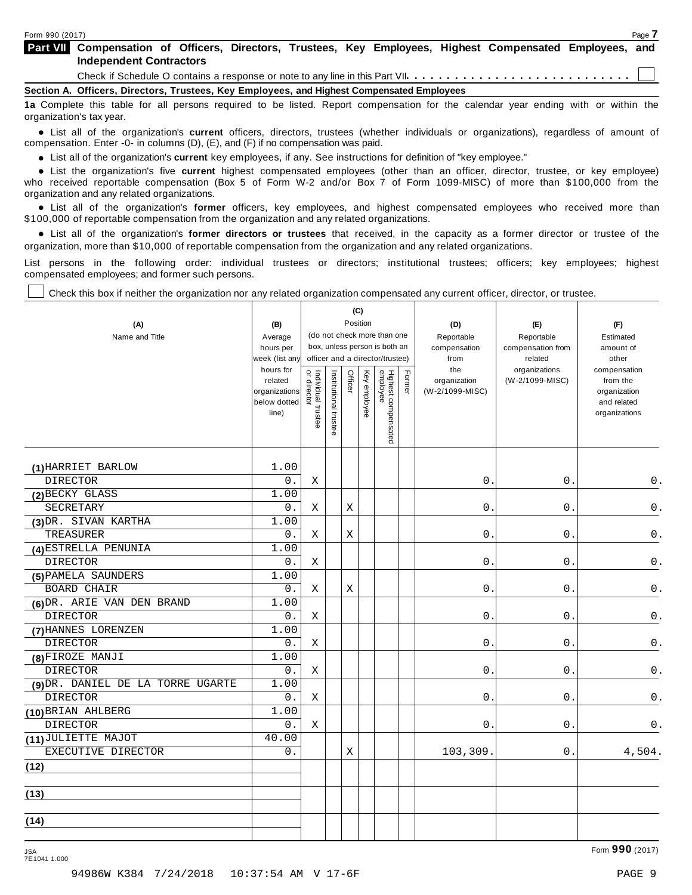Form 990 (2017)

## Part VII Compensation of Officers, Directors, Trustees, Key Employees, Highest Compensated Employees, and Independent Contractors

Check if Schedule O contains a response or note to any line in this Part VII . . . . . . . . . . . . . . . . . . . . . . . . . . ☐

### Section A. Officers, Directors, Trustees, Key Employees, and Highest Compensated Employees

**1a** Complete this table for all persons required to be listed. Report compensation for the calendar year ending with or within the organization's tax year.

- List all of the organization's **current** officers, directors, trustees (whether individuals or organizations), regardless of amount of compensation. Enter -0- in columns (D), (E), and (F) if no compensation was paid.
- List all of the organization's **current** key employees, if any. See instructions for definition of "key employee."
- List the organization's five **current** highest compensated employees (other than an officer, director, trustee, or key employee) who received reportable compensation (Box 5 of Form W-2 and/or Box 7 of Form 1099-MISC) of more than $100,000 from the organization and any related organizations.
- List all of the organization's **former** officers, key employees, and highest compensated employees who received more than $100,000 of reportable compensation from the organization and any related organizations.
- List all of the organization's **former directors or trustees** that received, in the capacity as a former director or trustee of the organization, more than $10,000 of reportable compensation from the organization and any related organizations.

List persons in the following order: individual trustees or directors; institutional trustees; officers; key employees; highest compensated employees; and former such persons.

☐ Check this box if neither the organization nor any related organization compensated any current officer, director, or trustee.

| (A) Name and Title | (B) Average hours per week (list any hours for related organizations below dotted line) | (C) Position (do not check more than one box, unless person is both an officer and a director/trustee): Individual trustee or director | Institutional trustee | Officer | Key employee | Highest compensated employee | Former | (D) Reportable compensation from the organization (W-2/1099-MISC) | (E) Reportable compensation from related organizations (W-2/1099-MISC) | (F) Estimated amount of other compensation from the organization and related organizations |
|---|---|---|---|---|---|---|---|---|---|---|
| (1) HARRIET BARLOW<br>DIRECTOR | 1.00<br>0. | X | | | | | | 0. | 0. | 0. |
| (2) BECKY GLASS<br>SECRETARY | 1.00<br>0. | X | | X | | | | 0. | 0. | 0. |
| (3) DR. SIVAN KARTHA<br>TREASURER | 1.00<br>0. | X | | X | | | | 0. | 0. | 0. |
| (4) ESTRELLA PENUNIA<br>DIRECTOR | 1.00<br>0. | X | | | | | | 0. | 0. | 0. |
| (5) PAMELA SAUNDERS<br>BOARD CHAIR | 1.00<br>0. | X | | X | | | | 0. | 0. | 0. |
| (6) DR. ARIE VAN DEN BRAND<br>DIRECTOR | 1.00<br>0. | X | | | | | | 0. | 0. | 0. |
| (7) HANNES LORENZEN<br>DIRECTOR | 1.00<br>0. | X | | | | | | 0. | 0. | 0. |
| (8) FIROZE MANJI<br>DIRECTOR | 1.00<br>0. | X | | | | | | 0. | 0. | 0. |
| (9) DR. DANIEL DE LA TORRE UGARTE<br>DIRECTOR | 1.00<br>0. | X | | | | | | 0. | 0. | 0. |
| (10) BRIAN AHLBERG<br>DIRECTOR | 1.00<br>0. | X | | | | | | 0. | 0. | 0. |
| (11) JULIETTE MAJOT<br>EXECUTIVE DIRECTOR | 40.00<br>0. | | | X | | | | 103,309. | 0. | 4,504. |
| (12) | | | | | | | | | | |
| (13) | | | | | | | | | | |
| (14) | | | | | | | | | | |

Form **990** (2017)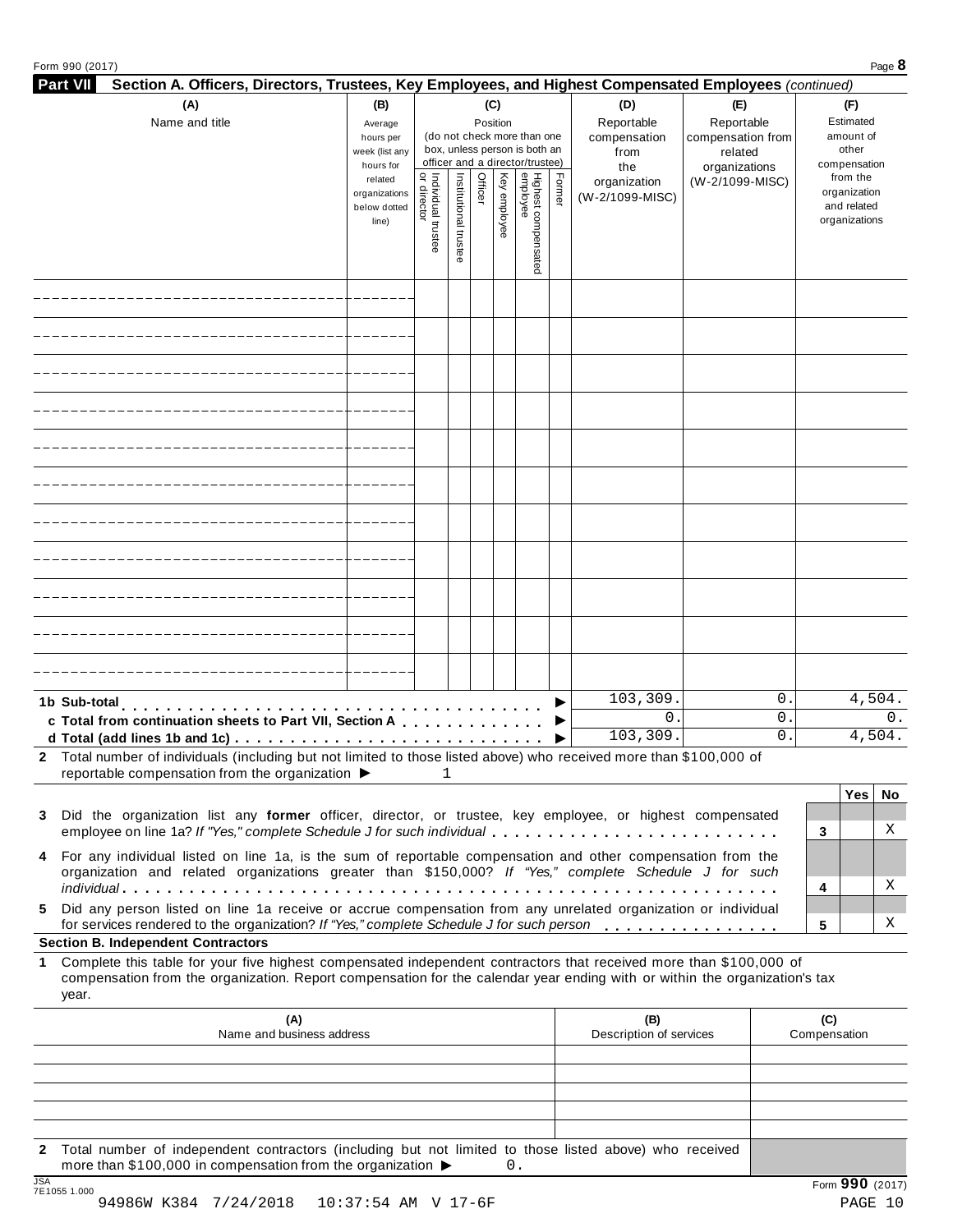## Part VII Section A. Officers, Directors, Trustees, Key Employees, and Highest Compensated Employees *(continued)*

| (A) Name and title | (B) Average hours per week (list any hours for related organizations below dotted line) | (C) Position (do not check more than one box, unless person is both an officer and a director/trustee) | | | | | | (D) Reportable compensation from the organization (W-2/1099-MISC) | (E) Reportable compensation from related organizations (W-2/1099-MISC) | (F) Estimated amount of other compensation from the organization and related organizations |
|---|---|---|---|---|---|---|---|---|---|---|
| | | Individual trustee or director | Institutional trustee | Officer | Key employee | Highest compensated employee | Former | | | |
| | | | | | | | | | | |
| | | | | | | | | | | |
| | | | | | | | | | | |
| | | | | | | | | | | |
| | | | | | | | | | | |
| | | | | | | | | | | |
| | | | | | | | | | | |
| | | | | | | | | | | |
| | | | | | | | | | | |
| | | | | | | | | | | |
| | | | | | | | | | | |
| **1b Sub-total** | | | | | | | ▶ | 103,309. | 0. | 4,504. |
| **c Total from continuation sheets to Part VII, Section A** | | | | | | | ▶ | 0. | 0. | 0. |
| **d Total (add lines 1b and 1c)** | | | | | | | ▶ | 103,309. | 0. | 4,504. |

**2** Total number of individuals (including but not limited to those listed above) who received more than $100,000 of reportable compensation from the organization ▶ 1

| | | Yes | No |
|---|---|---|---|
| **3** Did the organization list any **former** officer, director, or trustee, key employee, or highest compensated employee on line 1a? *If "Yes," complete Schedule J for such individual* | 3 | | X |
| **4** For any individual listed on line 1a, is the sum of reportable compensation and other compensation from the organization and related organizations greater than $150,000? *If "Yes," complete Schedule J for such individual* | 4 | | X |
| **5** Did any person listed on line 1a receive or accrue compensation from any unrelated organization or individual for services rendered to the organization? *If "Yes," complete Schedule J for such person* | 5 | | X |

### Section B. Independent Contractors

**1** Complete this table for your five highest compensated independent contractors that received more than $100,000 of compensation from the organization. Report compensation for the calendar year ending with or within the organization's tax year.

| (A) Name and business address | (B) Description of services | (C) Compensation |
|---|---|---|
| | | |
| | | |
| | | |
| | | |
| | | |

**2** Total number of independent contractors (including but not limited to those listed above) who received more than $100,000 in compensation from the organization ▶ 0.

Form **990** (2017)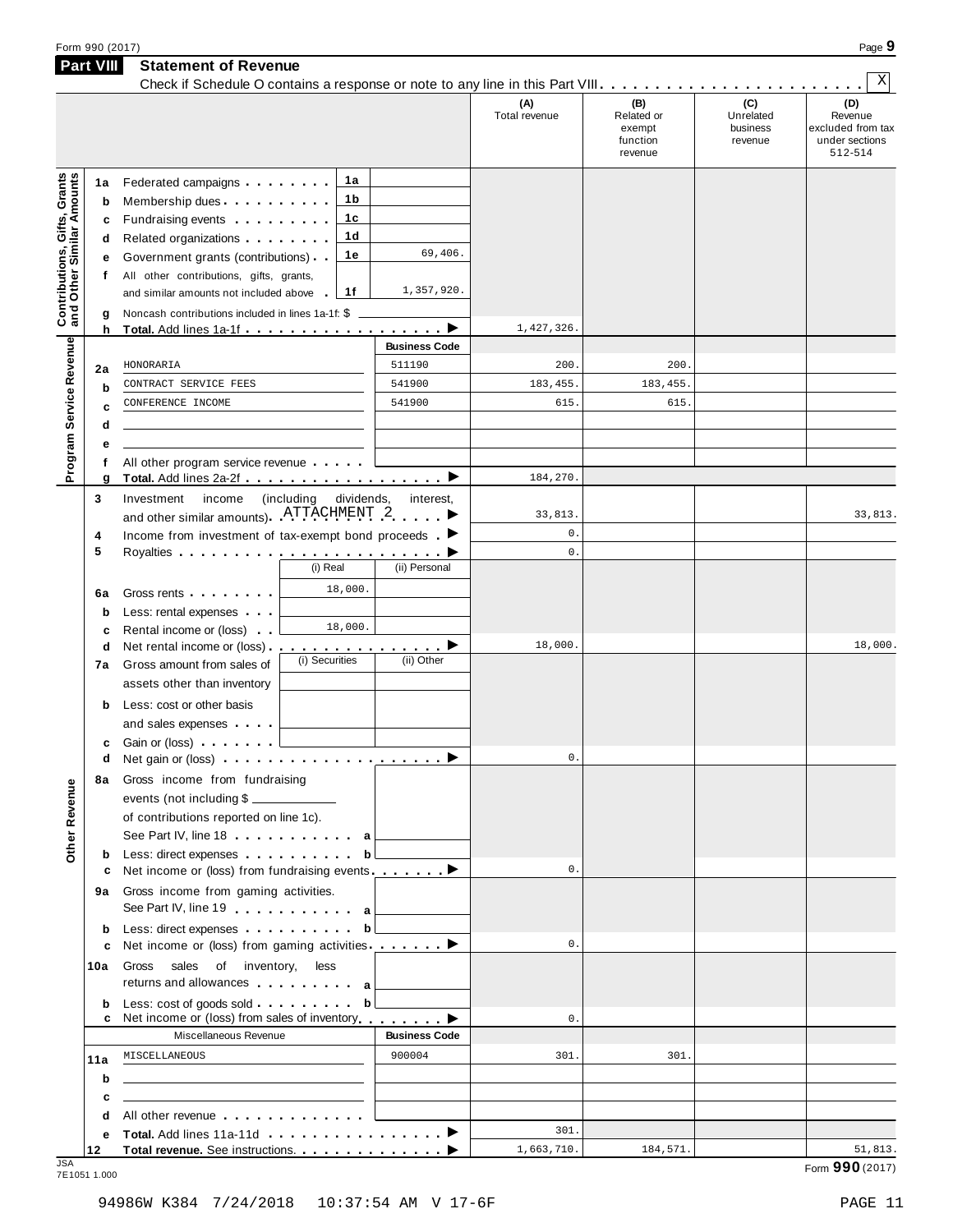Form 990 (2017)

## Part VIII Statement of Revenue

Check if Schedule O contains a response or note to any line in this Part VIII . . . . . . . . . . X

| | | | (A) Total revenue | (B) Related or exempt function revenue | (C) Unrelated business revenue | (D) Revenue excluded from tax under sections 512-514 |
|---|---|---|---|---|---|---|
| **Contributions, Gifts, Grants and Other Similar Amounts** | | | | | | |
| 1a | Federated campaigns . . . 1a | | | | | |
| b | Membership dues . . . 1b | | | | | |
| c | Fundraising events . . . 1c | | | | | |
| d | Related organizations . . . 1d | | | | | |
| e | Government grants (contributions) . . 1e | 69,406. | | | | |
| f | All other contributions, gifts, grants, and similar amounts not included above . 1f | 1,357,920. | | | | |
| g | Noncash contributions included in lines 1a-1f: $ | | | | | |
| h | **Total.** Add lines 1a-1f . . . ▶ | | 1,427,326. | | | |
| **Program Service Revenue** | | **Business Code** | | | | |
| 2a | HONORARIA | 511190 | 200. | 200. | | |
| b | CONTRACT SERVICE FEES | 541900 | 183,455. | 183,455. | | |
| c | CONFERENCE INCOME | 541900 | 615. | 615. | | |
| d | | | | | | |
| e | | | | | | |
| f | All other program service revenue . . . | | | | | |
| g | **Total.** Add lines 2a-2f . . . ▶ | | 184,270. | | | |
| **Other Revenue** | | | | | | |
| 3 | Investment income (including dividends, interest, and other similar amounts) . ATTACHMENT 2 . . ▶ | | 33,813. | | | 33,813. |
| 4 | Income from investment of tax-exempt bond proceeds . ▶ | | 0. | | | |
| 5 | Royalties . . . ▶ | | 0. | | | |
| | | (i) Real / (ii) Personal | | | | |
| 6a | Gross rents . . . | (i) 18,000. | | | | |
| b | Less: rental expenses . . . | | | | | |
| c | Rental income or (loss) . . | (i) 18,000. | | | | |
| d | Net rental income or (loss) . . . ▶ | | 18,000. | | | 18,000. |
| | | (i) Securities / (ii) Other | | | | |
| 7a | Gross amount from sales of assets other than inventory | | | | | |
| b | Less: cost or other basis and sales expenses . . . | | | | | |
| c | Gain or (loss) . . . | | | | | |
| d | Net gain or (loss) . . . ▶ | | 0. | | | |
| 8a | Gross income from fundraising events (not including $ ______ of contributions reported on line 1c). See Part IV, line 18 . . . a | | | | | |
| b | Less: direct expenses . . . b | | | | | |
| c | Net income or (loss) from fundraising events . . . ▶ | | 0. | | | |
| 9a | Gross income from gaming activities. See Part IV, line 19 . . . a | | | | | |
| b | Less: direct expenses . . . b | | | | | |
| c | Net income or (loss) from gaming activities . . . ▶ | | 0. | | | |
| 10a | Gross sales of inventory, less returns and allowances . . . a | | | | | |
| b | Less: cost of goods sold . . . b | | | | | |
| c | Net income or (loss) from sales of inventory . . . ▶ | | 0. | | | |
| | Miscellaneous Revenue | **Business Code** | | | | |
| 11a | MISCELLANEOUS | 900004 | 301. | 301. | | |
| b | | | | | | |
| c | | | | | | |
| d | All other revenue . . . | | | | | |
| e | **Total.** Add lines 11a-11d . . . ▶ | | 301. | | | |
| 12 | **Total revenue.** See instructions. . . . ▶ | | 1,663,710. | 184,571. | | 51,813. |

JSA 7E1051 1.000

Form **990** (2017)

94986W K384 7/24/2018 10:37:54 AM V 17-6F PAGE 11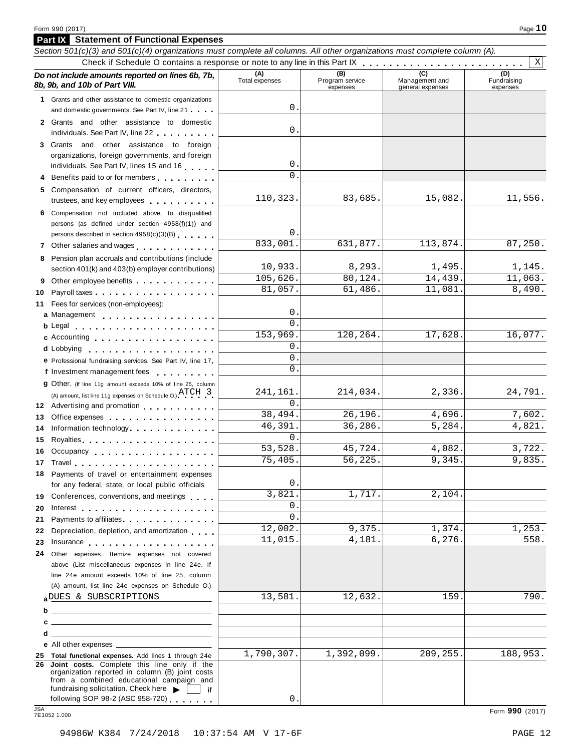Form 990 (2017)

## Part IX Statement of Functional Expenses

*Section 501(c)(3) and 501(c)(4) organizations must complete all columns. All other organizations must complete column (A).*

Check if Schedule O contains a response or note to any line in this Part IX . . . . . . . . . . . . . . . . . . . . . . . . [X]

| *Do not include amounts reported on lines 6b, 7b, 8b, 9b, and 10b of Part VIII.* | (A) Total expenses | (B) Program service expenses | (C) Management and general expenses | (D) Fundraising expenses |
|---|---|---|---|---|
| **1** Grants and other assistance to domestic organizations and domestic governments. See Part IV, line 21 | 0. | | | |
| **2** Grants and other assistance to domestic individuals. See Part IV, line 22 | 0. | | | |
| **3** Grants and other assistance to foreign organizations, foreign governments, and foreign individuals. See Part IV, lines 15 and 16 | 0. | | | |
| **4** Benefits paid to or for members | 0. | | | |
| **5** Compensation of current officers, directors, trustees, and key employees | 110,323. | 83,685. | 15,082. | 11,556. |
| **6** Compensation not included above, to disqualified persons (as defined under section 4958(f)(1)) and persons described in section 4958(c)(3)(B) | 0. | | | |
| **7** Other salaries and wages | 833,001. | 631,877. | 113,874. | 87,250. |
| **8** Pension plan accruals and contributions (include section 401(k) and 403(b) employer contributions) | 10,933. | 8,293. | 1,495. | 1,145. |
| **9** Other employee benefits | 105,626. | 80,124. | 14,439. | 11,063. |
| **10** Payroll taxes | 81,057. | 61,486. | 11,081. | 8,490. |
| **11** Fees for services (non-employees): | | | | |
| **a** Management | 0. | | | |
| **b** Legal | 0. | | | |
| **c** Accounting | 153,969. | 120,264. | 17,628. | 16,077. |
| **d** Lobbying | 0. | | | |
| **e** Professional fundraising services. See Part IV, line 17 | 0. | | | |
| **f** Investment management fees | 0. | | | |
| **g** Other. (If line 11g amount exceeds 10% of line 25, column (A) amount, list line 11g expenses on Schedule O.) ATCH 3 | 241,161. | 214,034. | 2,336. | 24,791. |
| **12** Advertising and promotion | 0. | | | |
| **13** Office expenses | 38,494. | 26,196. | 4,696. | 7,602. |
| **14** Information technology | 46,391. | 36,286. | 5,284. | 4,821. |
| **15** Royalties | 0. | | | |
| **16** Occupancy | 53,528. | 45,724. | 4,082. | 3,722. |
| **17** Travel | 75,405. | 56,225. | 9,345. | 9,835. |
| **18** Payments of travel or entertainment expenses for any federal, state, or local public officials | 0. | | | |
| **19** Conferences, conventions, and meetings | 3,821. | 1,717. | 2,104. | |
| **20** Interest | 0. | | | |
| **21** Payments to affiliates | 0. | | | |
| **22** Depreciation, depletion, and amortization | 12,002. | 9,375. | 1,374. | 1,253. |
| **23** Insurance | 11,015. | 4,181. | 6,276. | 558. |
| **24** Other expenses. Itemize expenses not covered above (List miscellaneous expenses in line 24e. If line 24e amount exceeds 10% of line 25, column (A) amount, list line 24e expenses on Schedule O.) | | | | |
| **a** DUES & SUBSCRIPTIONS | 13,581. | 12,632. | 159. | 790. |
| **b** | | | | |
| **c** | | | | |
| **d** | | | | |
| **e** All other expenses | | | | |
| **25 Total functional expenses.** Add lines 1 through 24e | 1,790,307. | 1,392,099. | 209,255. | 188,953. |
| **26 Joint costs.** Complete this line only if the organization reported in column (B) joint costs from a combined educational campaign and fundraising solicitation. Check here ▶ [ ] if following SOP 98-2 (ASC 958-720) | 0. | | | |

Form **990** (2017)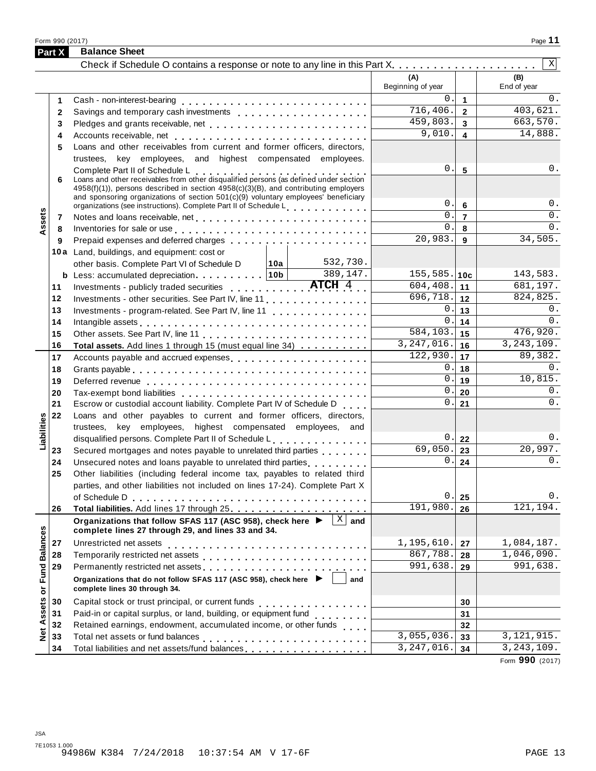Form 990 (2017)

## Part X Balance Sheet

Check if Schedule O contains a response or note to any line in this Part X . . . . . . . . . . . . [X]

| | | | (A) Beginning of year | | (B) End of year |
|---|---|---|---|---|---|
| **Assets** | 1 | Cash - non-interest-bearing | 0. | 1 | 0. |
| | 2 | Savings and temporary cash investments | 716,406. | 2 | 403,621. |
| | 3 | Pledges and grants receivable, net | 459,803. | 3 | 663,570. |
| | 4 | Accounts receivable, net | 9,010. | 4 | 14,888. |
| | 5 | Loans and other receivables from current and former officers, directors, trustees, key employees, and highest compensated employees. Complete Part II of Schedule L | 0. | 5 | 0. |
| | 6 | Loans and other receivables from other disqualified persons (as defined under section 4958(f)(1)), persons described in section 4958(c)(3)(B), and contributing employers and sponsoring organizations of section 501(c)(9) voluntary employees' beneficiary organizations (see instructions). Complete Part II of Schedule L | 0. | 6 | 0. |
| | 7 | Notes and loans receivable, net | 0. | 7 | 0. |
| | 8 | Inventories for sale or use | 0. | 8 | 0. |
| | 9 | Prepaid expenses and deferred charges | 20,983. | 9 | 34,505. |
| | 10a | Land, buildings, and equipment: cost or other basis. Complete Part VI of Schedule D — 10a: 532,730. | | | |
| | b | Less: accumulated depreciation — 10b: 389,147. | 155,585. | 10c | 143,583. |
| | 11 | Investments - publicly traded securities **ATCH 4** | 604,408. | 11 | 681,197. |
| | 12 | Investments - other securities. See Part IV, line 11 | 696,718. | 12 | 824,825. |
| | 13 | Investments - program-related. See Part IV, line 11 | 0. | 13 | 0. |
| | 14 | Intangible assets | 0. | 14 | 0. |
| | 15 | Other assets. See Part IV, line 11 | 584,103. | 15 | 476,920. |
| | 16 | **Total assets.** Add lines 1 through 15 (must equal line 34) | 3,247,016. | 16 | 3,243,109. |
| **Liabilities** | 17 | Accounts payable and accrued expenses | 122,930. | 17 | 89,382. |
| | 18 | Grants payable | 0. | 18 | 0. |
| | 19 | Deferred revenue | 0. | 19 | 10,815. |
| | 20 | Tax-exempt bond liabilities | 0. | 20 | 0. |
| | 21 | Escrow or custodial account liability. Complete Part IV of Schedule D | 0. | 21 | 0. |
| | 22 | Loans and other payables to current and former officers, directors, trustees, key employees, highest compensated employees, and disqualified persons. Complete Part II of Schedule L | 0. | 22 | 0. |
| | 23 | Secured mortgages and notes payable to unrelated third parties | 69,050. | 23 | 20,997. |
| | 24 | Unsecured notes and loans payable to unrelated third parties | 0. | 24 | 0. |
| | 25 | Other liabilities (including federal income tax, payables to related third parties, and other liabilities not included on lines 17-24). Complete Part X of Schedule D | 0. | 25 | 0. |
| | 26 | **Total liabilities.** Add lines 17 through 25 | 191,980. | 26 | 121,194. |
| **Net Assets or Fund Balances** | | **Organizations that follow SFAS 117 (ASC 958), check here ▶ [X] and complete lines 27 through 29, and lines 33 and 34.** | | | |
| | 27 | Unrestricted net assets | 1,195,610. | 27 | 1,084,187. |
| | 28 | Temporarily restricted net assets | 867,788. | 28 | 1,046,090. |
| | 29 | Permanently restricted net assets | 991,638. | 29 | 991,638. |
| | | **Organizations that do not follow SFAS 117 (ASC 958), check here ▶ [ ] and complete lines 30 through 34.** | | | |
| | 30 | Capital stock or trust principal, or current funds | | 30 | |
| | 31 | Paid-in or capital surplus, or land, building, or equipment fund | | 31 | |
| | 32 | Retained earnings, endowment, accumulated income, or other funds | | 32 | |
| | 33 | Total net assets or fund balances | 3,055,036. | 33 | 3,121,915. |
| | 34 | Total liabilities and net assets/fund balances | 3,247,016. | 34 | 3,243,109. |

Form **990** (2017)

JSA
7E1053 1.000
94986W K384 7/24/2018 10:37:54 AM V 17-6F PAGE 13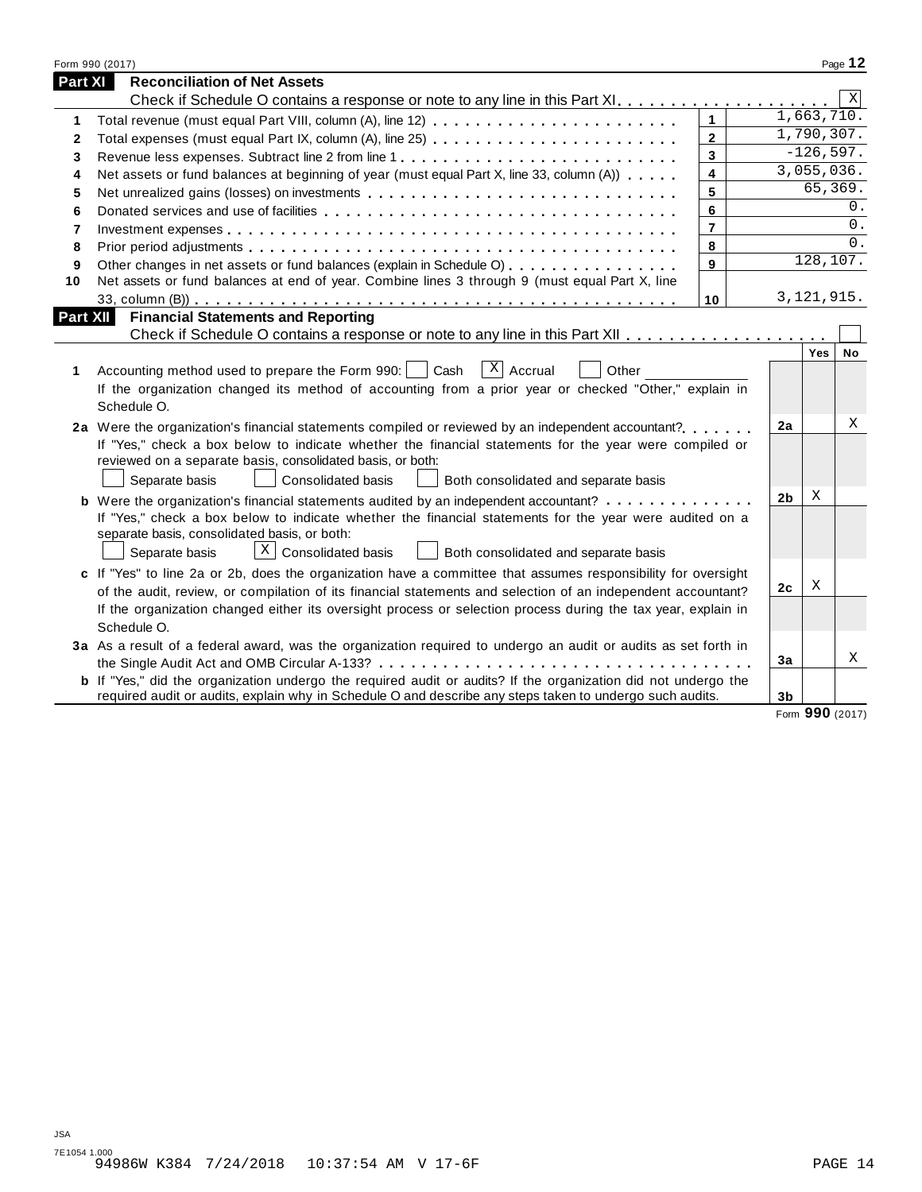## Part XI Reconciliation of Net Assets

Check if Schedule O contains a response or note to any line in this Part XI . . . . . . . . . . . . . . . . . . . . [X]

| | | | |
|---|---|---|---|
| 1 | Total revenue (must equal Part VIII, column (A), line 12) | 1 | 1,663,710. |
| 2 | Total expenses (must equal Part IX, column (A), line 25) | 2 | 1,790,307. |
| 3 | Revenue less expenses. Subtract line 2 from line 1 | 3 | -126,597. |
| 4 | Net assets or fund balances at beginning of year (must equal Part X, line 33, column (A)) | 4 | 3,055,036. |
| 5 | Net unrealized gains (losses) on investments | 5 | 65,369. |
| 6 | Donated services and use of facilities | 6 | 0. |
| 7 | Investment expenses | 7 | 0. |
| 8 | Prior period adjustments | 8 | 0. |
| 9 | Other changes in net assets or fund balances (explain in Schedule O) | 9 | 128,107. |
| 10 | Net assets or fund balances at end of year. Combine lines 3 through 9 (must equal Part X, line 33, column (B)) | 10 | 3,121,915. |

## Part XII Financial Statements and Reporting

Check if Schedule O contains a response or note to any line in this Part XII . . . . . . . . . . . . . . . . . . [ ]

| | | | Yes | No |
|---|---|---|---|---|
| 1 | Accounting method used to prepare the Form 990: [ ] Cash [X] Accrual [ ] Other ______ <br> If the organization changed its method of accounting from a prior year or checked "Other," explain in Schedule O. | | | |
| 2a | Were the organization's financial statements compiled or reviewed by an independent accountant? <br> If "Yes," check a box below to indicate whether the financial statements for the year were compiled or reviewed on a separate basis, consolidated basis, or both: <br> [ ] Separate basis [ ] Consolidated basis [ ] Both consolidated and separate basis | 2a | | X |
| b | Were the organization's financial statements audited by an independent accountant? <br> If "Yes," check a box below to indicate whether the financial statements for the year were audited on a separate basis, consolidated basis, or both: <br> [ ] Separate basis [X] Consolidated basis [ ] Both consolidated and separate basis | 2b | X | |
| c | If "Yes" to line 2a or 2b, does the organization have a committee that assumes responsibility for oversight of the audit, review, or compilation of its financial statements and selection of an independent accountant? <br> If the organization changed either its oversight process or selection process during the tax year, explain in Schedule O. | 2c | X | |
| 3a | As a result of a federal award, was the organization required to undergo an audit or audits as set forth in the Single Audit Act and OMB Circular A-133? | 3a | | X |
| b | If "Yes," did the organization undergo the required audit or audits? If the organization did not undergo the required audit or audits, explain in Schedule O and describe any steps taken to undergo such audits. | 3b | | |

Form **990** (2017)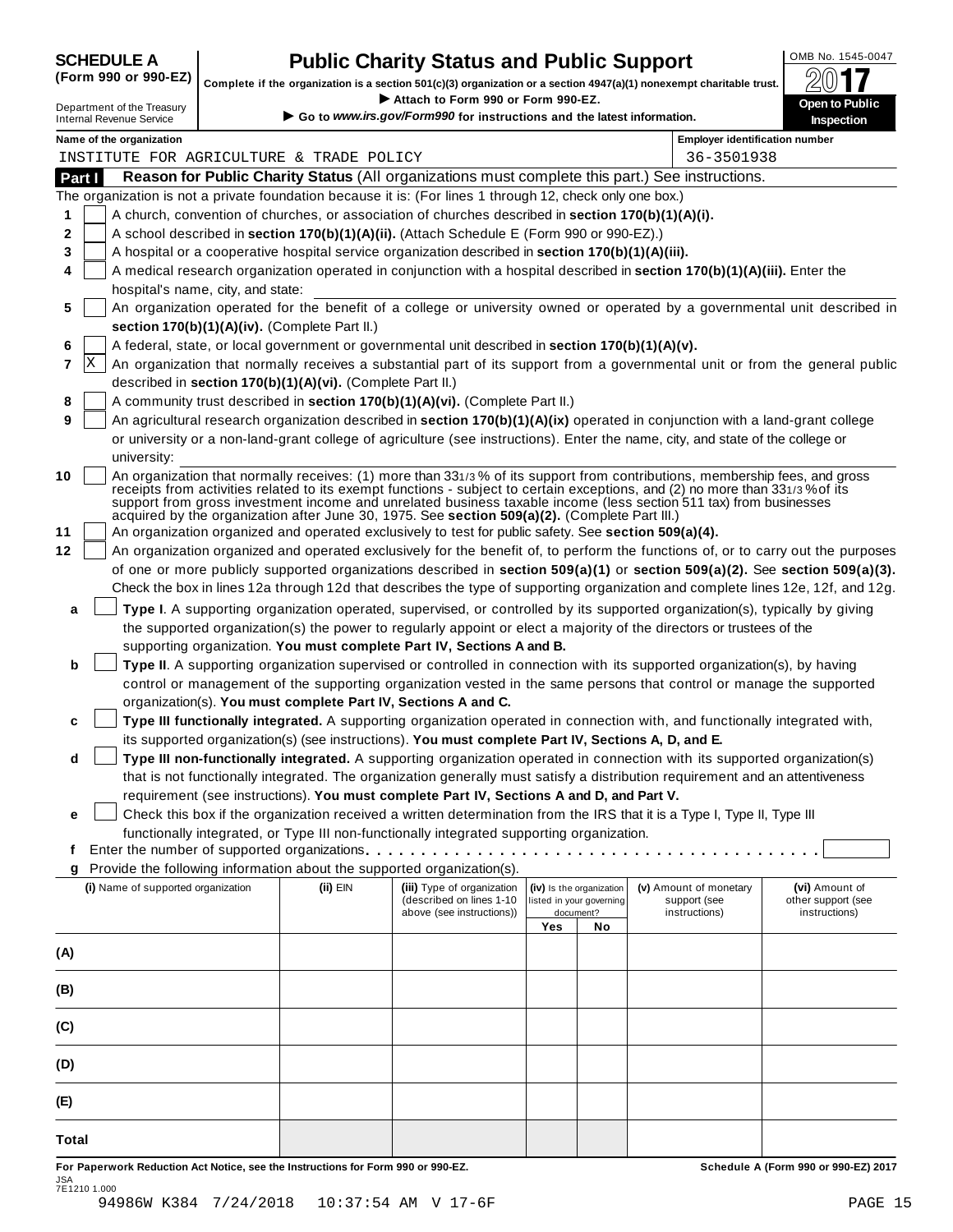**SCHEDULE A (Form 990 or 990-EZ)**

Department of the Treasury
Internal Revenue Service

# Public Charity Status and Public Support

**Complete if the organization is a section 501(c)(3) organization or a section 4947(a)(1) nonexempt charitable trust.**
▶ **Attach to Form 990 or Form 990-EZ.**
▶ **Go to** ***www.irs.gov/Form990*** **for instructions and the latest information.**

OMB No. 1545-0047
**2017**
**Open to Public Inspection**

**Name of the organization**
INSTITUTE FOR AGRICULTURE & TRADE POLICY

**Employer identification number**
36-3501938

## Part I — Reason for Public Charity Status (All organizations must complete this part.) See instructions.

The organization is not a private foundation because it is: (For lines 1 through 12, check only one box.)

1. [ ] A church, convention of churches, or association of churches described in **section 170(b)(1)(A)(i).**
2. [ ] A school described in **section 170(b)(1)(A)(ii).** (Attach Schedule E (Form 990 or 990-EZ).)
3. [ ] A hospital or a cooperative hospital service organization described in **section 170(b)(1)(A)(iii).**
4. [ ] A medical research organization operated in conjunction with a hospital described in **section 170(b)(1)(A)(iii).** Enter the hospital's name, city, and state:
5. [ ] An organization operated for the benefit of a college or university owned or operated by a governmental unit described in **section 170(b)(1)(A)(iv).** (Complete Part II.)
6. [ ] A federal, state, or local government or governmental unit described in **section 170(b)(1)(A)(v).**
7. [X] An organization that normally receives a substantial part of its support from a governmental unit or from the general public described in **section 170(b)(1)(A)(vi).** (Complete Part II.)
8. [ ] A community trust described in **section 170(b)(1)(A)(vi).** (Complete Part II.)
9. [ ] An agricultural research organization described in **section 170(b)(1)(A)(ix)** operated in conjunction with a land-grant college or university or a non-land-grant college of agriculture (see instructions). Enter the name, city, and state of the college or university:
10. [ ] An organization that normally receives: (1) more than 33 1/3 % of its support from contributions, membership fees, and gross receipts from activities related to its exempt functions - subject to certain exceptions, and (2) no more than 33 1/3 % of its support from gross investment income and unrelated business taxable income (less section 511 tax) from businesses acquired by the organization after June 30, 1975. See **section 509(a)(2).** (Complete Part III.)
11. [ ] An organization organized and operated exclusively to test for public safety. See **section 509(a)(4).**
12. [ ] An organization organized and operated exclusively for the benefit of, to perform the functions of, or to carry out the purposes of one or more publicly supported organizations described in **section 509(a)(1)** or **section 509(a)(2).** See **section 509(a)(3).** Check the box in lines 12a through 12d that describes the type of supporting organization and complete lines 12e, 12f, and 12g.

   a. [ ] **Type I**. A supporting organization operated, supervised, or controlled by its supported organization(s), typically by giving the supported organization(s) the power to regularly appoint or elect a majority of the directors or trustees of the supporting organization. **You must complete Part IV, Sections A and B.**

   b. [ ] **Type II**. A supporting organization supervised or controlled in connection with its supported organization(s), by having control or management of the supporting organization vested in the same persons that control or manage the supported organization(s). **You must complete Part IV, Sections A and C.**

   c. [ ] **Type III functionally integrated.** A supporting organization operated in connection with, and functionally integrated with, its supported organization(s) (see instructions). **You must complete Part IV, Sections A, D, and E.**

   d. [ ] **Type III non-functionally integrated.** A supporting organization operated in connection with its supported organization(s) that is not functionally integrated. The organization generally must satisfy a distribution requirement and an attentiveness requirement (see instructions). **You must complete Part IV, Sections A and D, and Part V.**

   e. [ ] Check this box if the organization received a written determination from the IRS that it is a Type I, Type II, Type III functionally integrated, or Type III non-functionally integrated supporting organization.

   f. Enter the number of supported organizations . . . . . . . . . . . . . . . . . . . . . . . . . . . . . . . . . . . . . . .

   g. Provide the following information about the supported organization(s).

| (i) Name of supported organization | (ii) EIN | (iii) Type of organization (described on lines 1-10 above (see instructions)) | (iv) Is the organization listed in your governing document? Yes | No | (v) Amount of monetary support (see instructions) | (vi) Amount of other support (see instructions) |
|---|---|---|---|---|---|---|
| (A) | | | | | | |
| (B) | | | | | | |
| (C) | | | | | | |
| (D) | | | | | | |
| (E) | | | | | | |
| Total | | | | | | |

**For Paperwork Reduction Act Notice, see the Instructions for Form 990 or 990-EZ.** **Schedule A (Form 990 or 990-EZ) 2017**

JSA
7E1210 1.000
94986W K384 7/24/2018 10:37:54 AM V 17-6F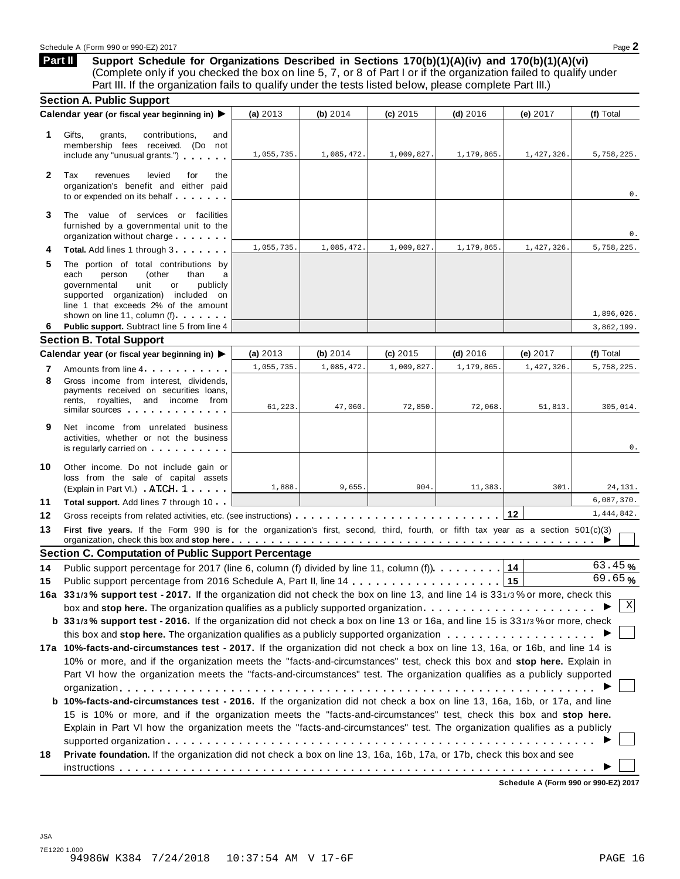## Part II Support Schedule for Organizations Described in Sections 170(b)(1)(A)(iv) and 170(b)(1)(A)(vi)

(Complete only if you checked the box on line 5, 7, or 8 of Part I or if the organization failed to qualify under Part III. If the organization fails to qualify under the tests listed below, please complete Part III.)

### Section A. Public Support

| | Calendar year (or fiscal year beginning in) ▶ | (a) 2013 | (b) 2014 | (c) 2015 | (d) 2016 | (e) 2017 | (f) Total |
|---|---|---|---|---|---|---|---|
| 1 | Gifts, grants, contributions, and membership fees received. (Do not include any "unusual grants.") | 1,055,735. | 1,085,472. | 1,009,827. | 1,179,865. | 1,427,326. | 5,758,225. |
| 2 | Tax revenues levied for the organization's benefit and either paid to or expended on its behalf | | | | | | 0. |
| 3 | The value of services or facilities furnished by a governmental unit to the organization without charge | | | | | | 0. |
| 4 | **Total.** Add lines 1 through 3 | 1,055,735. | 1,085,472. | 1,009,827. | 1,179,865. | 1,427,326. | 5,758,225. |
| 5 | The portion of total contributions by each person (other than a governmental unit or publicly supported organization) included on line 1 that exceeds 2% of the amount shown on line 11, column (f) | | | | | | 1,896,026. |
| 6 | **Public support.** Subtract line 5 from line 4 | | | | | | 3,862,199. |

### Section B. Total Support

| | Calendar year (or fiscal year beginning in) ▶ | (a) 2013 | (b) 2014 | (c) 2015 | (d) 2016 | (e) 2017 | (f) Total |
|---|---|---|---|---|---|---|---|
| 7 | Amounts from line 4 | 1,055,735. | 1,085,472. | 1,009,827. | 1,179,865. | 1,427,326. | 5,758,225. |
| 8 | Gross income from interest, dividends, payments received on securities loans, rents, royalties, and income from similar sources | 61,223. | 47,060. | 72,850. | 72,068. | 51,813. | 305,014. |
| 9 | Net income from unrelated business activities, whether or not the business is regularly carried on | | | | | | 0. |
| 10 | Other income. Do not include gain or loss from the sale of capital assets (Explain in Part VI.) ATCH 1 | 1,888. | 9,655. | 904. | 11,383. | 301. | 24,131. |
| 11 | **Total support.** Add lines 7 through 10 | | | | | | 6,087,370. |
| 12 | Gross receipts from related activities, etc. (see instructions) | | | | | 12 | 1,444,842. |

**13** **First five years.** If the Form 990 is for the organization's first, second, third, fourth, or fifth tax year as a section 501(c)(3) organization, check this box and **stop here** ▶ ☐

### Section C. Computation of Public Support Percentage

**14** Public support percentage for 2017 (line 6, column (f) divided by line 11, column (f)) ... **14** 63.45 %

**15** Public support percentage from 2016 Schedule A, Part II, line 14 ... **15** 69.65 %

**16a** **33 1/3 % support test - 2017.** If the organization did not check the box on line 13, and line 14 is 33 1/3 % or more, check this box and **stop here.** The organization qualifies as a publicly supported organization ▶ ☒

**b** **33 1/3 % support test - 2016.** If the organization did not check a box on line 13 or 16a, and line 15 is 33 1/3 % or more, check this box and **stop here.** The organization qualifies as a publicly supported organization ▶ ☐

**17a** **10%-facts-and-circumstances test - 2017.** If the organization did not check a box on line 13, 16a, or 16b, and line 14 is 10% or more, and if the organization meets the "facts-and-circumstances" test, check this box and **stop here.** Explain in Part VI how the organization meets the "facts-and-circumstances" test. The organization qualifies as a publicly supported organization ▶ ☐

**b** **10%-facts-and-circumstances test - 2016.** If the organization did not check a box on line 13, 16a, 16b, or 17a, and line 15 is 10% or more, and if the organization meets the "facts-and-circumstances" test, check this box and **stop here.** Explain in Part VI how the organization meets the "facts-and-circumstances" test. The organization qualifies as a publicly supported organization ▶ ☐

**18** **Private foundation.** If the organization did not check a box on line 13, 16a, 16b, 17a, or 17b, check this box and see instructions ▶ ☐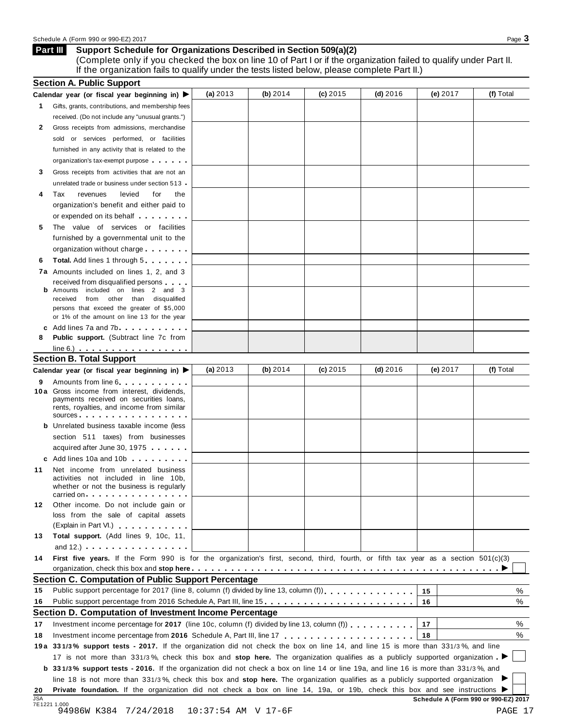## Part III Support Schedule for Organizations Described in Section 509(a)(2)

(Complete only if you checked the box on line 10 of Part I or if the organization failed to qualify under Part II. If the organization fails to qualify under the tests listed below, please complete Part II.)

### Section A. Public Support

| Calendar year (or fiscal year beginning in) ▶ | (a) 2013 | (b) 2014 | (c) 2015 | (d) 2016 | (e) 2017 | (f) Total |
|---|---|---|---|---|---|---|
| **1** Gifts, grants, contributions, and membership fees received. (Do not include any "unusual grants.") | | | | | | |
| **2** Gross receipts from admissions, merchandise sold or services performed, or facilities furnished in any activity that is related to the organization's tax-exempt purpose | | | | | | |
| **3** Gross receipts from activities that are not an unrelated trade or business under section 513 | | | | | | |
| **4** Tax revenues levied for the organization's benefit and either paid to or expended on its behalf | | | | | | |
| **5** The value of services or facilities furnished by a governmental unit to the organization without charge | | | | | | |
| **6** **Total.** Add lines 1 through 5 | | | | | | |
| **7a** Amounts included on lines 1, 2, and 3 received from disqualified persons | | | | | | |
| **b** Amounts included on lines 2 and 3 received from other than disqualified persons that exceed the greater of $5,000 or 1% of the amount on line 13 for the year | | | | | | |
| **c** Add lines 7a and 7b | | | | | | |
| **8** **Public support.** (Subtract line 7c from line 6.) | | | | | | |

### Section B. Total Support

| Calendar year (or fiscal year beginning in) ▶ | (a) 2013 | (b) 2014 | (c) 2015 | (d) 2016 | (e) 2017 | (f) Total |
|---|---|---|---|---|---|---|
| **9** Amounts from line 6 | | | | | | |
| **10a** Gross income from interest, dividends, payments received on securities loans, rents, royalties, and income from similar sources | | | | | | |
| **b** Unrelated business taxable income (less section 511 taxes) from businesses acquired after June 30, 1975 | | | | | | |
| **c** Add lines 10a and 10b | | | | | | |
| **11** Net income from unrelated business activities not included in line 10b, whether or not the business is regularly carried on | | | | | | |
| **12** Other income. Do not include gain or loss from the sale of capital assets (Explain in Part VI.) | | | | | | |
| **13** **Total support.** (Add lines 9, 10c, 11, and 12.) | | | | | | |

**14** **First five years.** If the Form 990 is for the organization's first, second, third, fourth, or fifth tax year as a section 501(c)(3) organization, check this box and **stop here** ▶ ☐

### Section C. Computation of Public Support Percentage

| | | | |
|---|---|---|---|
| **15** | Public support percentage for 2017 (line 8, column (f) divided by line 13, column (f)) | 15 | % |
| **16** | Public support percentage from 2016 Schedule A, Part III, line 15 | 16 | % |

### Section D. Computation of Investment Income Percentage

| | | | |
|---|---|---|---|
| **17** | Investment income percentage for **2017** (line 10c, column (f) divided by line 13, column (f)) | 17 | % |
| **18** | Investment income percentage from **2016** Schedule A, Part III, line 17 | 18 | % |

**19a** **33 1/3% support tests - 2017.** If the organization did not check the box on line 14, and line 15 is more than 33 1/3%, and line 17 is not more than 33 1/3%, check this box and **stop here.** The organization qualifies as a publicly supported organization ▶ ☐

**b** **33 1/3% support tests - 2016.** If the organization did not check a box on line 14 or line 19a, and line 16 is more than 33 1/3%, and line 18 is not more than 33 1/3%, check this box and **stop here.** The organization qualifies as a publicly supported organization ▶ ☐

**20** **Private foundation.** If the organization did not check a box on line 14, 19a, or 19b, check this box and see instructions ▶ ☐

JSA
7E1221 1.000
94986W K384 7/24/2018 10:37:54 AM V 17-6F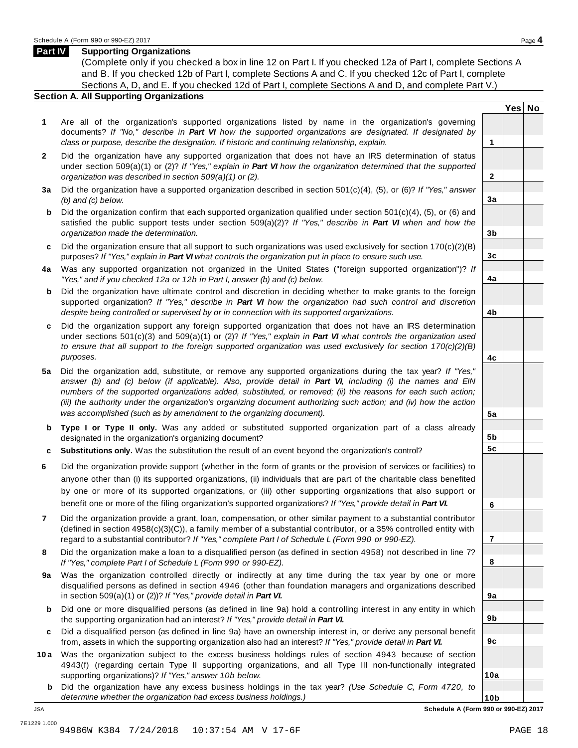## Part IV Supporting Organizations

(Complete only if you checked a box in line 12 on Part I. If you checked 12a of Part I, complete Sections A and B. If you checked 12b of Part I, complete Sections A and C. If you checked 12c of Part I, complete Sections A, D, and E. If you checked 12d of Part I, complete Sections A and D, and complete Part V.)

### Section A. All Supporting Organizations

| | | | Yes | No |
|---|---|---|---|---|
| **1** | Are all of the organization's supported organizations listed by name in the organization's governing documents? *If "No," describe in **Part VI** how the supported organizations are designated. If designated by class or purpose, describe the designation. If historic and continuing relationship, explain.* | **1** | | |
| **2** | Did the organization have any supported organization that does not have an IRS determination of status under section 509(a)(1) or (2)? *If "Yes," explain in **Part VI** how the organization determined that the supported organization was described in section 509(a)(1) or (2).* | **2** | | |
| **3a** | Did the organization have a supported organization described in section 501(c)(4), (5), or (6)? *If "Yes," answer (b) and (c) below.* | **3a** | | |
| **b** | Did the organization confirm that each supported organization qualified under section 501(c)(4), (5), or (6) and satisfied the public support tests under section 509(a)(2)? *If "Yes," describe in **Part VI** when and how the organization made the determination.* | **3b** | | |
| **c** | Did the organization ensure that all support to such organizations was used exclusively for section 170(c)(2)(B) purposes? *If "Yes," explain in **Part VI** what controls the organization put in place to ensure such use.* | **3c** | | |
| **4a** | Was any supported organization not organized in the United States ("foreign supported organization")? *If "Yes," and if you checked 12a or 12b in Part I, answer (b) and (c) below.* | **4a** | | |
| **b** | Did the organization have ultimate control and discretion in deciding whether to make grants to the foreign supported organization? *If "Yes," describe in **Part VI** how the organization had such control and discretion despite being controlled or supervised by or in connection with its supported organizations.* | **4b** | | |
| **c** | Did the organization support any foreign supported organization that does not have an IRS determination under sections 501(c)(3) and 509(a)(1) or (2)? *If "Yes," explain in **Part VI** what controls the organization used to ensure that all support to the foreign supported organization was used exclusively for section 170(c)(2)(B) purposes.* | **4c** | | |
| **5a** | Did the organization add, substitute, or remove any supported organizations during the tax year? *If "Yes," answer (b) and (c) below (if applicable). Also, provide detail in **Part VI**, including (i) the names and EIN numbers of the supported organizations added, substituted, or removed; (ii) the reasons for each such action; (iii) the authority under the organization's organizing document authorizing such action; and (iv) how the action was accomplished (such as by amendment to the organizing document).* | **5a** | | |
| **b** | **Type I or Type II only.** Was any added or substituted supported organization part of a class already designated in the organization's organizing document? | **5b** | | |
| **c** | **Substitutions only.** Was the substitution the result of an event beyond the organization's control? | **5c** | | |
| **6** | Did the organization provide support (whether in the form of grants or the provision of services or facilities) to anyone other than (i) its supported organizations, (ii) individuals that are part of the charitable class benefited by one or more of its supported organizations, or (iii) other supporting organizations that also support or benefit one or more of the filing organization's supported organizations? *If "Yes," provide detail in **Part VI.*** | **6** | | |
| **7** | Did the organization provide a grant, loan, compensation, or other similar payment to a substantial contributor (defined in section 4958(c)(3)(C)), a family member of a substantial contributor, or a 35% controlled entity with regard to a substantial contributor? *If "Yes," complete Part I of Schedule L (Form 990 or 990-EZ).* | **7** | | |
| **8** | Did the organization make a loan to a disqualified person (as defined in section 4958) not described in line 7? *If "Yes," complete Part I of Schedule L (Form 990 or 990-EZ).* | **8** | | |
| **9a** | Was the organization controlled directly or indirectly at any time during the tax year by one or more disqualified persons as defined in section 4946 (other than foundation managers and organizations described in section 509(a)(1) or (2))? *If "Yes," provide detail in **Part VI.*** | **9a** | | |
| **b** | Did one or more disqualified persons (as defined in line 9a) hold a controlling interest in any entity in which the supporting organization had an interest? *If "Yes," provide detail in **Part VI.*** | **9b** | | |
| **c** | Did a disqualified person (as defined in line 9a) have an ownership interest in, or derive any personal benefit from, assets in which the supporting organization also had an interest? *If "Yes," provide detail in **Part VI.*** | **9c** | | |
| **10a** | Was the organization subject to the excess business holdings rules of section 4943 because of section 4943(f) (regarding certain Type II supporting organizations, and all Type III non-functionally integrated supporting organizations)? *If "Yes," answer 10b below.* | **10a** | | |
| **b** | Did the organization have any excess business holdings in the tax year? *(Use Schedule C, Form 4720, to determine whether the organization had excess business holdings.)* | **10b** | | |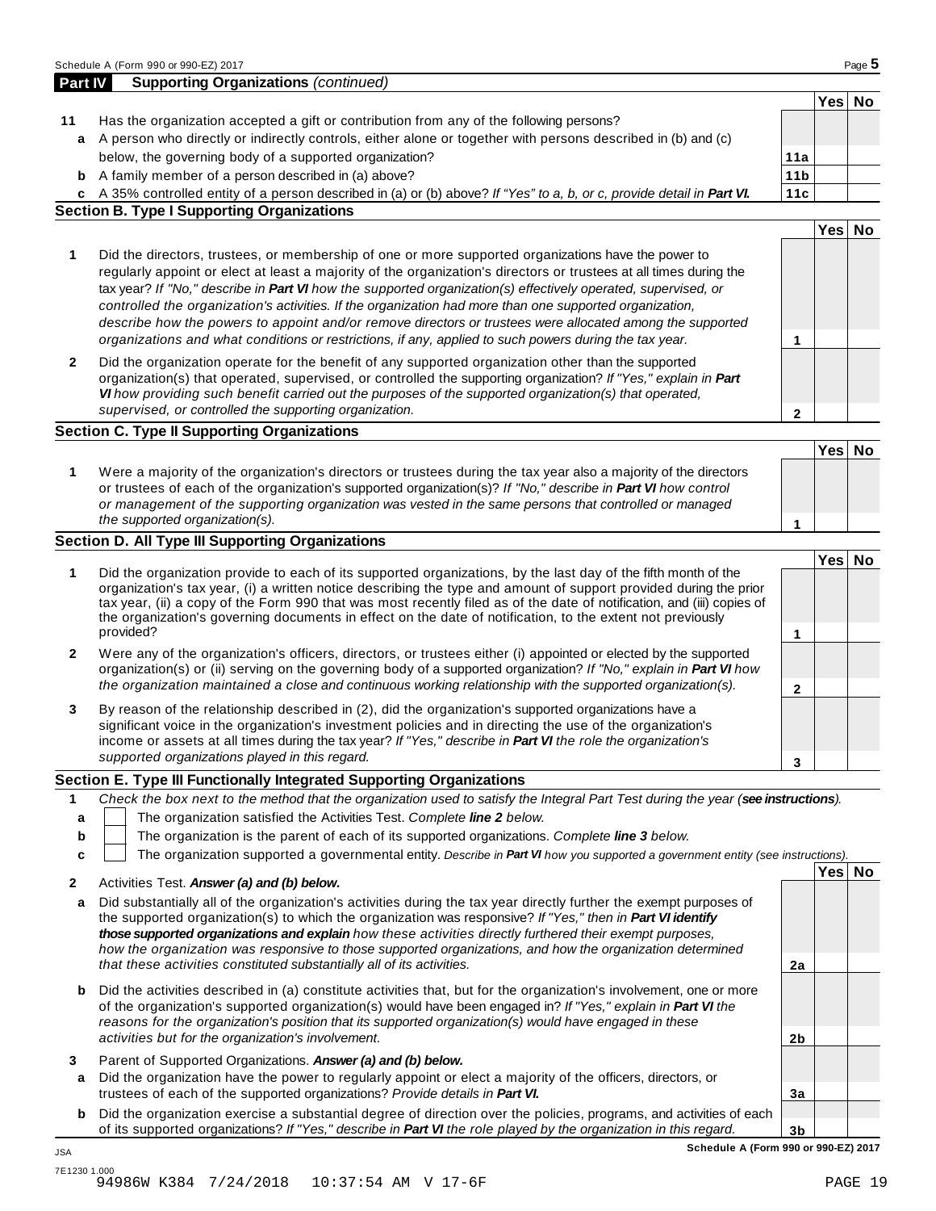## Part IV Supporting Organizations *(continued)*

| | | | Yes | No |
|---|---|---|---|---|
| **11** | Has the organization accepted a gift or contribution from any of the following persons? | | | |
| **a** | A person who directly or indirectly controls, either alone or together with persons described in (b) and (c) below, the governing body of a supported organization? | **11a** | | |
| **b** | A family member of a person described in (a) above? | **11b** | | |
| **c** | A 35% controlled entity of a person described in (a) or (b) above? *If "Yes" to a, b, or c, provide detail in* ***Part VI.*** | **11c** | | |

### Section B. Type I Supporting Organizations

| | | | Yes | No |
|---|---|---|---|---|
| **1** | Did the directors, trustees, or membership of one or more supported organizations have the power to regularly appoint or elect at least a majority of the organization's directors or trustees at all times during the tax year? *If "No," describe in* ***Part VI*** *how the supported organization(s) effectively operated, supervised, or controlled the organization's activities. If the organization had more than one supported organization, describe how the powers to appoint and/or remove directors or trustees were allocated among the supported organizations and what conditions or restrictions, if any, applied to such powers during the tax year.* | **1** | | |
| **2** | Did the organization operate for the benefit of any supported organization other than the supported organization(s) that operated, supervised, or controlled the supporting organization? *If "Yes," explain in* ***Part VI*** *how providing such benefit carried out the purposes of the supported organization(s) that operated, supervised, or controlled the supporting organization.* | **2** | | |

### Section C. Type II Supporting Organizations

| | | | Yes | No |
|---|---|---|---|---|
| **1** | Were a majority of the organization's directors or trustees during the tax year also a majority of the directors or trustees of each of the organization's supported organization(s)? *If "No," describe in* ***Part VI*** *how control or management of the supporting organization was vested in the same persons that controlled or managed the supported organization(s).* | **1** | | |

### Section D. All Type III Supporting Organizations

| | | | Yes | No |
|---|---|---|---|---|
| **1** | Did the organization provide to each of its supported organizations, by the last day of the fifth month of the organization's tax year, (i) a written notice describing the type and amount of support provided during the prior tax year, (ii) a copy of the Form 990 that was most recently filed as of the date of notification, and (iii) copies of the organization's governing documents in effect on the date of notification, to the extent not previously provided? | **1** | | |
| **2** | Were any of the organization's officers, directors, or trustees either (i) appointed or elected by the supported organization(s) or (ii) serving on the governing body of a supported organization? *If "No," explain in* ***Part VI*** *how the organization maintained a close and continuous working relationship with the supported organization(s).* | **2** | | |
| **3** | By reason of the relationship described in (2), did the organization's supported organizations have a significant voice in the organization's investment policies and in directing the use of the organization's income or assets at all times during the tax year? *If "Yes," describe in* ***Part VI*** *the role the organization's supported organizations played in this regard.* | **3** | | |

### Section E. Type III Functionally Integrated Supporting Organizations

**1** *Check the box next to the method that the organization used to satisfy the Integral Part Test during the year (**see instructions**).*

- **a** ☐ The organization satisfied the Activities Test. *Complete **line 2** below.*
- **b** ☐ The organization is the parent of each of its supported organizations. *Complete **line 3** below.*
- **c** ☐ The organization supported a governmental entity. *Describe in **Part VI** how you supported a government entity (see instructions).*

| | | | Yes | No |
|---|---|---|---|---|
| **2** | Activities Test. ***Answer (a) and (b) below.*** | | | |
| **a** | Did substantially all of the organization's activities during the tax year directly further the exempt purposes of the supported organization(s) to which the organization was responsive? *If "Yes," then in* ***Part VI identify those supported organizations and explain*** *how these activities directly furthered their exempt purposes, how the organization was responsive to those supported organizations, and how the organization determined that these activities constituted substantially all of its activities.* | **2a** | | |
| **b** | Did the activities described in (a) constitute activities that, but for the organization's involvement, one or more of the organization's supported organization(s) would have been engaged in? *If "Yes," explain in* ***Part VI*** *the reasons for the organization's position that its supported organization(s) would have engaged in these activities but for the organization's involvement.* | **2b** | | |
| **3** | Parent of Supported Organizations. ***Answer (a) and (b) below.*** | | | |
| **a** | Did the organization have the power to regularly appoint or elect a majority of the officers, directors, or trustees of each of the supported organizations? *Provide details in* ***Part VI.*** | **3a** | | |
| **b** | Did the organization exercise a substantial degree of direction over the policies, programs, and activities of each of its supported organizations? *If "Yes," describe in* ***Part VI*** *the role played by the organization in this regard.* | **3b** | | |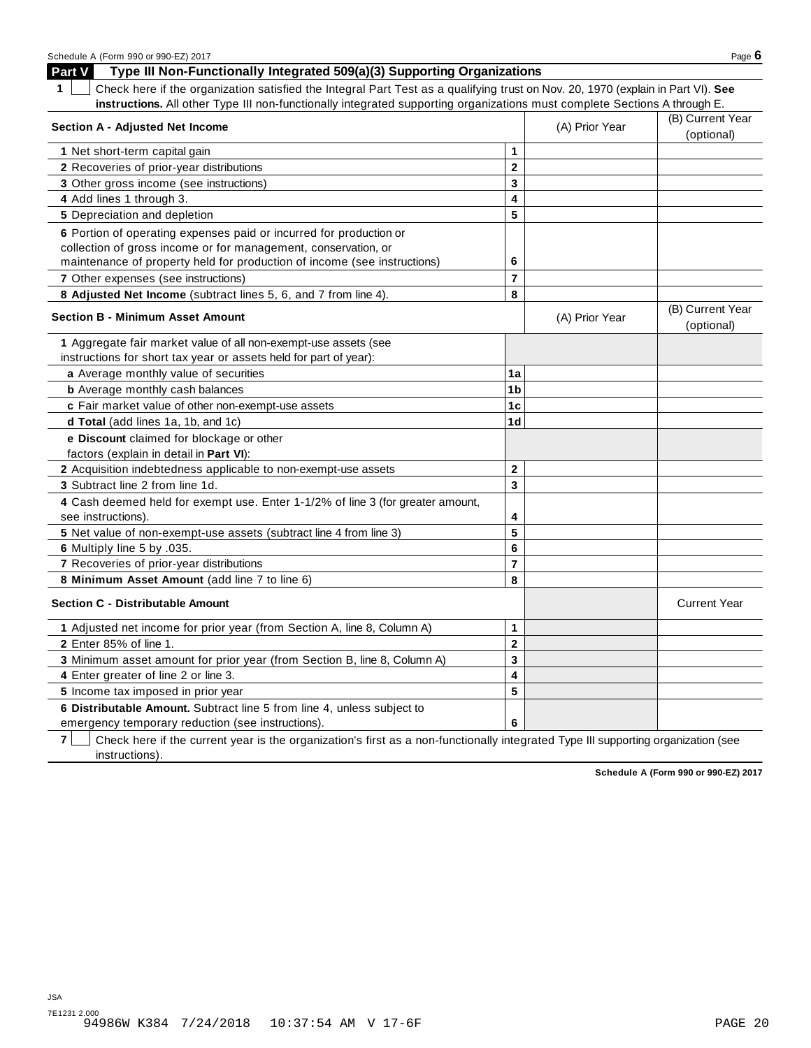## Part V Type III Non-Functionally Integrated 509(a)(3) Supporting Organizations

**1** ☐ Check here if the organization satisfied the Integral Part Test as a qualifying trust on Nov. 20, 1970 (explain in Part VI). **See instructions.** All other Type III non-functionally integrated supporting organizations must complete Sections A through E.

| **Section A - Adjusted Net Income** | | (A) Prior Year | (B) Current Year (optional) |
|---|---|---|---|
| **1** Net short-term capital gain | **1** | | |
| **2** Recoveries of prior-year distributions | **2** | | |
| **3** Other gross income (see instructions) | **3** | | |
| **4** Add lines 1 through 3. | **4** | | |
| **5** Depreciation and depletion | **5** | | |
| **6** Portion of operating expenses paid or incurred for production or collection of gross income or for management, conservation, or maintenance of property held for production of income (see instructions) | **6** | | |
| **7** Other expenses (see instructions) | **7** | | |
| **8 Adjusted Net Income** (subtract lines 5, 6, and 7 from line 4). | **8** | | |

| **Section B - Minimum Asset Amount** | | (A) Prior Year | (B) Current Year (optional) |
|---|---|---|---|
| **1** Aggregate fair market value of all non-exempt-use assets (see instructions for short tax year or assets held for part of year): | | | |
| **a** Average monthly value of securities | **1a** | | |
| **b** Average monthly cash balances | **1b** | | |
| **c** Fair market value of other non-exempt-use assets | **1c** | | |
| **d Total** (add lines 1a, 1b, and 1c) | **1d** | | |
| **e Discount** claimed for blockage or other factors (explain in detail in **Part VI**): | | | |
| **2** Acquisition indebtedness applicable to non-exempt-use assets | **2** | | |
| **3** Subtract line 2 from line 1d. | **3** | | |
| **4** Cash deemed held for exempt use. Enter 1-1/2% of line 3 (for greater amount, see instructions). | **4** | | |
| **5** Net value of non-exempt-use assets (subtract line 4 from line 3) | **5** | | |
| **6** Multiply line 5 by .035. | **6** | | |
| **7** Recoveries of prior-year distributions | **7** | | |
| **8 Minimum Asset Amount** (add line 7 to line 6) | **8** | | |

| **Section C - Distributable Amount** | | | Current Year |
|---|---|---|---|
| **1** Adjusted net income for prior year (from Section A, line 8, Column A) | **1** | | |
| **2** Enter 85% of line 1. | **2** | | |
| **3** Minimum asset amount for prior year (from Section B, line 8, Column A) | **3** | | |
| **4** Enter greater of line 2 or line 3. | **4** | | |
| **5** Income tax imposed in prior year | **5** | | |
| **6 Distributable Amount.** Subtract line 5 from line 4, unless subject to emergency temporary reduction (see instructions). | **6** | | |

**7** ☐ Check here if the current year is the organization's first as a non-functionally integrated Type III supporting organization (see instructions).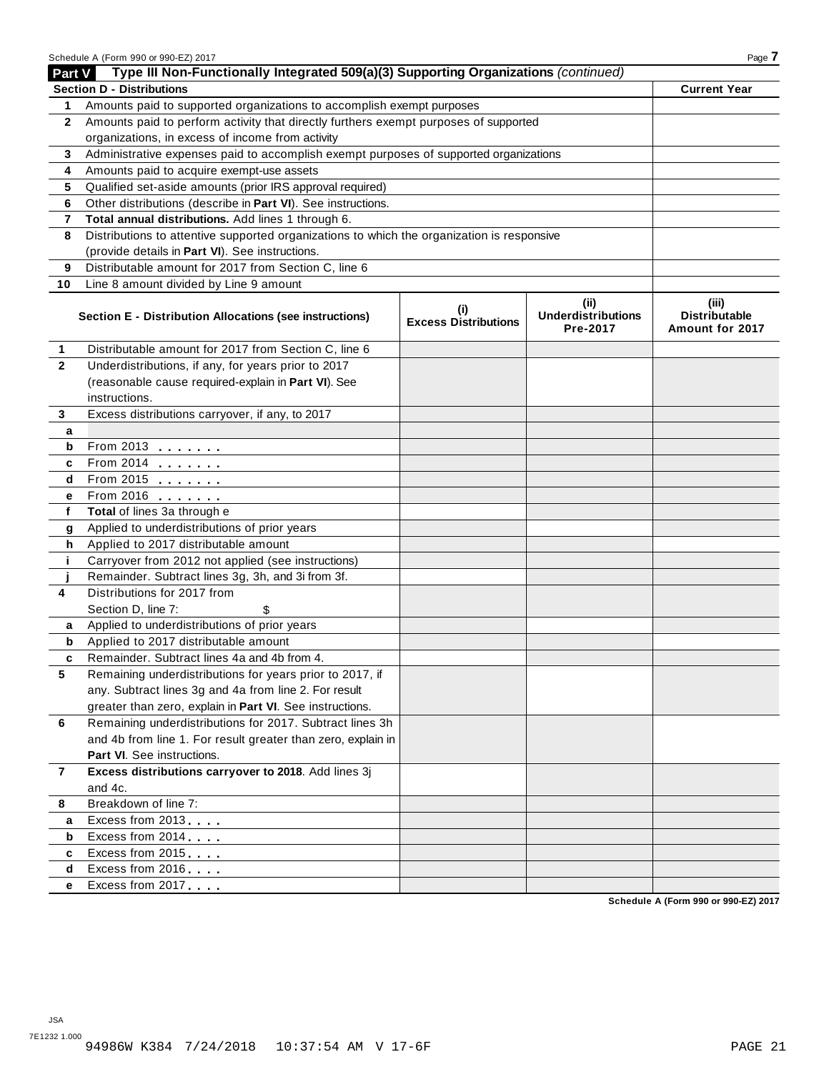## Part V Type III Non-Functionally Integrated 509(a)(3) Supporting Organizations *(continued)*

| **Section D - Distributions** | | **Current Year** |
|---|---|---|
| 1 | Amounts paid to supported organizations to accomplish exempt purposes | |
| 2 | Amounts paid to perform activity that directly furthers exempt purposes of supported organizations, in excess of income from activity | |
| 3 | Administrative expenses paid to accomplish exempt purposes of supported organizations | |
| 4 | Amounts paid to acquire exempt-use assets | |
| 5 | Qualified set-aside amounts (prior IRS approval required) | |
| 6 | Other distributions (describe in **Part VI**). See instructions. | |
| 7 | **Total annual distributions.** Add lines 1 through 6. | |
| 8 | Distributions to attentive supported organizations to which the organization is responsive (provide details in **Part VI**). See instructions. | |
| 9 | Distributable amount for 2017 from Section C, line 6 | |
| 10 | Line 8 amount divided by Line 9 amount | |

| | **Section E - Distribution Allocations (see instructions)** | **(i) Excess Distributions** | **(ii) Underdistributions Pre-2017** | **(iii) Distributable Amount for 2017** |
|---|---|---|---|---|
| 1 | Distributable amount for 2017 from Section C, line 6 | | | |
| 2 | Underdistributions, if any, for years prior to 2017 (reasonable cause required-explain in **Part VI**). See instructions. | | | |
| 3 | Excess distributions carryover, if any, to 2017 | | | |
| a | | | | |
| b | From 2013 | | | |
| c | From 2014 | | | |
| d | From 2015 | | | |
| e | From 2016 | | | |
| f | **Total** of lines 3a through e | | | |
| g | Applied to underdistributions of prior years | | | |
| h | Applied to 2017 distributable amount | | | |
| i | Carryover from 2012 not applied (see instructions) | | | |
| j | Remainder. Subtract lines 3g, 3h, and 3i from 3f. | | | |
| 4 | Distributions for 2017 from Section D, line 7: $ | | | |
| a | Applied to underdistributions of prior years | | | |
| b | Applied to 2017 distributable amount | | | |
| c | Remainder. Subtract lines 4a and 4b from 4. | | | |
| 5 | Remaining underdistributions for years prior to 2017, if any. Subtract lines 3g and 4a from line 2. For result greater than zero, explain in **Part VI**. See instructions. | | | |
| 6 | Remaining underdistributions for 2017. Subtract lines 3h and 4b from line 1. For result greater than zero, explain in **Part VI**. See instructions. | | | |
| 7 | **Excess distributions carryover to 2018**. Add lines 3j and 4c. | | | |
| 8 | Breakdown of line 7: | | | |
| a | Excess from 2013 | | | |
| b | Excess from 2014 | | | |
| c | Excess from 2015 | | | |
| d | Excess from 2016 | | | |
| e | Excess from 2017 | | | |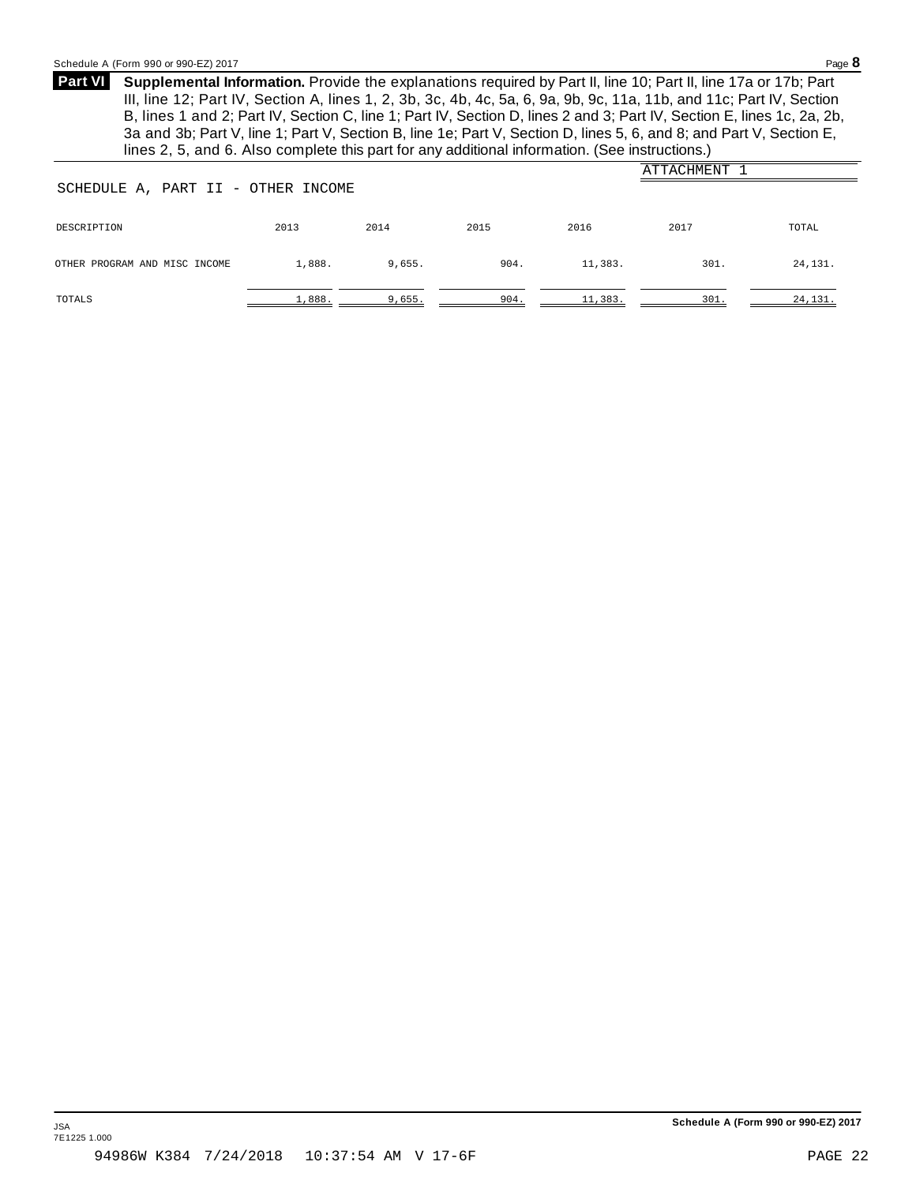**Part VI** **Supplemental Information.** Provide the explanations required by Part II, line 10; Part II, line 17a or 17b; Part III, line 12; Part IV, Section A, lines 1, 2, 3b, 3c, 4b, 4c, 5a, 6, 9a, 9b, 9c, 11a, 11b, and 11c; Part IV, Section B, lines 1 and 2; Part IV, Section C, line 1; Part IV, Section D, lines 2 and 3; Part IV, Section E, lines 1c, 2a, 2b, 3a and 3b; Part V, line 1; Part V, Section B, line 1e; Part V, Section D, lines 5, 6, and 8; and Part V, Section E, lines 2, 5, and 6. Also complete this part for any additional information. (See instructions.)

ATTACHMENT 1

SCHEDULE A, PART II - OTHER INCOME

| DESCRIPTION | 2013 | 2014 | 2015 | 2016 | 2017 | TOTAL |
|---|---|---|---|---|---|---|
| OTHER PROGRAM AND MISC INCOME | 1,888. | 9,655. | 904. | 11,383. | 301. | 24,131. |
| TOTALS | 1,888. | 9,655. | 904. | 11,383. | 301. | 24,131. |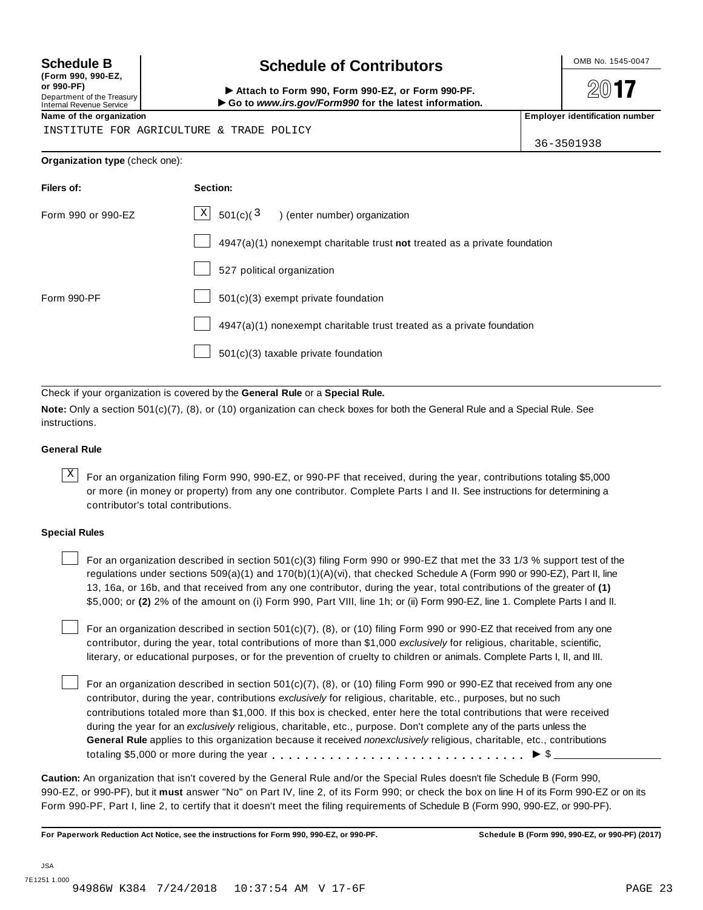**Schedule B**
**(Form 990, 990-EZ, or 990-PF)**
Department of the Treasury
Internal Revenue Service

# Schedule of Contributors

► **Attach to Form 990, Form 990-EZ, or Form 990-PF.**
► **Go to** ***www.irs.gov/Form990*** **for the latest information.**

OMB No. 1545-0047

**2017**

**Name of the organization**

INSTITUTE FOR AGRICULTURE & TRADE POLICY

**Employer identification number**

36-3501938

**Organization type** (check one):

| **Filers of:** | **Section:** |
|---|---|
| Form 990 or 990-EZ | [X] 501(c)( 3 ) (enter number) organization |
| | [ ] 4947(a)(1) nonexempt charitable trust **not** treated as a private foundation |
| | [ ] 527 political organization |
| Form 990-PF | [ ] 501(c)(3) exempt private foundation |
| | [ ] 4947(a)(1) nonexempt charitable trust treated as a private foundation |
| | [ ] 501(c)(3) taxable private foundation |

Check if your organization is covered by the **General Rule** or a **Special Rule.**

**Note:** Only a section 501(c)(7), (8), or (10) organization can check boxes for both the General Rule and a Special Rule. See instructions.

### General Rule

[X] For an organization filing Form 990, 990-EZ, or 990-PF that received, during the year, contributions totaling $5,000 or more (in money or property) from any one contributor. Complete Parts I and II. See instructions for determining a contributor's total contributions.

### Special Rules

[ ] For an organization described in section 501(c)(3) filing Form 990 or 990-EZ that met the 33 1/3 % support test of the regulations under sections 509(a)(1) and 170(b)(1)(A)(vi), that checked Schedule A (Form 990 or 990-EZ), Part II, line 13, 16a, or 16b, and that received from any one contributor, during the year, total contributions of the greater of **(1)** $5,000; or **(2)** 2% of the amount on (i) Form 990, Part VIII, line 1h; or (ii) Form 990-EZ, line 1. Complete Parts I and II.

[ ] For an organization described in section 501(c)(7), (8), or (10) filing Form 990 or 990-EZ that received from any one contributor, during the year, total contributions of more than $1,000 *exclusively* for religious, charitable, scientific, literary, or educational purposes, or for the prevention of cruelty to children or animals. Complete Parts I, II, and III.

[ ] For an organization described in section 501(c)(7), (8), or (10) filing Form 990 or 990-EZ that received from any one contributor, during the year, contributions *exclusively* for religious, charitable, etc., purposes, but no such contributions totaled more than $1,000. If this box is checked, enter here the total contributions that were received during the year for an *exclusively* religious, charitable, etc., purpose. Don't complete any of the parts unless the **General Rule** applies to this organization because it received *nonexclusively* religious, charitable, etc., contributions totaling $5,000 or more during the year . . . . . . . . . . . . . . . . . . . . . . . . . . . . . ► $ ____________

**Caution:** An organization that isn't covered by the General Rule and/or the Special Rules doesn't file Schedule B (Form 990, 990-EZ, or 990-PF), but it **must** answer "No" on Part IV, line 2, of its Form 990; or check the box on line H of its Form 990-EZ or on its Form 990-PF, Part I, line 2, to certify that it doesn't meet the filing requirements of Schedule B (Form 990, 990-EZ, or 990-PF).

**For Paperwork Reduction Act Notice, see the instructions for Form 990, 990-EZ, or 990-PF.** **Schedule B (Form 990, 990-EZ, or 990-PF) (2017)**

JSA
7E1251 1.000
94986W K384 7/24/2018 10:37:54 AM V 17-6F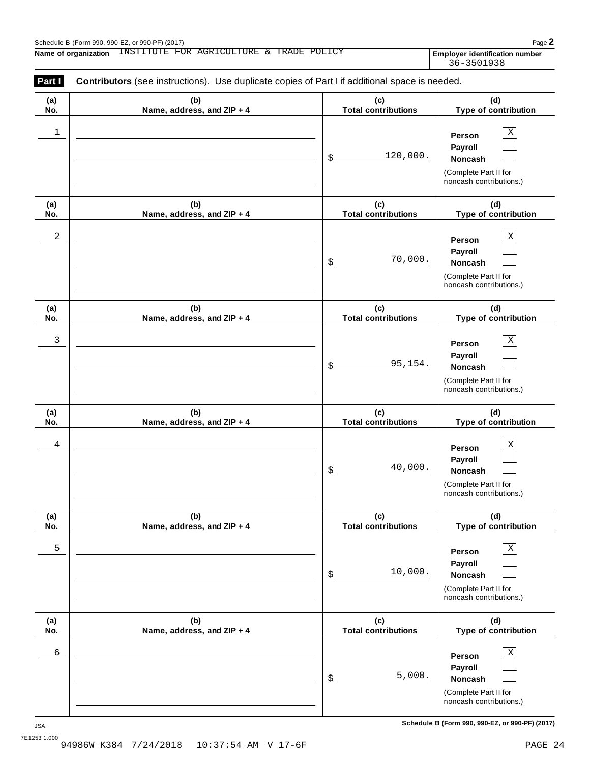Schedule B (Form 990, 990-EZ, or 990-PF) (2017)

**Name of organization** INSTITUTE FOR AGRICULTURE & TRADE POLICY

**Employer identification number** 36-3501938

**Part I** **Contributors** (see instructions). Use duplicate copies of Part I if additional space is needed.

| (a) No. | (b) Name, address, and ZIP + 4 | (c) Total contributions | (d) Type of contribution |
|---|---|---|---|
| 1 | | $ 120,000. | Person [X] Payroll [ ] Noncash [ ] (Complete Part II for noncash contributions.) |
| 2 | | $ 70,000. | Person [X] Payroll [ ] Noncash [ ] (Complete Part II for noncash contributions.) |
| 3 | | $ 95,154. | Person [X] Payroll [ ] Noncash [ ] (Complete Part II for noncash contributions.) |
| 4 | | $ 40,000. | Person [X] Payroll [ ] Noncash [ ] (Complete Part II for noncash contributions.) |
| 5 | | $ 10,000. | Person [X] Payroll [ ] Noncash [ ] (Complete Part II for noncash contributions.) |
| 6 | | $ 5,000. | Person [X] Payroll [ ] Noncash [ ] (Complete Part II for noncash contributions.) |

JSA 7E1253 1.000

**Schedule B (Form 990, 990-EZ, or 990-PF) (2017)**

94986W K384 7/24/2018 10:37:54 AM V 17-6F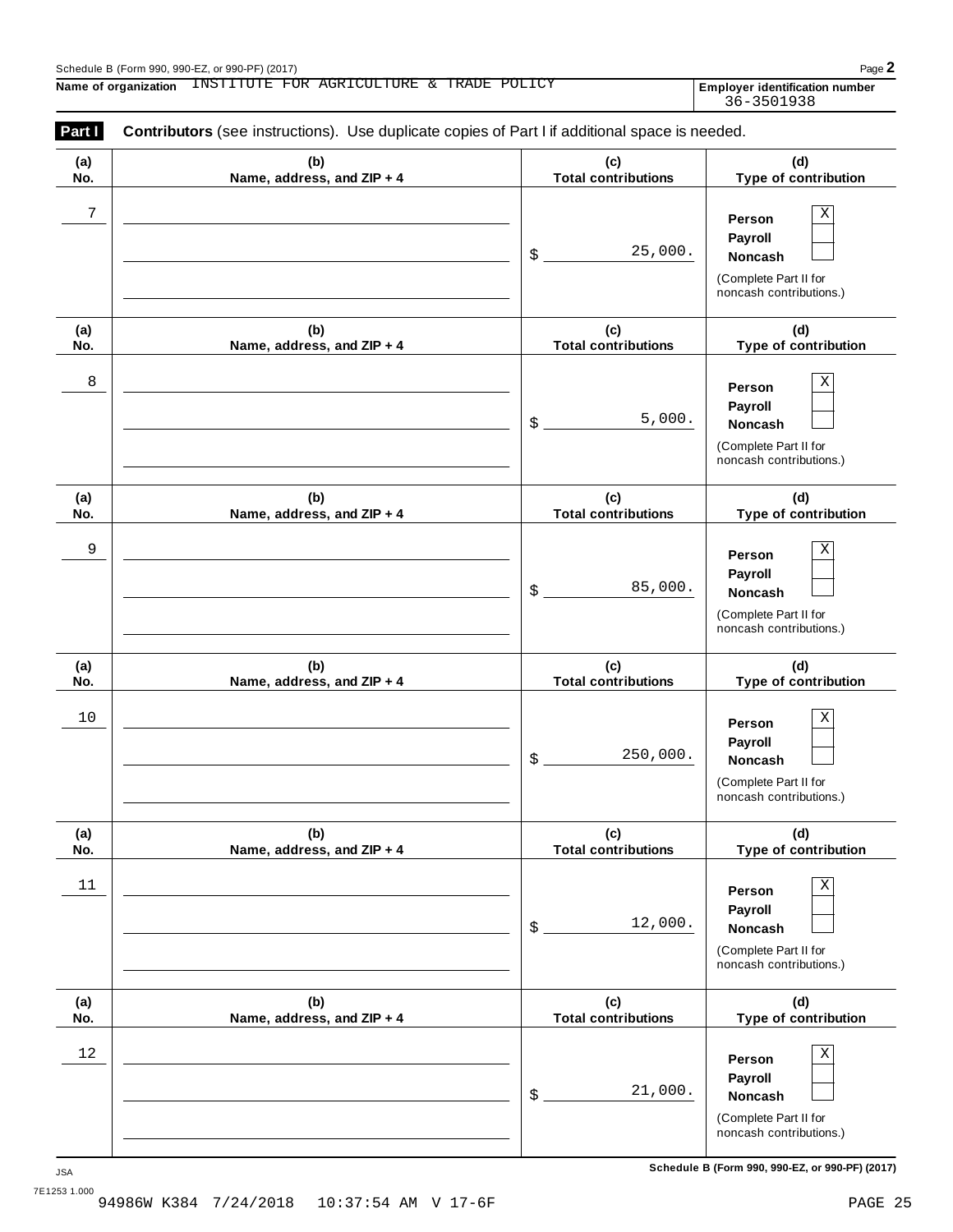Schedule B (Form 990, 990-EZ, or 990-PF) (2017)

**Name of organization** INSTITUTE FOR AGRICULTURE & TRADE POLICY

**Employer identification number** 36-3501938

**Part I** **Contributors** (see instructions). Use duplicate copies of Part I if additional space is needed.

| (a) No. | (b) Name, address, and ZIP + 4 | (c) Total contributions | (d) Type of contribution |
|---|---|---|---|
| 7 | | $ 25,000. | Person X<br>Payroll<br>Noncash<br>(Complete Part II for noncash contributions.) |
| 8 | | $ 5,000. | Person X<br>Payroll<br>Noncash<br>(Complete Part II for noncash contributions.) |
| 9 | | $ 85,000. | Person X<br>Payroll<br>Noncash<br>(Complete Part II for noncash contributions.) |
| 10 | | $ 250,000. | Person X<br>Payroll<br>Noncash<br>(Complete Part II for noncash contributions.) |
| 11 | | $ 12,000. | Person X<br>Payroll<br>Noncash<br>(Complete Part II for noncash contributions.) |
| 12 | | $ 21,000. | Person X<br>Payroll<br>Noncash<br>(Complete Part II for noncash contributions.) |

JSA 7E1253 1.000

94986W K384 7/24/2018 10:37:54 AM V 17-6F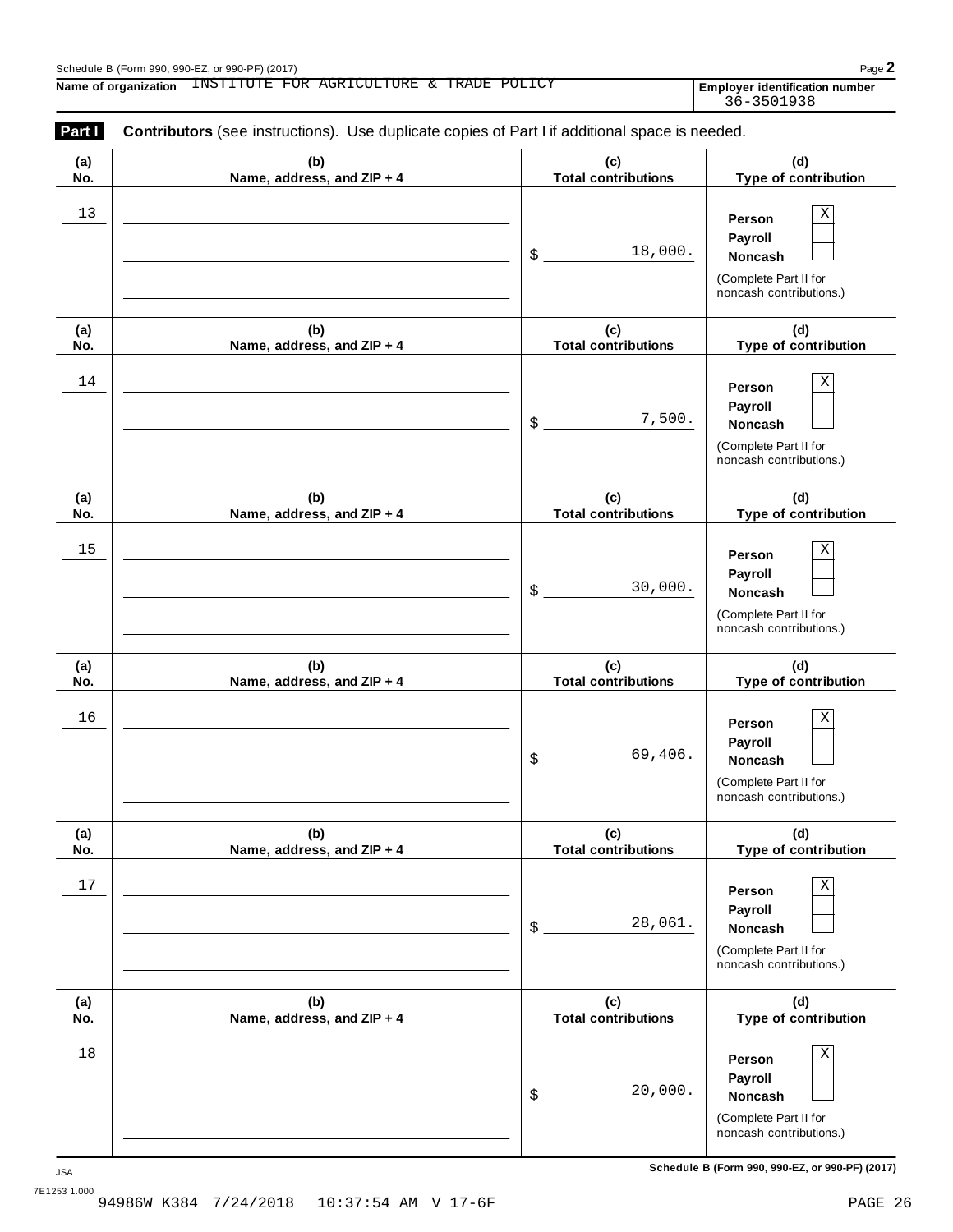Schedule B (Form 990, 990-EZ, or 990-PF) (2017)

**Name of organization** INSTITUTE FOR AGRICULTURE & TRADE POLICY

**Employer identification number** 36-3501938

## Part I Contributors (see instructions). Use duplicate copies of Part I if additional space is needed.

| (a) No. | (b) Name, address, and ZIP + 4 | (c) Total contributions | (d) Type of contribution |
|---|---|---|---|
| 13 | | $ 18,000. | Person [X] Payroll [ ] Noncash [ ] (Complete Part II for noncash contributions.) |
| 14 | | $ 7,500. | Person [X] Payroll [ ] Noncash [ ] (Complete Part II for noncash contributions.) |
| 15 | | $ 30,000. | Person [X] Payroll [ ] Noncash [ ] (Complete Part II for noncash contributions.) |
| 16 | | $ 69,406. | Person [X] Payroll [ ] Noncash [ ] (Complete Part II for noncash contributions.) |
| 17 | | $ 28,061. | Person [X] Payroll [ ] Noncash [ ] (Complete Part II for noncash contributions.) |
| 18 | | $ 20,000. | Person [X] Payroll [ ] Noncash [ ] (Complete Part II for noncash contributions.) |

Schedule B (Form 990, 990-EZ, or 990-PF) (2017)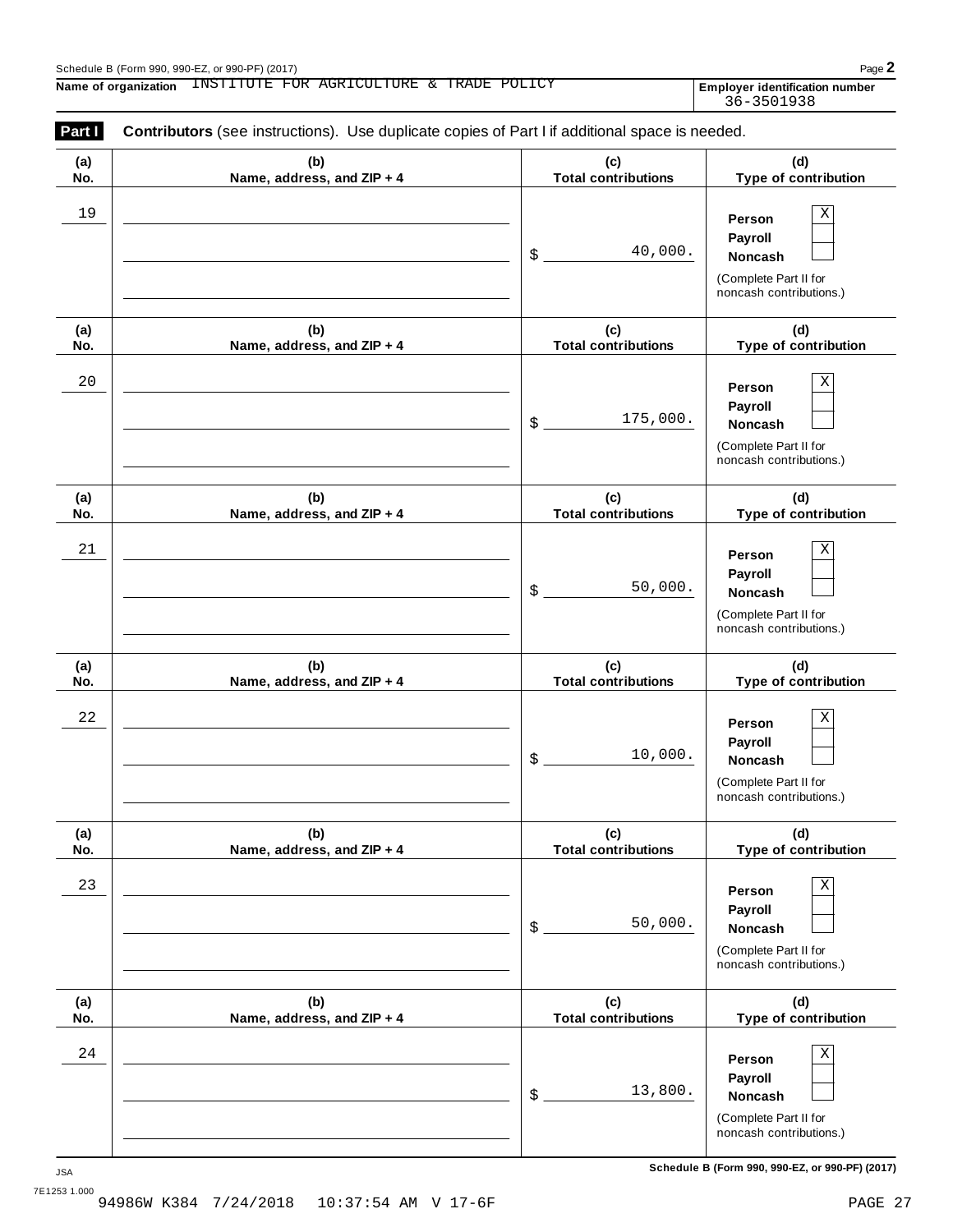Schedule B (Form 990, 990-EZ, or 990-PF) (2017)

**Name of organization** INSTITUTE FOR AGRICULTURE & TRADE POLICY

**Employer identification number** 36-3501938

**Part I** **Contributors** (see instructions). Use duplicate copies of Part I if additional space is needed.

| (a) No. | (b) Name, address, and ZIP + 4 | (c) Total contributions | (d) Type of contribution |
|---|---|---|---|
| 19 | | $ 40,000. | Person X; Payroll; Noncash (Complete Part II for noncash contributions.) |
| 20 | | $ 175,000. | Person X; Payroll; Noncash (Complete Part II for noncash contributions.) |
| 21 | | $ 50,000. | Person X; Payroll; Noncash (Complete Part II for noncash contributions.) |
| 22 | | $ 10,000. | Person X; Payroll; Noncash (Complete Part II for noncash contributions.) |
| 23 | | $ 50,000. | Person X; Payroll; Noncash (Complete Part II for noncash contributions.) |
| 24 | | $ 13,800. | Person X; Payroll; Noncash (Complete Part II for noncash contributions.) |

**Schedule B (Form 990, 990-EZ, or 990-PF) (2017)**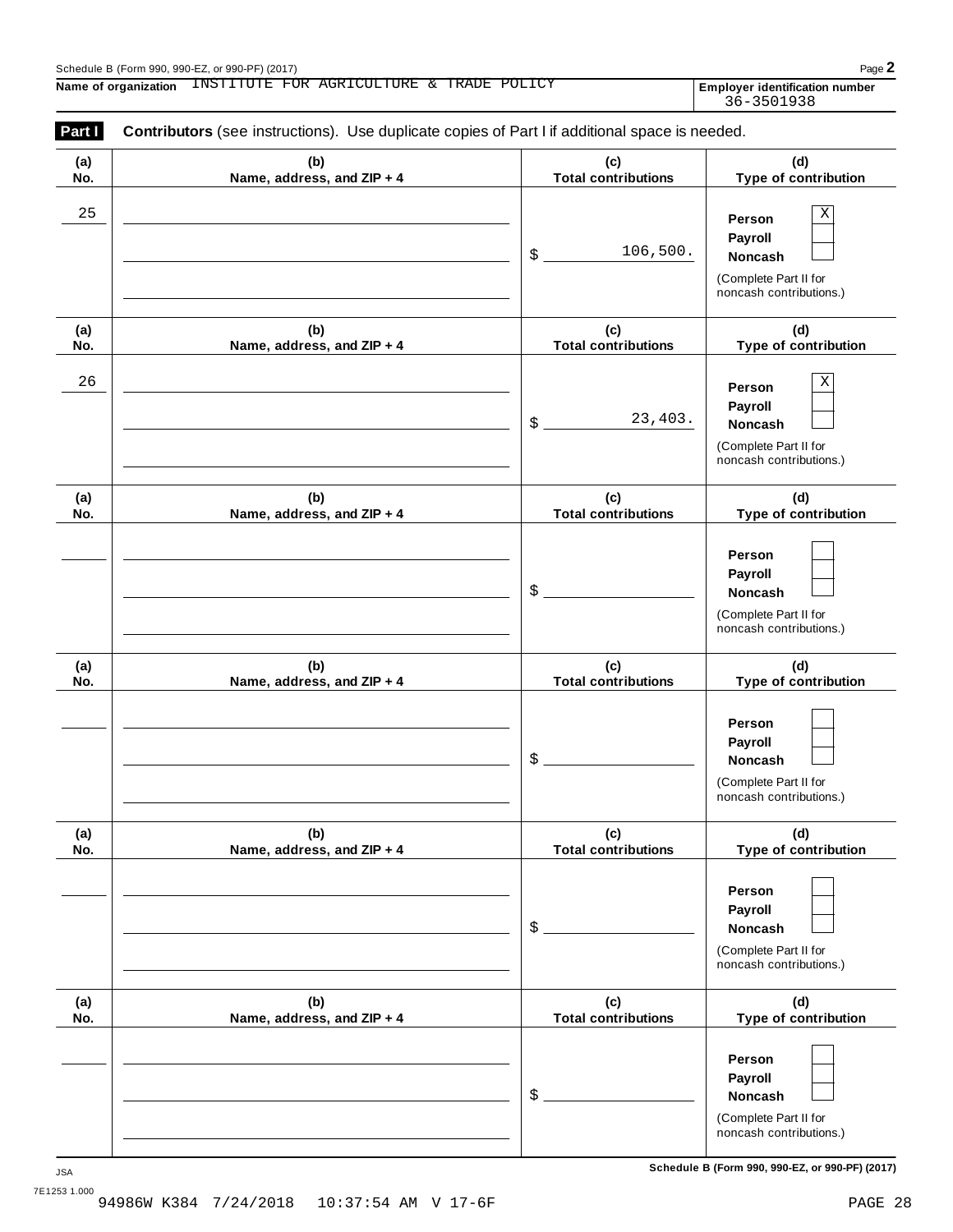Schedule B (Form 990, 990-EZ, or 990-PF) (2017)

**Name of organization** INSTITUTE FOR AGRICULTURE & TRADE POLICY

**Employer identification number** 36-3501938

## Part I — Contributors (see instructions). Use duplicate copies of Part I if additional space is needed.

| (a) No. | (b) Name, address, and ZIP + 4 | (c) Total contributions | (d) Type of contribution |
|---|---|---|---|
| 25 | | $ 106,500. | Person [X] Payroll [ ] Noncash [ ] (Complete Part II for noncash contributions.) |
| 26 | | $ 23,403. | Person [X] Payroll [ ] Noncash [ ] (Complete Part II for noncash contributions.) |
| | | $ | Person [ ] Payroll [ ] Noncash [ ] (Complete Part II for noncash contributions.) |
| | | $ | Person [ ] Payroll [ ] Noncash [ ] (Complete Part II for noncash contributions.) |
| | | $ | Person [ ] Payroll [ ] Noncash [ ] (Complete Part II for noncash contributions.) |
| | | $ | Person [ ] Payroll [ ] Noncash [ ] (Complete Part II for noncash contributions.) |

JSA
7E1253 1.000

**Schedule B (Form 990, 990-EZ, or 990-PF) (2017)**

94986W K384 7/24/2018 10:37:54 AM V 17-6F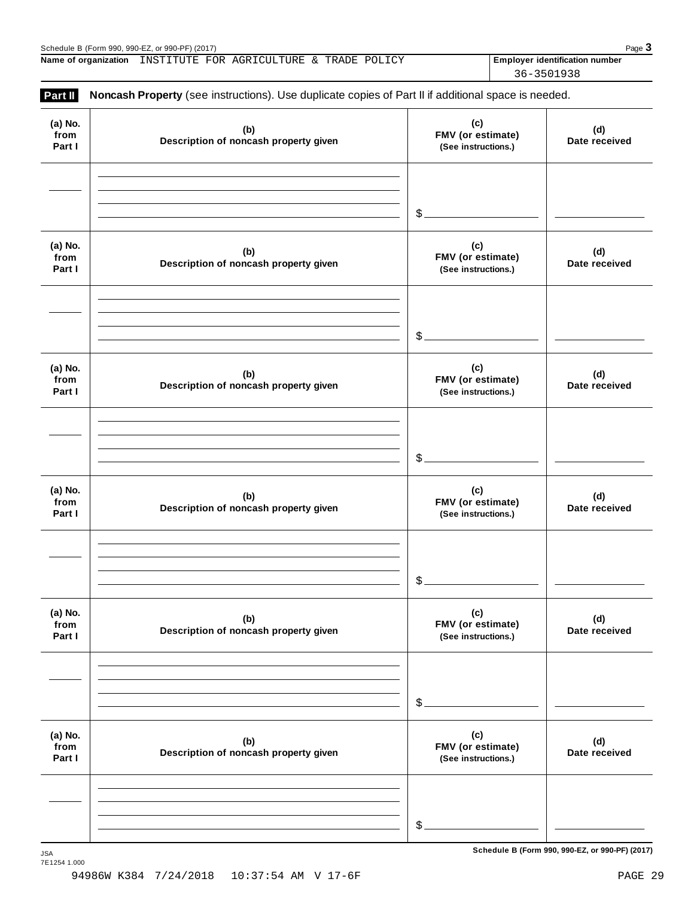**Name of organization** INSTITUTE FOR AGRICULTURE & TRADE POLICY

**Employer identification number** 36-3501938

**Part II** **Noncash Property** (see instructions). Use duplicate copies of Part II if additional space is needed.

| (a) No. from Part I | (b) Description of noncash property given | (c) FMV (or estimate) (See instructions.) | (d) Date received |
|---|---|---|---|
| | | $ | |

| (a) No. from Part I | (b) Description of noncash property given | (c) FMV (or estimate) (See instructions.) | (d) Date received |
|---|---|---|---|
| | | $ | |

| (a) No. from Part I | (b) Description of noncash property given | (c) FMV (or estimate) (See instructions.) | (d) Date received |
|---|---|---|---|
| | | $ | |

| (a) No. from Part I | (b) Description of noncash property given | (c) FMV (or estimate) (See instructions.) | (d) Date received |
|---|---|---|---|
| | | $ | |

| (a) No. from Part I | (b) Description of noncash property given | (c) FMV (or estimate) (See instructions.) | (d) Date received |
|---|---|---|---|
| | | $ | |

| (a) No. from Part I | (b) Description of noncash property given | (c) FMV (or estimate) (See instructions.) | (d) Date received |
|---|---|---|---|
| | | $ | |

**Schedule B (Form 990, 990-EZ, or 990-PF) (2017)**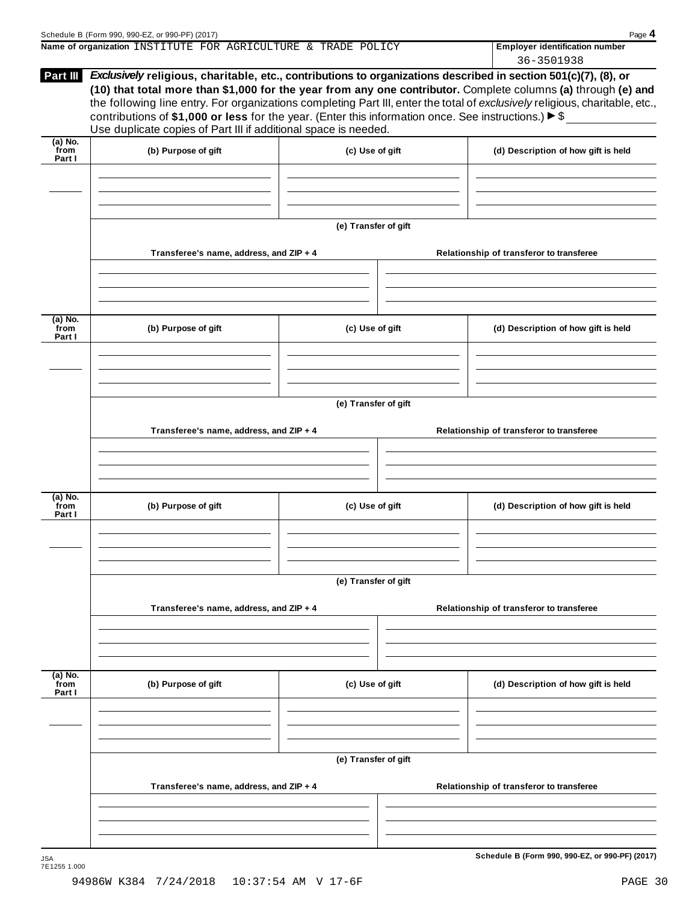Name of organization INSTITUTE FOR AGRICULTURE & TRADE POLICY

Employer identification number 36-3501938

**Part III** ***Exclusively*** **religious, charitable, etc., contributions to organizations described in section 501(c)(7), (8), or (10) that total more than $1,000 for the year from any one contributor.** Complete columns **(a)** through **(e)** and the following line entry. For organizations completing Part III, enter the total of *exclusively* religious, charitable, etc., contributions of **$1,000 or less** for the year. (Enter this information once. See instructions.) ► $ ____________

Use duplicate copies of Part III if additional space is needed.

| (a) No. from Part I | (b) Purpose of gift | (c) Use of gift | (d) Description of how gift is held |
|---|---|---|---|
| | | | |

(e) Transfer of gift

| Transferee's name, address, and ZIP + 4 | Relationship of transferor to transferee |
|---|---|
| | |

| (a) No. from Part I | (b) Purpose of gift | (c) Use of gift | (d) Description of how gift is held |
|---|---|---|---|
| | | | |

(e) Transfer of gift

| Transferee's name, address, and ZIP + 4 | Relationship of transferor to transferee |
|---|---|
| | |

| (a) No. from Part I | (b) Purpose of gift | (c) Use of gift | (d) Description of how gift is held |
|---|---|---|---|
| | | | |

(e) Transfer of gift

| Transferee's name, address, and ZIP + 4 | Relationship of transferor to transferee |
|---|---|
| | |

| (a) No. from Part I | (b) Purpose of gift | (c) Use of gift | (d) Description of how gift is held |
|---|---|---|---|
| | | | |

(e) Transfer of gift

| Transferee's name, address, and ZIP + 4 | Relationship of transferor to transferee |
|---|---|
| | |

JSA 7E1255 1.000

94986W K384 7/24/2018 10:37:54 AM V 17-6F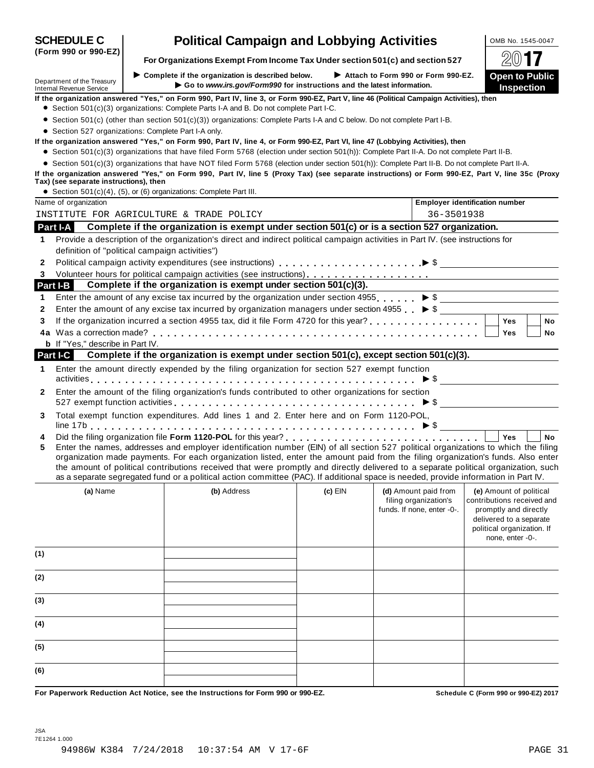# SCHEDULE C (Form 990 or 990-EZ)

# Political Campaign and Lobbying Activities

OMB No. 1545-0047

2017

**For Organizations Exempt From Income Tax Under section 501(c) and section 527**

▶ Complete if the organization is described below. ▶ Attach to Form 990 or Form 990-EZ.

▶ Go to *www.irs.gov/Form990* for instructions and the latest information.

Department of the Treasury
Internal Revenue Service

**Open to Public Inspection**

**If the organization answered "Yes," on Form 990, Part IV, line 3, or Form 990-EZ, Part V, line 46 (Political Campaign Activities), then**

- Section 501(c)(3) organizations: Complete Parts I-A and B. Do not complete Part I-C.
- Section 501(c) (other than section 501(c)(3)) organizations: Complete Parts I-A and C below. Do not complete Part I-B.
- Section 527 organizations: Complete Part I-A only.

**If the organization answered "Yes," on Form 990, Part IV, line 4, or Form 990-EZ, Part VI, line 47 (Lobbying Activities), then**

- Section 501(c)(3) organizations that have filed Form 5768 (election under section 501(h)): Complete Part II-A. Do not complete Part II-B.
- Section 501(c)(3) organizations that have NOT filed Form 5768 (election under section 501(h)): Complete Part II-B. Do not complete Part II-A.

**If the organization answered "Yes," on Form 990, Part IV, line 5 (Proxy Tax) (see separate instructions) or Form 990-EZ, Part V, line 35c (Proxy Tax) (see separate instructions), then**

- Section 501(c)(4), (5), or (6) organizations: Complete Part III.

| Name of organization | Employer identification number |
|---|---|
| INSTITUTE FOR AGRICULTURE & TRADE POLICY | 36-3501938 |

## Part I-A — Complete if the organization is exempt under section 501(c) or is a section 527 organization.

1. Provide a description of the organization's direct and indirect political campaign activities in Part IV. (see instructions for definition of "political campaign activities")
2. Political campaign activity expenditures (see instructions) ▶ $
3. Volunteer hours for political campaign activities (see instructions)

## Part I-B — Complete if the organization is exempt under section 501(c)(3).

1. Enter the amount of any excise tax incurred by the organization under section 4955 ▶ $
2. Enter the amount of any excise tax incurred by organization managers under section 4955 ▶ $
3. If the organization incurred a section 4955 tax, did it file Form 4720 for this year? ☐ Yes ☐ No

4a Was a correction made? ☐ Yes ☐ No

**b** If "Yes," describe in Part IV.

## Part I-C — Complete if the organization is exempt under section 501(c), except section 501(c)(3).

1. Enter the amount directly expended by the filing organization for section 527 exempt function activities ▶ $
2. Enter the amount of the filing organization's funds contributed to other organizations for section 527 exempt function activities ▶ $
3. Total exempt function expenditures. Add lines 1 and 2. Enter here and on Form 1120-POL, line 17b ▶ $
4. Did the filing organization file **Form 1120-POL** for this year? ☐ Yes ☐ No
5. Enter the names, addresses and employer identification number (EIN) of all section 527 political organizations to which the filing organization made payments. For each organization listed, enter the amount paid from the filing organization's funds. Also enter the amount of political contributions received that were promptly and directly delivered to a separate political organization, such as a separate segregated fund or a political action committee (PAC). If additional space is needed, provide information in Part IV.

| | (a) Name | (b) Address | (c) EIN | (d) Amount paid from filing organization's funds. If none, enter -0-. | (e) Amount of political contributions received and promptly and directly delivered to a separate political organization. If none, enter -0-. |
|---|---|---|---|---|---|
| (1) | | | | | |
| (2) | | | | | |
| (3) | | | | | |
| (4) | | | | | |
| (5) | | | | | |
| (6) | | | | | |

**For Paperwork Reduction Act Notice, see the Instructions for Form 990 or 990-EZ.** **Schedule C (Form 990 or 990-EZ) 2017**

JSA
7E1264 1.000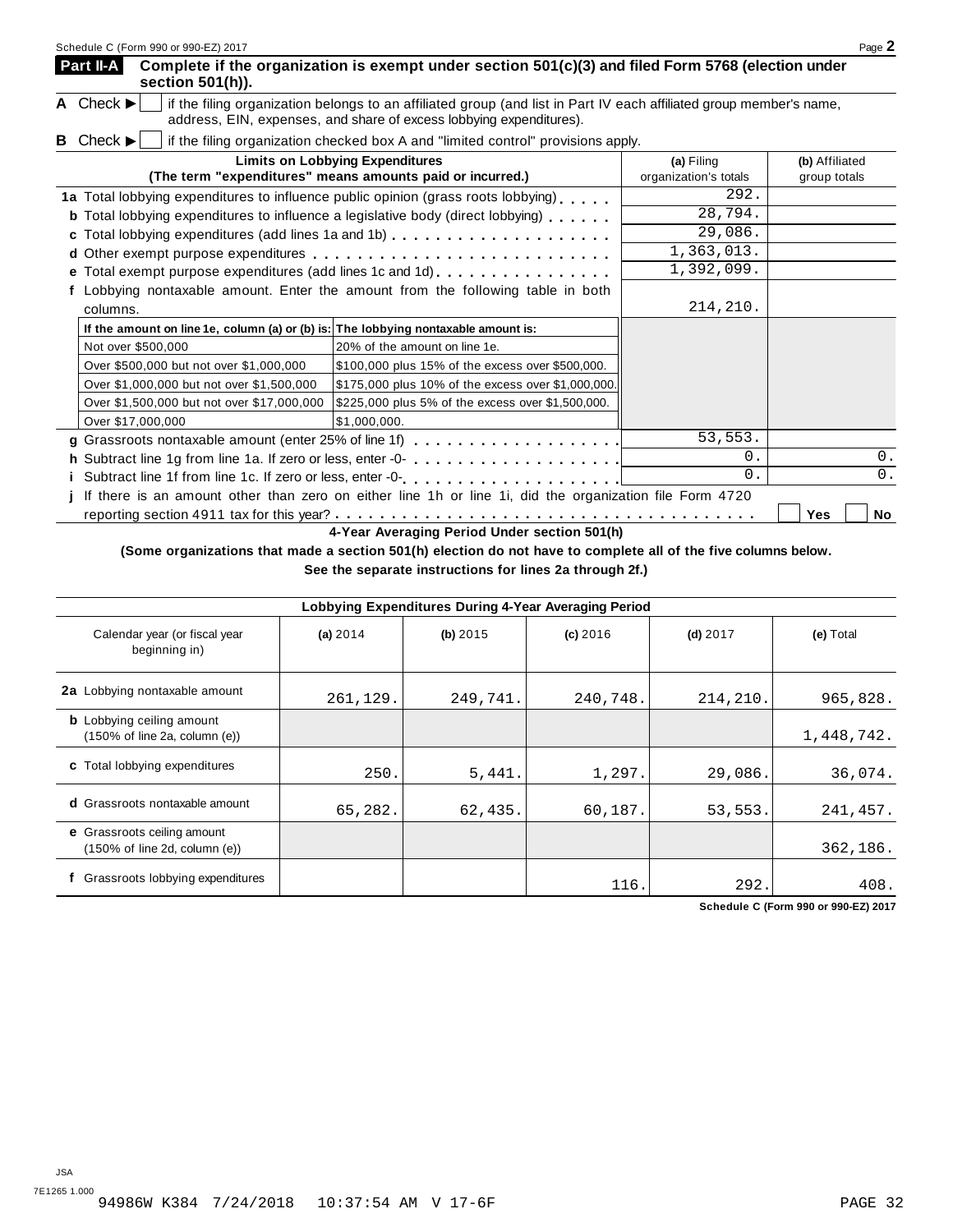**Part II-A** **Complete if the organization is exempt under section 501(c)(3) and filed Form 5768 (election under section 501(h)).**

**A** Check ▶ ☐ if the filing organization belongs to an affiliated group (and list in Part IV each affiliated group member's name, address, EIN, expenses, and share of excess lobbying expenditures).

**B** Check ▶ ☐ if the filing organization checked box A and "limited control" provisions apply.

| Limits on Lobbying Expenditures (The term "expenditures" means amounts paid or incurred.) | (a) Filing organization's totals | (b) Affiliated group totals |
|---|---|---|
| **1a** Total lobbying expenditures to influence public opinion (grass roots lobbying) | 292. | |
| **b** Total lobbying expenditures to influence a legislative body (direct lobbying) | 28,794. | |
| **c** Total lobbying expenditures (add lines 1a and 1b) | 29,086. | |
| **d** Other exempt purpose expenditures | 1,363,013. | |
| **e** Total exempt purpose expenditures (add lines 1c and 1d) | 1,392,099. | |
| **f** Lobbying nontaxable amount. Enter the amount from the following table in both columns. | 214,210. | |

| If the amount on line 1e, column (a) or (b) is: | The lobbying nontaxable amount is: |
|---|---|
| Not over $500,000 | 20% of the amount on line 1e. |
| Over $500,000 but not over $1,000,000 | $100,000 plus 15% of the excess over $500,000. |
| Over $1,000,000 but not over $1,500,000 | $175,000 plus 10% of the excess over $1,000,000. |
| Over $1,500,000 but not over $17,000,000 | $225,000 plus 5% of the excess over $1,500,000. |
| Over $17,000,000 | $1,000,000. |

| | (a) Filing organization's totals | (b) Affiliated group totals |
|---|---|---|
| **g** Grassroots nontaxable amount (enter 25% of line 1f) | 53,553. | |
| **h** Subtract line 1g from line 1a. If zero or less, enter -0- | 0. | 0. |
| **i** Subtract line 1f from line 1c. If zero or less, enter -0- | 0. | 0. |

**j** If there is an amount other than zero on either line 1h or line 1i, did the organization file Form 4720 reporting section 4911 tax for this year? ☐ Yes ☐ No

**4-Year Averaging Period Under section 501(h)**

**(Some organizations that made a section 501(h) election do not have to complete all of the five columns below. See the separate instructions for lines 2a through 2f.)**

| Lobbying Expenditures During 4-Year Averaging Period | | | | | |
|---|---|---|---|---|---|
| Calendar year (or fiscal year beginning in) | (a) 2014 | (b) 2015 | (c) 2016 | (d) 2017 | (e) Total |
| **2a** Lobbying nontaxable amount | 261,129. | 249,741. | 240,748. | 214,210. | 965,828. |
| **b** Lobbying ceiling amount (150% of line 2a, column (e)) | | | | | 1,448,742. |
| **c** Total lobbying expenditures | 250. | 5,441. | 1,297. | 29,086. | 36,074. |
| **d** Grassroots nontaxable amount | 65,282. | 62,435. | 60,187. | 53,553. | 241,457. |
| **e** Grassroots ceiling amount (150% of line 2d, column (e)) | | | | | 362,186. |
| **f** Grassroots lobbying expenditures | | | 116. | 292. | 408. |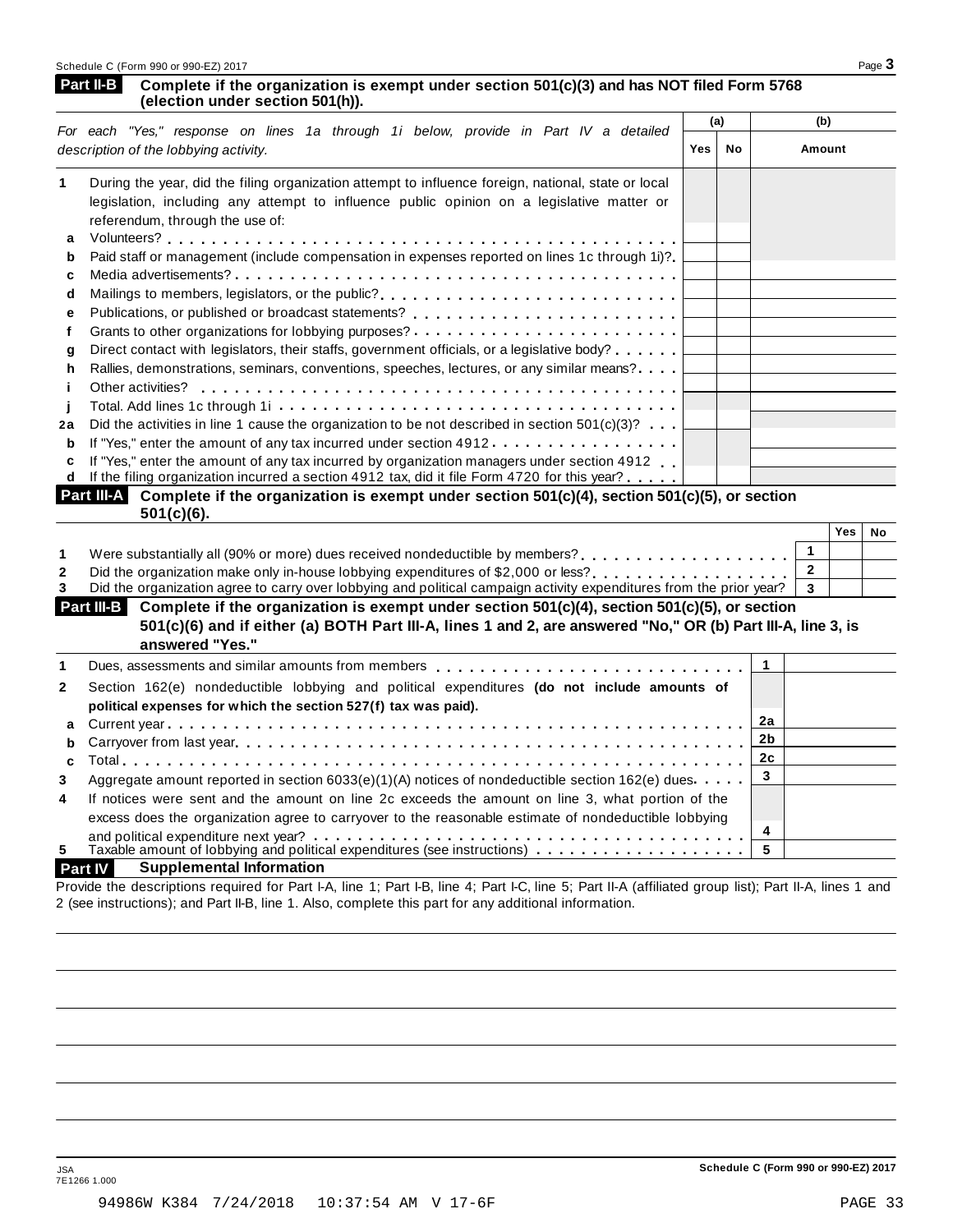**Part II-B** **Complete if the organization is exempt under section 501(c)(3) and has NOT filed Form 5768 (election under section 501(h)).**

| *For each "Yes," response on lines 1a through 1i below, provide in Part IV a detailed description of the lobbying activity.* | (a) Yes | (a) No | (b) Amount |
|---|---|---|---|
| **1** During the year, did the filing organization attempt to influence foreign, national, state or local legislation, including any attempt to influence public opinion on a legislative matter or referendum, through the use of: | | | |
| **a** Volunteers? | | | |
| **b** Paid staff or management (include compensation in expenses reported on lines 1c through 1i)? | | | |
| **c** Media advertisements? | | | |
| **d** Mailings to members, legislators, or the public? | | | |
| **e** Publications, or published or broadcast statements? | | | |
| **f** Grants to other organizations for lobbying purposes? | | | |
| **g** Direct contact with legislators, their staffs, government officials, or a legislative body? | | | |
| **h** Rallies, demonstrations, seminars, conventions, speeches, lectures, or any similar means? | | | |
| **i** Other activities? | | | |
| **j** Total. Add lines 1c through 1i | | | |
| **2a** Did the activities in line 1 cause the organization to be not described in section 501(c)(3)? | | | |
| **b** If "Yes," enter the amount of any tax incurred under section 4912 | | | |
| **c** If "Yes," enter the amount of any tax incurred by organization managers under section 4912 | | | |
| **d** If the filing organization incurred a section 4912 tax, did it file Form 4720 for this year? | | | |

**Part III-A** **Complete if the organization is exempt under section 501(c)(4), section 501(c)(5), or section 501(c)(6).**

| | | Yes | No |
|---|---|---|---|
| **1** Were substantially all (90% or more) dues received nondeductible by members? | 1 | | |
| **2** Did the organization make only in-house lobbying expenditures of $2,000 or less? | 2 | | |
| **3** Did the organization agree to carry over lobbying and political campaign activity expenditures from the prior year? | 3 | | |

**Part III-B** **Complete if the organization is exempt under section 501(c)(4), section 501(c)(5), or section 501(c)(6) and if either (a) BOTH Part III-A, lines 1 and 2, are answered "No," OR (b) Part III-A, line 3, is answered "Yes."**

| | | |
|---|---|---|
| **1** Dues, assessments and similar amounts from members | 1 | |
| **2** Section 162(e) nondeductible lobbying and political expenditures **(do not include amounts of political expenses for which the section 527(f) tax was paid).** | | |
| **a** Current year | 2a | |
| **b** Carryover from last year | 2b | |
| **c** Total | 2c | |
| **3** Aggregate amount reported in section 6033(e)(1)(A) notices of nondeductible section 162(e) dues | 3 | |
| **4** If notices were sent and the amount on line 2c exceeds the amount on line 3, what portion of the excess does the organization agree to carryover to the reasonable estimate of nondeductible lobbying and political expenditure next year? | 4 | |
| **5** Taxable amount of lobbying and political expenditures (see instructions) | 5 | |

**Part IV** **Supplemental Information**

Provide the descriptions required for Part I-A, line 1; Part I-B, line 4; Part I-C, line 5; Part II-A (affiliated group list); Part II-A, lines 1 and 2 (see instructions); and Part II-B, line 1. Also, complete this part for any additional information.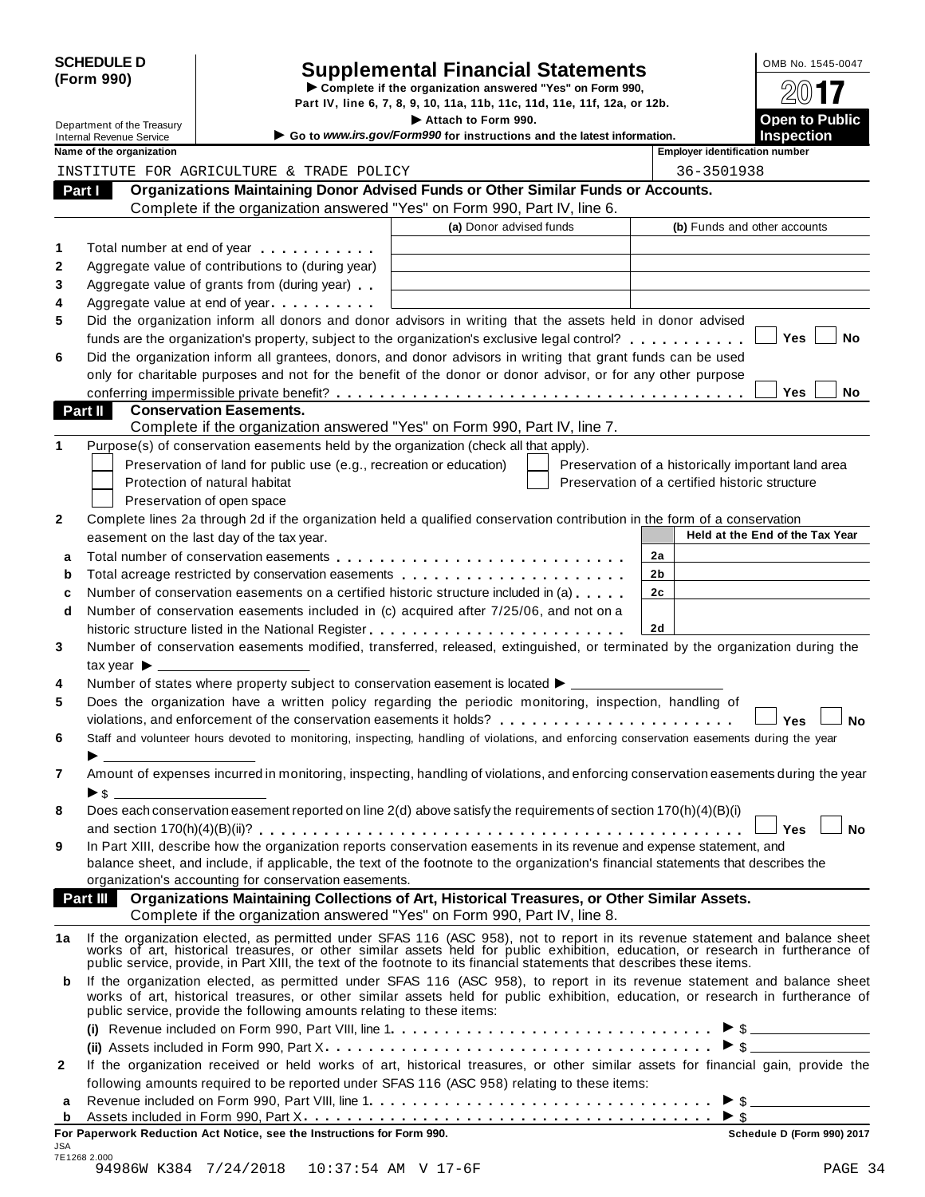**SCHEDULE D (Form 990)**

Department of the Treasury
Internal Revenue Service

# Supplemental Financial Statements

▶ Complete if the organization answered "Yes" on Form 990, Part IV, line 6, 7, 8, 9, 10, 11a, 11b, 11c, 11d, 11e, 11f, 12a, or 12b.

▶ Attach to Form 990.

▶ Go to *www.irs.gov/Form990* for instructions and the latest information.

OMB No. 1545-0047

**2017**

**Open to Public Inspection**

| Name of the organization | Employer identification number |
|---|---|
| INSTITUTE FOR AGRICULTURE & TRADE POLICY | 36-3501938 |

## Part I Organizations Maintaining Donor Advised Funds or Other Similar Funds or Accounts.

Complete if the organization answered "Yes" on Form 990, Part IV, line 6.

| | | (a) Donor advised funds | (b) Funds and other accounts |
|---|---|---|---|
| 1 | Total number at end of year | | |
| 2 | Aggregate value of contributions to (during year) | | |
| 3 | Aggregate value of grants from (during year) | | |
| 4 | Aggregate value at end of year | | |

5 Did the organization inform all donors and donor advisors in writing that the assets held in donor advised funds are the organization's property, subject to the organization's exclusive legal control? ☐ Yes ☐ No

6 Did the organization inform all grantees, donors, and donor advisors in writing that grant funds can be used only for charitable purposes and not for the benefit of the donor or donor advisor, or for any other purpose conferring impermissible private benefit? ☐ Yes ☐ No

## Part II Conservation Easements.

Complete if the organization answered "Yes" on Form 990, Part IV, line 7.

1 Purpose(s) of conservation easements held by the organization (check all that apply).

- ☐ Preservation of land for public use (e.g., recreation or education)
- ☐ Protection of natural habitat
- ☐ Preservation of open space
- ☐ Preservation of a historically important land area
- ☐ Preservation of a certified historic structure

2 Complete lines 2a through 2d if the organization held a qualified conservation contribution in the form of a conservation easement on the last day of the tax year.

| | | | Held at the End of the Tax Year |
|---|---|---|---|
| a | Total number of conservation easements | 2a | |
| b | Total acreage restricted by conservation easements | 2b | |
| c | Number of conservation easements on a certified historic structure included in (a) | 2c | |
| d | Number of conservation easements included in (c) acquired after 7/25/06, and not on a historic structure listed in the National Register | 2d | |

3 Number of conservation easements modified, transferred, released, extinguished, or terminated by the organization during the tax year ▶ ____________

4 Number of states where property subject to conservation easement is located ▶ ____________

5 Does the organization have a written policy regarding the periodic monitoring, inspection, handling of violations, and enforcement of the conservation easements it holds? ☐ Yes ☐ No

6 Staff and volunteer hours devoted to monitoring, inspecting, handling of violations, and enforcing conservation easements during the year ▶ ____________

7 Amount of expenses incurred in monitoring, inspecting, handling of violations, and enforcing conservation easements during the year ▶ $ ____________

8 Does each conservation easement reported on line 2(d) above satisfy the requirements of section 170(h)(4)(B)(i) and section 170(h)(4)(B)(ii)? ☐ Yes ☐ No

9 In Part XIII, describe how the organization reports conservation easements in its revenue and expense statement, and balance sheet, and include, if applicable, the text of the footnote to the organization's financial statements that describes the organization's accounting for conservation easements.

## Part III Organizations Maintaining Collections of Art, Historical Treasures, or Other Similar Assets.

Complete if the organization answered "Yes" on Form 990, Part IV, line 8.

1a If the organization elected, as permitted under SFAS 116 (ASC 958), not to report in its revenue statement and balance sheet works of art, historical treasures, or other similar assets held for public exhibition, education, or research in furtherance of public service, provide, in Part XIII, the text of the footnote to its financial statements that describes these items.

b If the organization elected, as permitted under SFAS 116 (ASC 958), to report in its revenue statement and balance sheet works of art, historical treasures, or other similar assets held for public exhibition, education, or research in furtherance of public service, provide the following amounts relating to these items:

(i) Revenue included on Form 990, Part VIII, line 1 ▶ $ ____________

(ii) Assets included in Form 990, Part X ▶ $ ____________

2 If the organization received or held works of art, historical treasures, or other similar assets for financial gain, provide the following amounts required to be reported under SFAS 116 (ASC 958) relating to these items:

a Revenue included on Form 990, Part VIII, line 1 ▶ $ ____________

b Assets included in Form 990, Part X ▶ $ ____________

**For Paperwork Reduction Act Notice, see the Instructions for Form 990.** **Schedule D (Form 990) 2017**

JSA
7E1268 2.000
94986W K384 7/24/2018 10:37:54 AM V 17-6F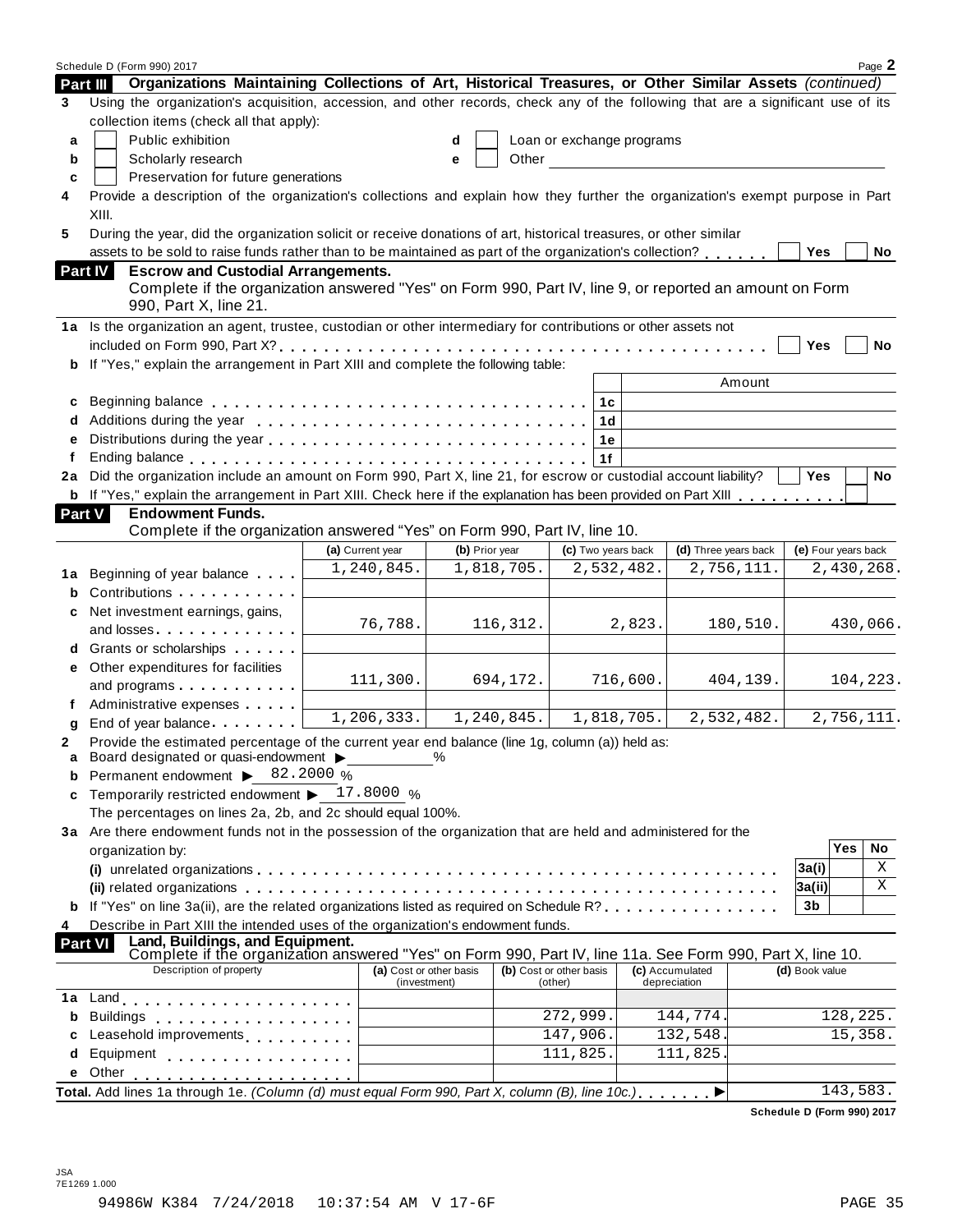## Part III Organizations Maintaining Collections of Art, Historical Treasures, or Other Similar Assets *(continued)*

**3** Using the organization's acquisition, accession, and other records, check any of the following that are a significant use of its collection items (check all that apply):

- **a** ☐ Public exhibition
- **b** ☐ Scholarly research
- **c** ☐ Preservation for future generations
- **d** ☐ Loan or exchange programs
- **e** ☐ Other

**4** Provide a description of the organization's collections and explain how they further the organization's exempt purpose in Part XIII.

**5** During the year, did the organization solicit or receive donations of art, historical treasures, or other similar assets to be sold to raise funds rather than to be maintained as part of the organization's collection? ☐ Yes ☐ No

## Part IV Escrow and Custodial Arrangements.

Complete if the organization answered "Yes" on Form 990, Part IV, line 9, or reported an amount on Form 990, Part X, line 21.

**1a** Is the organization an agent, trustee, custodian or other intermediary for contributions or other assets not included on Form 990, Part X? ☐ Yes ☐ No

**b** If "Yes," explain the arrangement in Part XIII and complete the following table:

| | | | Amount |
|---|---|---|---|
| c | Beginning balance | 1c | |
| d | Additions during the year | 1d | |
| e | Distributions during the year | 1e | |
| f | Ending balance | 1f | |

**2a** Did the organization include an amount on Form 990, Part X, line 21, for escrow or custodial account liability? ☐ Yes ☐ No

**b** If "Yes," explain the arrangement in Part XIII. Check here if the explanation has been provided on Part XIII ☐

## Part V Endowment Funds.

Complete if the organization answered "Yes" on Form 990, Part IV, line 10.

| | | (a) Current year | (b) Prior year | (c) Two years back | (d) Three years back | (e) Four years back |
|---|---|---|---|---|---|---|
| 1a | Beginning of year balance | 1,240,845. | 1,818,705. | 2,532,482. | 2,756,111. | 2,430,268. |
| b | Contributions | | | | | |
| c | Net investment earnings, gains, and losses | 76,788. | 116,312. | 2,823. | 180,510. | 430,066. |
| d | Grants or scholarships | | | | | |
| e | Other expenditures for facilities and programs | 111,300. | 694,172. | 716,600. | 404,139. | 104,223. |
| f | Administrative expenses | | | | | |
| g | End of year balance | 1,206,333. | 1,240,845. | 1,818,705. | 2,532,482. | 2,756,111. |

**2** Provide the estimated percentage of the current year end balance (line 1g, column (a)) held as:

- **a** Board designated or quasi-endowment ▶ ______ %
- **b** Permanent endowment ▶ 82.2000 %
- **c** Temporarily restricted endowment ▶ 17.8000 %

The percentages on lines 2a, 2b, and 2c should equal 100%.

**3a** Are there endowment funds not in the possession of the organization that are held and administered for the organization by:

| | | | Yes | No |
|---|---|---|---|---|
| (i) | unrelated organizations | 3a(i) | | X |
| (ii) | related organizations | 3a(ii) | | X |
| b | If "Yes" on line 3a(ii), are the related organizations listed as required on Schedule R? | 3b | | |

**4** Describe in Part XIII the intended uses of the organization's endowment funds.

## Part VI Land, Buildings, and Equipment.

Complete if the organization answered "Yes" on Form 990, Part IV, line 11a. See Form 990, Part X, line 10.

| | Description of property | (a) Cost or other basis (investment) | (b) Cost or other basis (other) | (c) Accumulated depreciation | (d) Book value |
|---|---|---|---|---|---|
| 1a | Land | | | | |
| b | Buildings | | 272,999. | 144,774. | 128,225. |
| c | Leasehold improvements | | 147,906. | 132,548. | 15,358. |
| d | Equipment | | 111,825. | 111,825. | |
| e | Other | | | | |
| **Total.** | Add lines 1a through 1e. *(Column (d) must equal Form 990, Part X, column (B), line 10c.)* | | | | 143,583. |

**Schedule D (Form 990) 2017**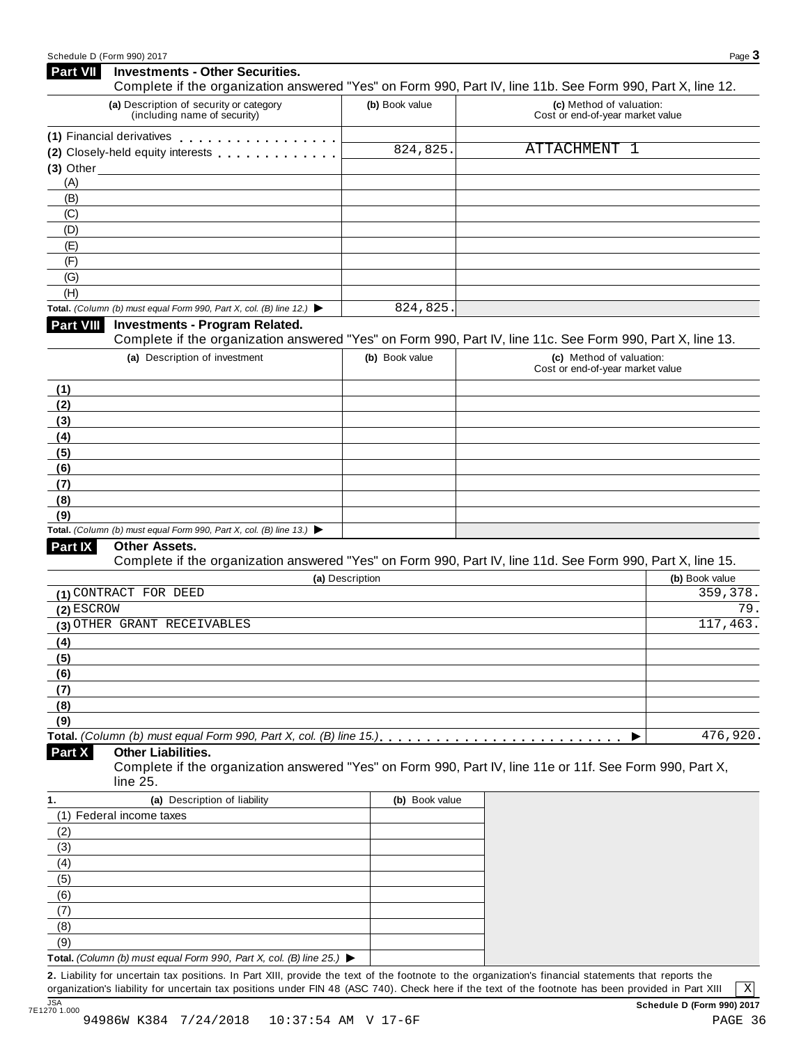## Part VII Investments - Other Securities.

Complete if the organization answered "Yes" on Form 990, Part IV, line 11b. See Form 990, Part X, line 12.

| (a) Description of security or category (including name of security) | (b) Book value | (c) Method of valuation: Cost or end-of-year market value |
|---|---|---|
| (1) Financial derivatives | | |
| (2) Closely-held equity interests | 824,825. | ATTACHMENT 1 |
| (3) Other | | |
| (A) | | |
| (B) | | |
| (C) | | |
| (D) | | |
| (E) | | |
| (F) | | |
| (G) | | |
| (H) | | |
| **Total.** *(Column (b) must equal Form 990, Part X, col. (B) line 12.)* ▶ | 824,825. | |

## Part VIII Investments - Program Related.

Complete if the organization answered "Yes" on Form 990, Part IV, line 11c. See Form 990, Part X, line 13.

| (a) Description of investment | (b) Book value | (c) Method of valuation: Cost or end-of-year market value |
|---|---|---|
| (1) | | |
| (2) | | |
| (3) | | |
| (4) | | |
| (5) | | |
| (6) | | |
| (7) | | |
| (8) | | |
| (9) | | |
| **Total.** *(Column (b) must equal Form 990, Part X, col. (B) line 13.)* ▶ | | |

## Part IX Other Assets.

Complete if the organization answered "Yes" on Form 990, Part IV, line 11d. See Form 990, Part X, line 15.

| (a) Description | (b) Book value |
|---|---|
| (1) CONTRACT FOR DEED | 359,378. |
| (2) ESCROW | 79. |
| (3) OTHER GRANT RECEIVABLES | 117,463. |
| (4) | |
| (5) | |
| (6) | |
| (7) | |
| (8) | |
| (9) | |
| **Total.** *(Column (b) must equal Form 990, Part X, col. (B) line 15.)* ▶ | 476,920. |

## Part X Other Liabilities.

Complete if the organization answered "Yes" on Form 990, Part IV, line 11e or 11f. See Form 990, Part X, line 25.

| 1. (a) Description of liability | (b) Book value |
|---|---|
| (1) Federal income taxes | |
| (2) | |
| (3) | |
| (4) | |
| (5) | |
| (6) | |
| (7) | |
| (8) | |
| (9) | |
| **Total.** *(Column (b) must equal Form 990, Part X, col. (B) line 25.)* ▶ | |

**2.** Liability for uncertain tax positions. In Part XIII, provide the text of the footnote to the organization's financial statements that reports the organization's liability for uncertain tax positions under FIN 48 (ASC 740). Check here if the text of the footnote has been provided in Part XIII [X]

**Schedule D (Form 990) 2017**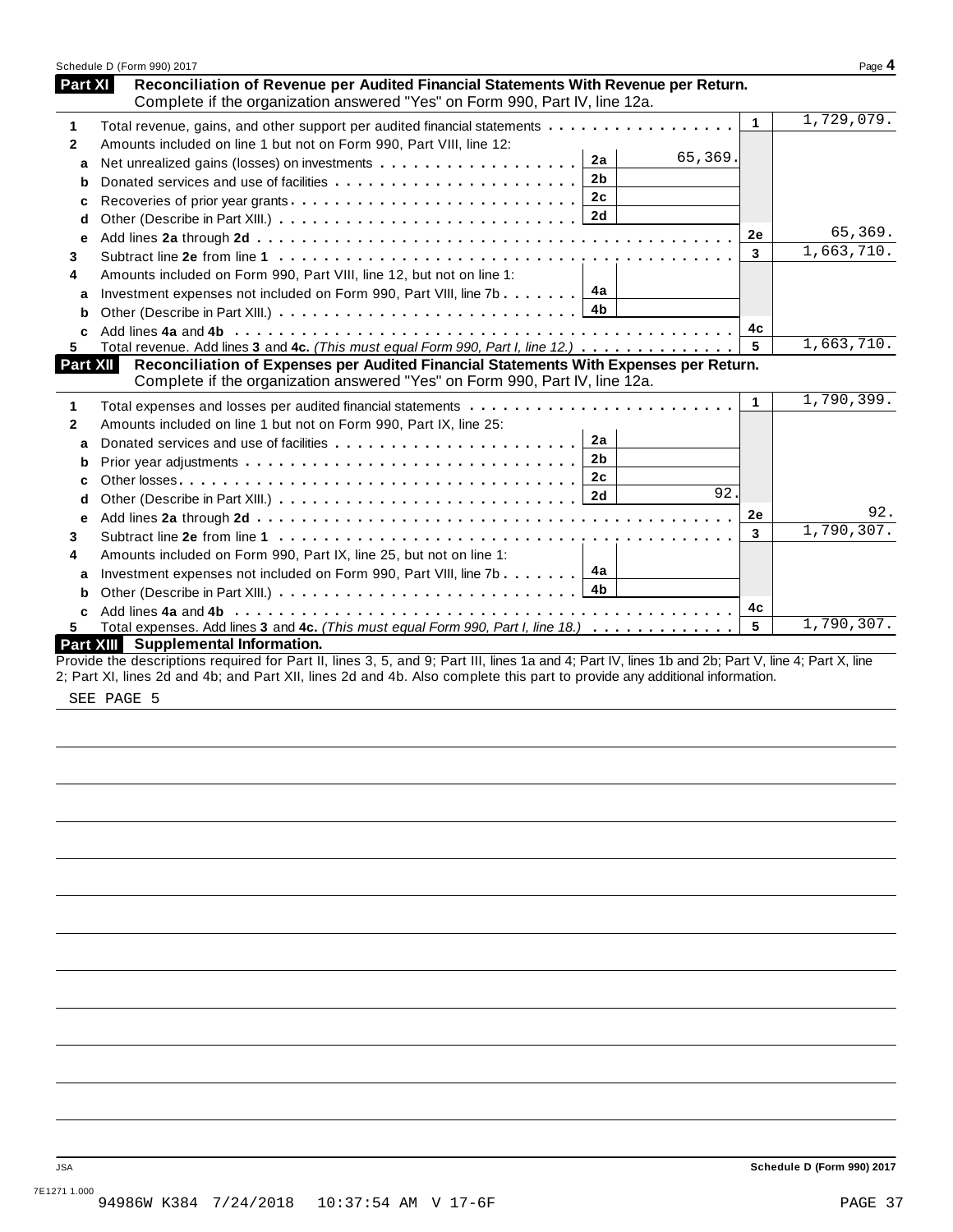## Part XI Reconciliation of Revenue per Audited Financial Statements With Revenue per Return.

Complete if the organization answered "Yes" on Form 990, Part IV, line 12a.

| | | | | | |
|---|---|---|---|---|---|
| 1 | Total revenue, gains, and other support per audited financial statements | | | 1 | 1,729,079. |
| 2 | Amounts included on line 1 but not on Form 990, Part VIII, line 12: | | | | |
| a | Net unrealized gains (losses) on investments | 2a | 65,369. | | |
| b | Donated services and use of facilities | 2b | | | |
| c | Recoveries of prior year grants | 2c | | | |
| d | Other (Describe in Part XIII.) | 2d | | | |
| e | Add lines **2a** through **2d** | | | 2e | 65,369. |
| 3 | Subtract line **2e** from line **1** | | | 3 | 1,663,710. |
| 4 | Amounts included on Form 990, Part VIII, line 12, but not on line 1: | | | | |
| a | Investment expenses not included on Form 990, Part VIII, line 7b | 4a | | | |
| b | Other (Describe in Part XIII.) | 4b | | | |
| c | Add lines **4a** and **4b** | | | 4c | |
| 5 | Total revenue. Add lines **3** and **4c.** *(This must equal Form 990, Part I, line 12.)* | | | 5 | 1,663,710. |

## Part XII Reconciliation of Expenses per Audited Financial Statements With Expenses per Return.

Complete if the organization answered "Yes" on Form 990, Part IV, line 12a.

| | | | | | |
|---|---|---|---|---|---|
| 1 | Total expenses and losses per audited financial statements | | | 1 | 1,790,399. |
| 2 | Amounts included on line 1 but not on Form 990, Part IX, line 25: | | | | |
| a | Donated services and use of facilities | 2a | | | |
| b | Prior year adjustments | 2b | | | |
| c | Other losses | 2c | | | |
| d | Other (Describe in Part XIII.) | 2d | 92. | | |
| e | Add lines **2a** through **2d** | | | 2e | 92. |
| 3 | Subtract line **2e** from line **1** | | | 3 | 1,790,307. |
| 4 | Amounts included on Form 990, Part IX, line 25, but not on line 1: | | | | |
| a | Investment expenses not included on Form 990, Part VIII, line 7b | 4a | | | |
| b | Other (Describe in Part XIII.) | 4b | | | |
| c | Add lines **4a** and **4b** | | | 4c | |
| 5 | Total expenses. Add lines **3** and **4c.** *(This must equal Form 990, Part I, line 18.)* | | | 5 | 1,790,307. |

## Part XIII Supplemental Information.

Provide the descriptions required for Part II, lines 3, 5, and 9; Part III, lines 1a and 4; Part IV, lines 1b and 2b; Part V, line 4; Part X, line 2; Part XI, lines 2d and 4b; and Part XII, lines 2d and 4b. Also complete this part to provide any additional information.

SEE PAGE 5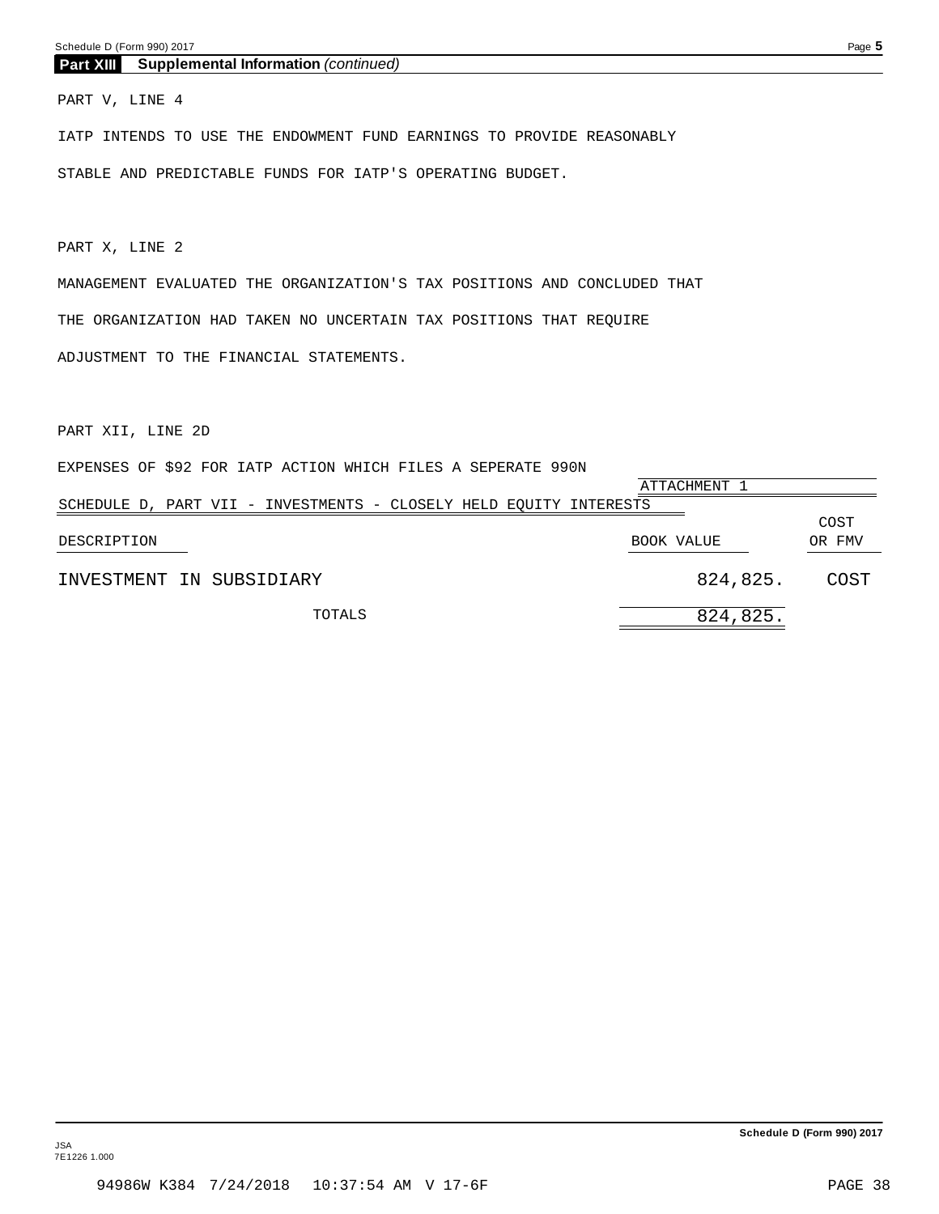**Part XIII Supplemental Information** *(continued)*

PART V, LINE 4

IATP INTENDS TO USE THE ENDOWMENT FUND EARNINGS TO PROVIDE REASONABLY STABLE AND PREDICTABLE FUNDS FOR IATP'S OPERATING BUDGET.

PART X, LINE 2

MANAGEMENT EVALUATED THE ORGANIZATION'S TAX POSITIONS AND CONCLUDED THAT THE ORGANIZATION HAD TAKEN NO UNCERTAIN TAX POSITIONS THAT REQUIRE ADJUSTMENT TO THE FINANCIAL STATEMENTS.

PART XII, LINE 2D

EXPENSES OF $92 FOR IATP ACTION WHICH FILES A SEPERATE 990N

ATTACHMENT 1

SCHEDULE D, PART VII - INVESTMENTS - CLOSELY HELD EQUITY INTERESTS

| DESCRIPTION | BOOK VALUE | COST OR FMV |
|---|---|---|
| INVESTMENT IN SUBSIDIARY | 824,825. | COST |
| TOTALS | 824,825. | |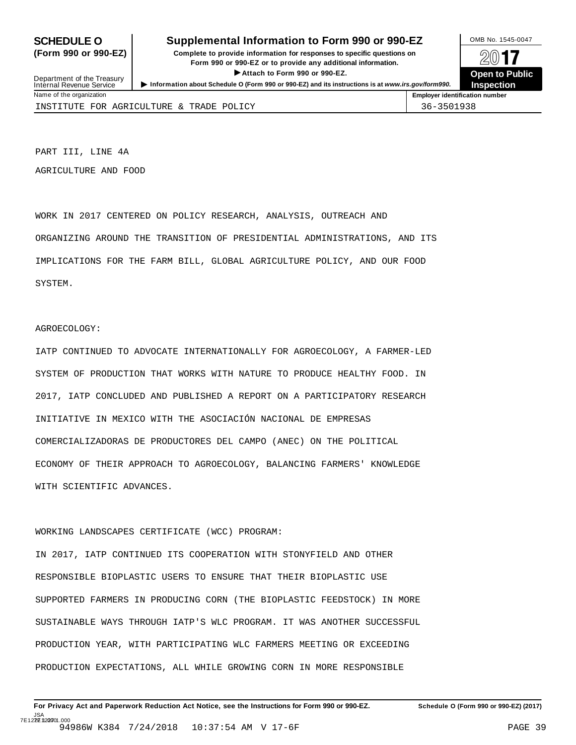**SCHEDULE O (Form 990 or 990-EZ)**

**Supplemental Information to Form 990 or 990-EZ**

Complete to provide information for responses to specific questions on Form 990 or 990-EZ or to provide any additional information.

▶ Attach to Form 990 or 990-EZ.

▶ Information about Schedule O (Form 990 or 990-EZ) and its instructions is at www.irs.gov/form990.

Department of the Treasury
Internal Revenue Service

OMB No. 1545-0047

2017

**Open to Public Inspection**

| Name of the organization | Employer identification number |
| --- | --- |
| INSTITUTE FOR AGRICULTURE & TRADE POLICY | 36-3501938 |

PART III, LINE 4A

AGRICULTURE AND FOOD

WORK IN 2017 CENTERED ON POLICY RESEARCH, ANALYSIS, OUTREACH AND ORGANIZING AROUND THE TRANSITION OF PRESIDENTIAL ADMINISTRATIONS, AND ITS IMPLICATIONS FOR THE FARM BILL, GLOBAL AGRICULTURE POLICY, AND OUR FOOD SYSTEM.

AGROECOLOGY:

IATP CONTINUED TO ADVOCATE INTERNATIONALLY FOR AGROECOLOGY, A FARMER-LED SYSTEM OF PRODUCTION THAT WORKS WITH NATURE TO PRODUCE HEALTHY FOOD. IN 2017, IATP CONCLUDED AND PUBLISHED A REPORT ON A PARTICIPATORY RESEARCH INITIATIVE IN MEXICO WITH THE ASOCIACIÓN NACIONAL DE EMPRESAS COMERCIALIZADORAS DE PRODUCTORES DEL CAMPO (ANEC) ON THE POLITICAL ECONOMY OF THEIR APPROACH TO AGROECOLOGY, BALANCING FARMERS' KNOWLEDGE WITH SCIENTIFIC ADVANCES.

WORKING LANDSCAPES CERTIFICATE (WCC) PROGRAM:

IN 2017, IATP CONTINUED ITS COOPERATION WITH STONYFIELD AND OTHER RESPONSIBLE BIOPLASTIC USERS TO ENSURE THAT THEIR BIOPLASTIC USE SUPPORTED FARMERS IN PRODUCING CORN (THE BIOPLASTIC FEEDSTOCK) IN MORE SUSTAINABLE WAYS THROUGH IATP'S WLC PROGRAM. IT WAS ANOTHER SUCCESSFUL PRODUCTION YEAR, WITH PARTICIPATING WLC FARMERS MEETING OR EXCEEDING PRODUCTION EXPECTATIONS, ALL WHILE GROWING CORN IN MORE RESPONSIBLE

**For Privacy Act and Paperwork Reduction Act Notice, see the Instructions for Form 990 or 990-EZ.** **Schedule O (Form 990 or 990-EZ) (2017)**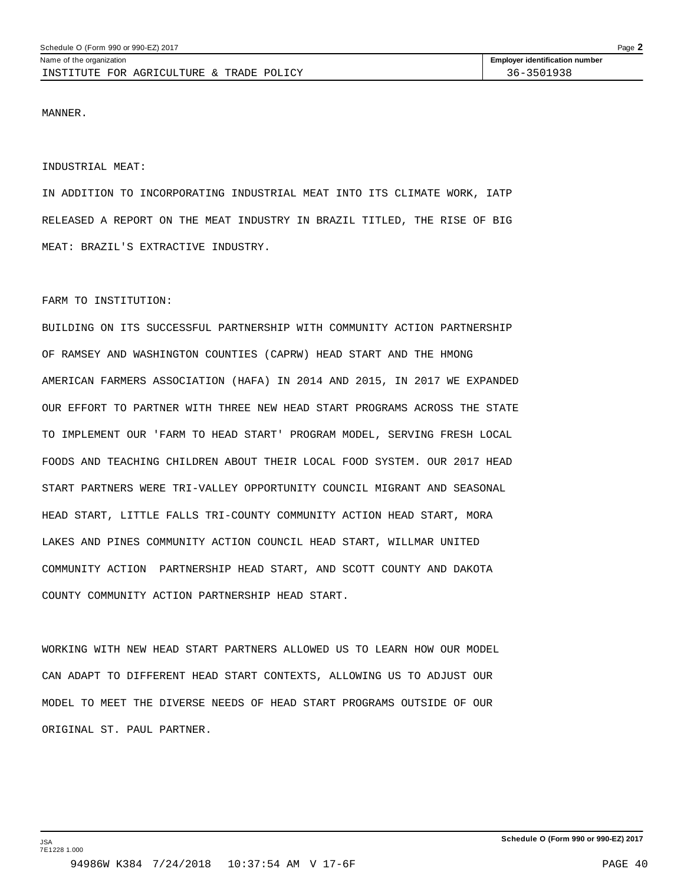MANNER.

INDUSTRIAL MEAT:

IN ADDITION TO INCORPORATING INDUSTRIAL MEAT INTO ITS CLIMATE WORK, IATP RELEASED A REPORT ON THE MEAT INDUSTRY IN BRAZIL TITLED, THE RISE OF BIG MEAT: BRAZIL'S EXTRACTIVE INDUSTRY.

FARM TO INSTITUTION:

BUILDING ON ITS SUCCESSFUL PARTNERSHIP WITH COMMUNITY ACTION PARTNERSHIP OF RAMSEY AND WASHINGTON COUNTIES (CAPRW) HEAD START AND THE HMONG AMERICAN FARMERS ASSOCIATION (HAFA) IN 2014 AND 2015, IN 2017 WE EXPANDED OUR EFFORT TO PARTNER WITH THREE NEW HEAD START PROGRAMS ACROSS THE STATE TO IMPLEMENT OUR 'FARM TO HEAD START' PROGRAM MODEL, SERVING FRESH LOCAL FOODS AND TEACHING CHILDREN ABOUT THEIR LOCAL FOOD SYSTEM. OUR 2017 HEAD START PARTNERS WERE TRI-VALLEY OPPORTUNITY COUNCIL MIGRANT AND SEASONAL HEAD START, LITTLE FALLS TRI-COUNTY COMMUNITY ACTION HEAD START, MORA LAKES AND PINES COMMUNITY ACTION COUNCIL HEAD START, WILLMAR UNITED COMMUNITY ACTION PARTNERSHIP HEAD START, AND SCOTT COUNTY AND DAKOTA COUNTY COMMUNITY ACTION PARTNERSHIP HEAD START.

WORKING WITH NEW HEAD START PARTNERS ALLOWED US TO LEARN HOW OUR MODEL CAN ADAPT TO DIFFERENT HEAD START CONTEXTS, ALLOWING US TO ADJUST OUR MODEL TO MEET THE DIVERSE NEEDS OF HEAD START PROGRAMS OUTSIDE OF OUR ORIGINAL ST. PAUL PARTNER.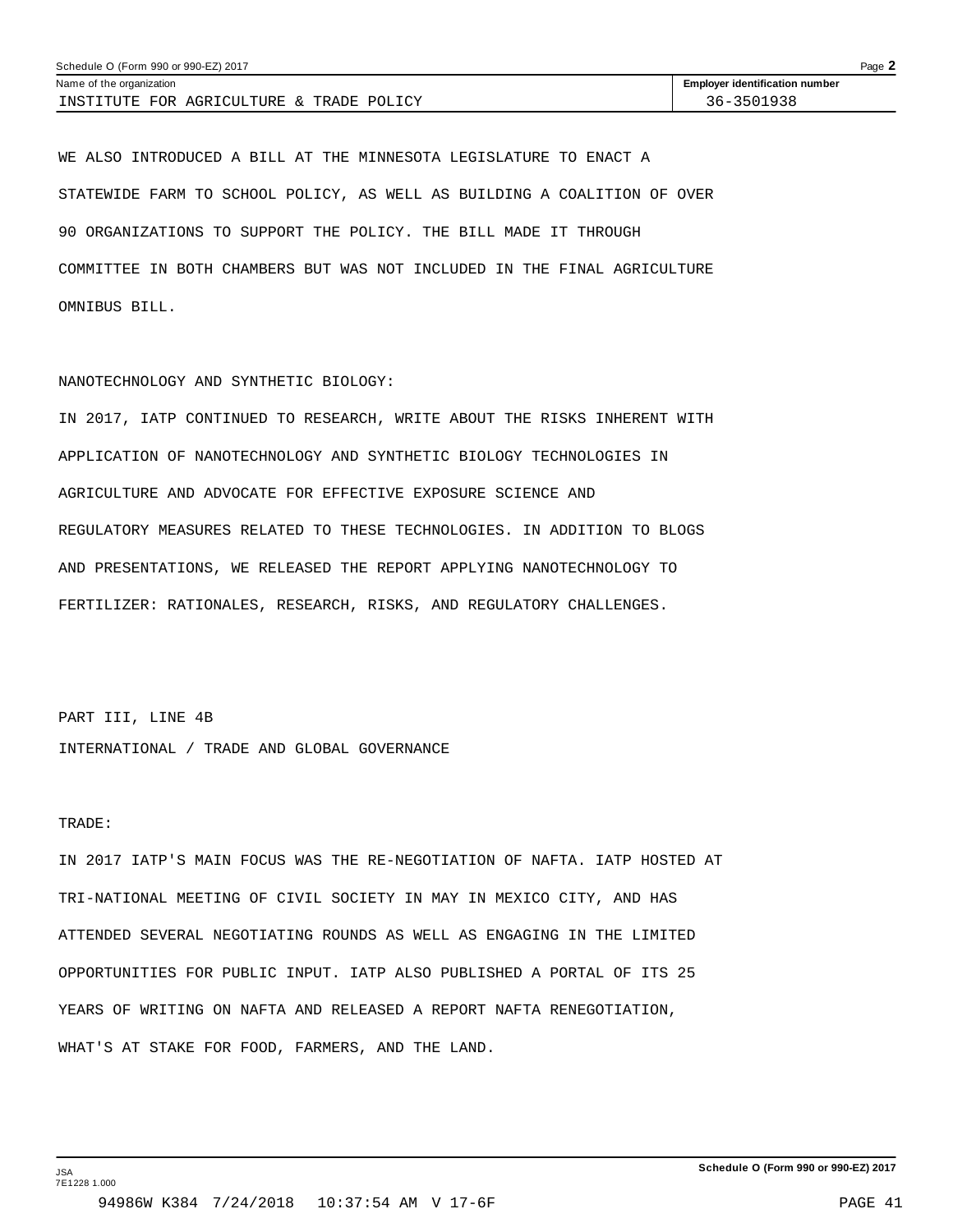WE ALSO INTRODUCED A BILL AT THE MINNESOTA LEGISLATURE TO ENACT A STATEWIDE FARM TO SCHOOL POLICY, AS WELL AS BUILDING A COALITION OF OVER 90 ORGANIZATIONS TO SUPPORT THE POLICY. THE BILL MADE IT THROUGH COMMITTEE IN BOTH CHAMBERS BUT WAS NOT INCLUDED IN THE FINAL AGRICULTURE OMNIBUS BILL.

NANOTECHNOLOGY AND SYNTHETIC BIOLOGY:

IN 2017, IATP CONTINUED TO RESEARCH, WRITE ABOUT THE RISKS INHERENT WITH APPLICATION OF NANOTECHNOLOGY AND SYNTHETIC BIOLOGY TECHNOLOGIES IN AGRICULTURE AND ADVOCATE FOR EFFECTIVE EXPOSURE SCIENCE AND REGULATORY MEASURES RELATED TO THESE TECHNOLOGIES. IN ADDITION TO BLOGS AND PRESENTATIONS, WE RELEASED THE REPORT APPLYING NANOTECHNOLOGY TO FERTILIZER: RATIONALES, RESEARCH, RISKS, AND REGULATORY CHALLENGES.

PART III, LINE 4B

INTERNATIONAL / TRADE AND GLOBAL GOVERNANCE

TRADE:

IN 2017 IATP'S MAIN FOCUS WAS THE RE-NEGOTIATION OF NAFTA. IATP HOSTED AT TRI-NATIONAL MEETING OF CIVIL SOCIETY IN MAY IN MEXICO CITY, AND HAS ATTENDED SEVERAL NEGOTIATING ROUNDS AS WELL AS ENGAGING IN THE LIMITED OPPORTUNITIES FOR PUBLIC INPUT. IATP ALSO PUBLISHED A PORTAL OF ITS 25 YEARS OF WRITING ON NAFTA AND RELEASED A REPORT NAFTA RENEGOTIATION, WHAT'S AT STAKE FOR FOOD, FARMERS, AND THE LAND.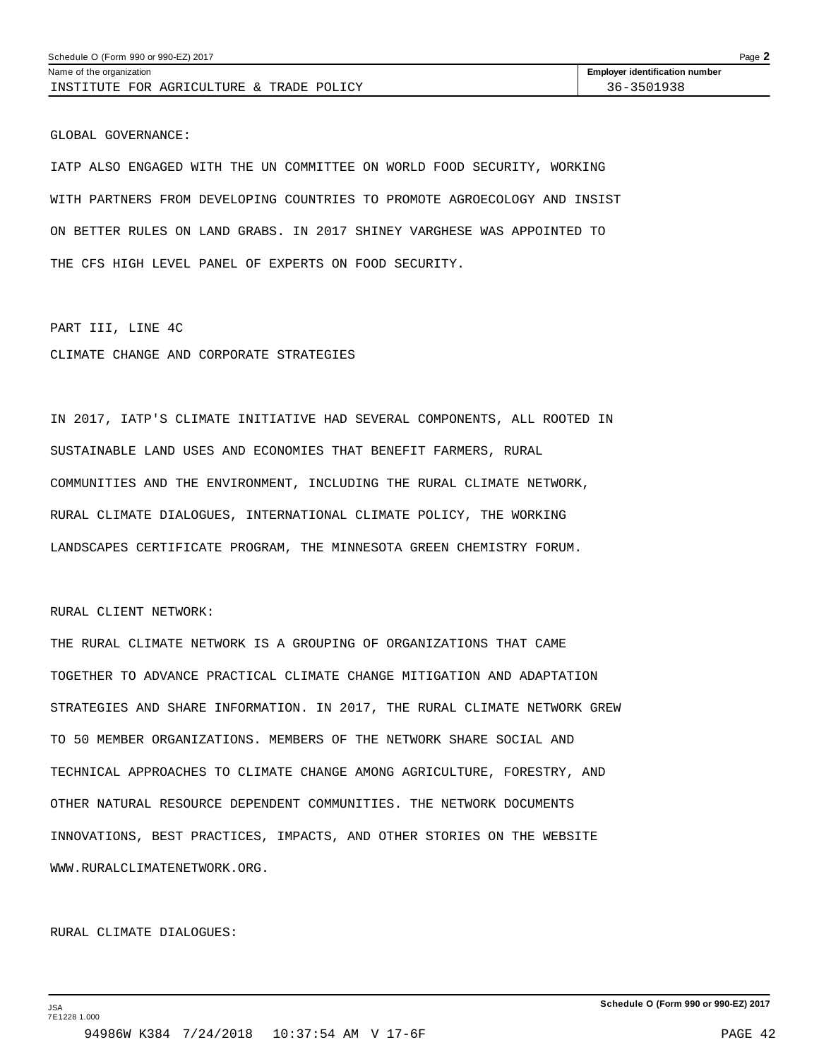Name of the organization: INSTITUTE FOR AGRICULTURE & TRADE POLICY

Employer identification number: 36-3501938

GLOBAL GOVERNANCE:

IATP ALSO ENGAGED WITH THE UN COMMITTEE ON WORLD FOOD SECURITY, WORKING WITH PARTNERS FROM DEVELOPING COUNTRIES TO PROMOTE AGROECOLOGY AND INSIST ON BETTER RULES ON LAND GRABS. IN 2017 SHINEY VARGHESE WAS APPOINTED TO THE CFS HIGH LEVEL PANEL OF EXPERTS ON FOOD SECURITY.

PART III, LINE 4C

CLIMATE CHANGE AND CORPORATE STRATEGIES

IN 2017, IATP'S CLIMATE INITIATIVE HAD SEVERAL COMPONENTS, ALL ROOTED IN SUSTAINABLE LAND USES AND ECONOMIES THAT BENEFIT FARMERS, RURAL COMMUNITIES AND THE ENVIRONMENT, INCLUDING THE RURAL CLIMATE NETWORK, RURAL CLIMATE DIALOGUES, INTERNATIONAL CLIMATE POLICY, THE WORKING LANDSCAPES CERTIFICATE PROGRAM, THE MINNESOTA GREEN CHEMISTRY FORUM.

RURAL CLIENT NETWORK:

THE RURAL CLIMATE NETWORK IS A GROUPING OF ORGANIZATIONS THAT CAME TOGETHER TO ADVANCE PRACTICAL CLIMATE CHANGE MITIGATION AND ADAPTATION STRATEGIES AND SHARE INFORMATION. IN 2017, THE RURAL CLIMATE NETWORK GREW TO 50 MEMBER ORGANIZATIONS. MEMBERS OF THE NETWORK SHARE SOCIAL AND TECHNICAL APPROACHES TO CLIMATE CHANGE AMONG AGRICULTURE, FORESTRY, AND OTHER NATURAL RESOURCE DEPENDENT COMMUNITIES. THE NETWORK DOCUMENTS INNOVATIONS, BEST PRACTICES, IMPACTS, AND OTHER STORIES ON THE WEBSITE WWW.RURALCLIMATENETWORK.ORG.

RURAL CLIMATE DIALOGUES: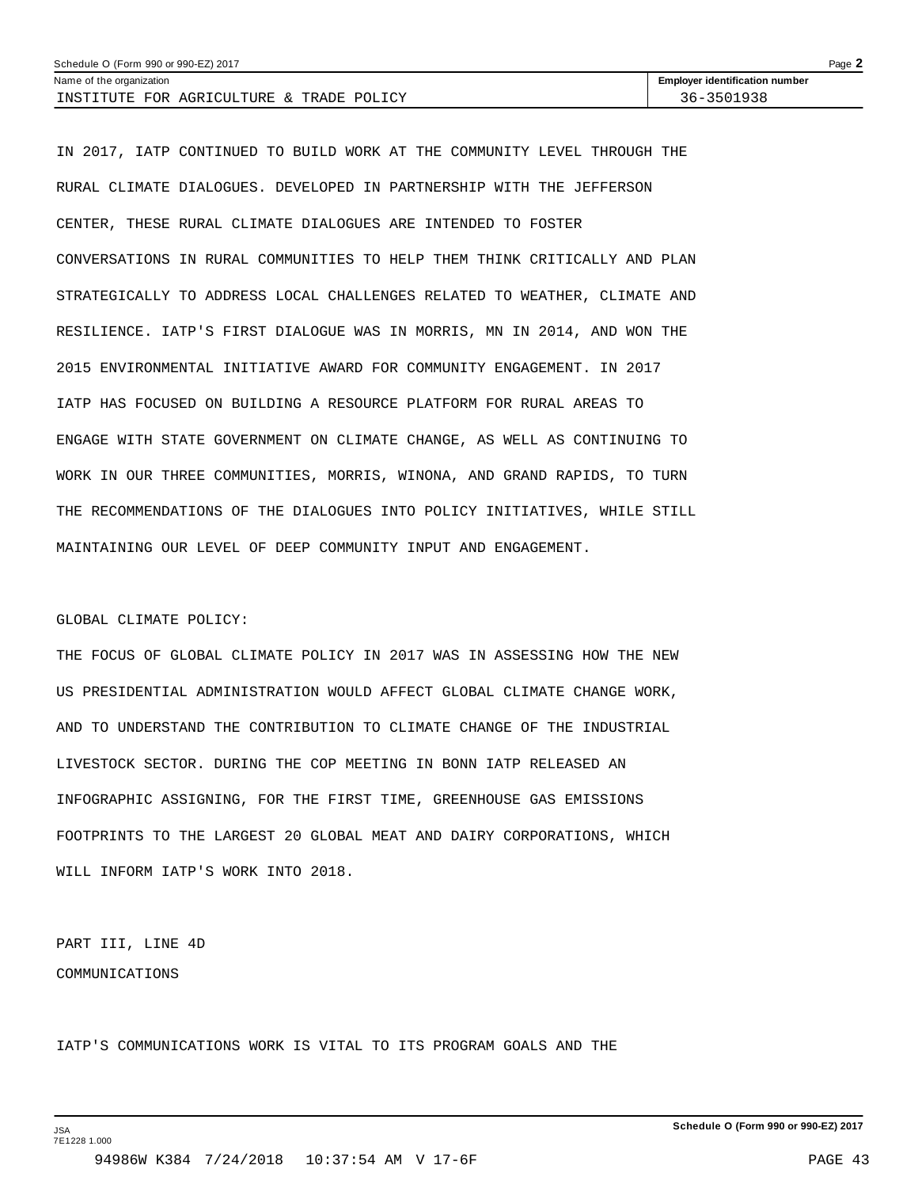IN 2017, IATP CONTINUED TO BUILD WORK AT THE COMMUNITY LEVEL THROUGH THE RURAL CLIMATE DIALOGUES. DEVELOPED IN PARTNERSHIP WITH THE JEFFERSON CENTER, THESE RURAL CLIMATE DIALOGUES ARE INTENDED TO FOSTER CONVERSATIONS IN RURAL COMMUNITIES TO HELP THEM THINK CRITICALLY AND PLAN STRATEGICALLY TO ADDRESS LOCAL CHALLENGES RELATED TO WEATHER, CLIMATE AND RESILIENCE. IATP'S FIRST DIALOGUE WAS IN MORRIS, MN IN 2014, AND WON THE 2015 ENVIRONMENTAL INITIATIVE AWARD FOR COMMUNITY ENGAGEMENT. IN 2017 IATP HAS FOCUSED ON BUILDING A RESOURCE PLATFORM FOR RURAL AREAS TO ENGAGE WITH STATE GOVERNMENT ON CLIMATE CHANGE, AS WELL AS CONTINUING TO WORK IN OUR THREE COMMUNITIES, MORRIS, WINONA, AND GRAND RAPIDS, TO TURN THE RECOMMENDATIONS OF THE DIALOGUES INTO POLICY INITIATIVES, WHILE STILL MAINTAINING OUR LEVEL OF DEEP COMMUNITY INPUT AND ENGAGEMENT.

GLOBAL CLIMATE POLICY:

THE FOCUS OF GLOBAL CLIMATE POLICY IN 2017 WAS IN ASSESSING HOW THE NEW US PRESIDENTIAL ADMINISTRATION WOULD AFFECT GLOBAL CLIMATE CHANGE WORK, AND TO UNDERSTAND THE CONTRIBUTION TO CLIMATE CHANGE OF THE INDUSTRIAL LIVESTOCK SECTOR. DURING THE COP MEETING IN BONN IATP RELEASED AN INFOGRAPHIC ASSIGNING, FOR THE FIRST TIME, GREENHOUSE GAS EMISSIONS FOOTPRINTS TO THE LARGEST 20 GLOBAL MEAT AND DAIRY CORPORATIONS, WHICH WILL INFORM IATP'S WORK INTO 2018.

PART III, LINE 4D

COMMUNICATIONS

IATP'S COMMUNICATIONS WORK IS VITAL TO ITS PROGRAM GOALS AND THE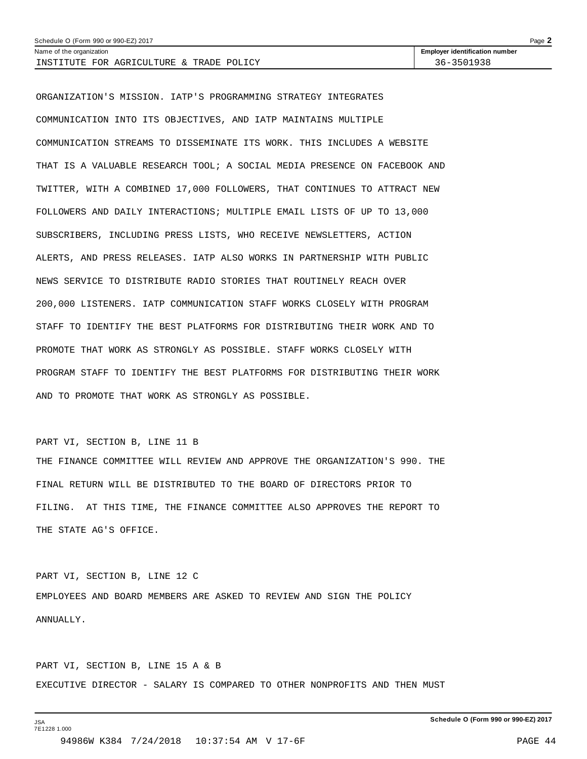Name of the organization: INSTITUTE FOR AGRICULTURE & TRADE POLICY

Employer identification number: 36-3501938

ORGANIZATION'S MISSION. IATP'S PROGRAMMING STRATEGY INTEGRATES COMMUNICATION INTO ITS OBJECTIVES, AND IATP MAINTAINS MULTIPLE COMMUNICATION STREAMS TO DISSEMINATE ITS WORK. THIS INCLUDES A WEBSITE THAT IS A VALUABLE RESEARCH TOOL; A SOCIAL MEDIA PRESENCE ON FACEBOOK AND TWITTER, WITH A COMBINED 17,000 FOLLOWERS, THAT CONTINUES TO ATTRACT NEW FOLLOWERS AND DAILY INTERACTIONS; MULTIPLE EMAIL LISTS OF UP TO 13,000 SUBSCRIBERS, INCLUDING PRESS LISTS, WHO RECEIVE NEWSLETTERS, ACTION ALERTS, AND PRESS RELEASES. IATP ALSO WORKS IN PARTNERSHIP WITH PUBLIC NEWS SERVICE TO DISTRIBUTE RADIO STORIES THAT ROUTINELY REACH OVER 200,000 LISTENERS. IATP COMMUNICATION STAFF WORKS CLOSELY WITH PROGRAM STAFF TO IDENTIFY THE BEST PLATFORMS FOR DISTRIBUTING THEIR WORK AND TO PROMOTE THAT WORK AS STRONGLY AS POSSIBLE. STAFF WORKS CLOSELY WITH PROGRAM STAFF TO IDENTIFY THE BEST PLATFORMS FOR DISTRIBUTING THEIR WORK AND TO PROMOTE THAT WORK AS STRONGLY AS POSSIBLE.

PART VI, SECTION B, LINE 11 B

THE FINANCE COMMITTEE WILL REVIEW AND APPROVE THE ORGANIZATION'S 990. THE FINAL RETURN WILL BE DISTRIBUTED TO THE BOARD OF DIRECTORS PRIOR TO FILING. AT THIS TIME, THE FINANCE COMMITTEE ALSO APPROVES THE REPORT TO THE STATE AG'S OFFICE.

PART VI, SECTION B, LINE 12 C

EMPLOYEES AND BOARD MEMBERS ARE ASKED TO REVIEW AND SIGN THE POLICY ANNUALLY.

PART VI, SECTION B, LINE 15 A & B

EXECUTIVE DIRECTOR - SALARY IS COMPARED TO OTHER NONPROFITS AND THEN MUST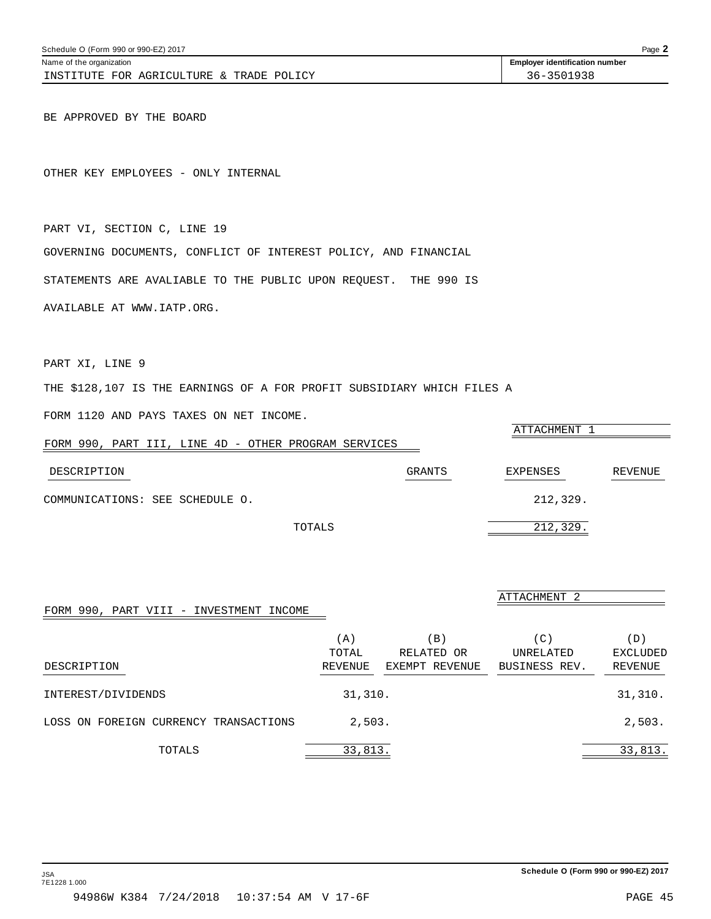Schedule O (Form 990 or 990-EZ) 2017

| Name of the organization | Employer identification number |
|---|---|
| INSTITUTE FOR AGRICULTURE & TRADE POLICY | 36-3501938 |

BE APPROVED BY THE BOARD

OTHER KEY EMPLOYEES - ONLY INTERNAL

PART VI, SECTION C, LINE 19

GOVERNING DOCUMENTS, CONFLICT OF INTEREST POLICY, AND FINANCIAL STATEMENTS ARE AVALIABLE TO THE PUBLIC UPON REQUEST. THE 990 IS AVAILABLE AT WWW.IATP.ORG.

PART XI, LINE 9

THE $128,107 IS THE EARNINGS OF A FOR PROFIT SUBSIDIARY WHICH FILES A FORM 1120 AND PAYS TAXES ON NET INCOME.

ATTACHMENT 1

FORM 990, PART III, LINE 4D - OTHER PROGRAM SERVICES

| DESCRIPTION | GRANTS | EXPENSES | REVENUE |
|---|---|---|---|
| COMMUNICATIONS: SEE SCHEDULE O. | | 212,329. | |
| TOTALS | | 212,329. | |

ATTACHMENT 2

FORM 990, PART VIII - INVESTMENT INCOME

| DESCRIPTION | (A) TOTAL REVENUE | (B) RELATED OR EXEMPT REVENUE | (C) UNRELATED BUSINESS REV. | (D) EXCLUDED REVENUE |
|---|---|---|---|---|
| INTEREST/DIVIDENDS | 31,310. | | | 31,310. |
| LOSS ON FOREIGN CURRENCY TRANSACTIONS | 2,503. | | | 2,503. |
| TOTALS | 33,813. | | | 33,813. |

JSA 7E1228 1.000

Schedule O (Form 990 or 990-EZ) 2017

94986W K384 7/24/2018 10:37:54 AM V 17-6F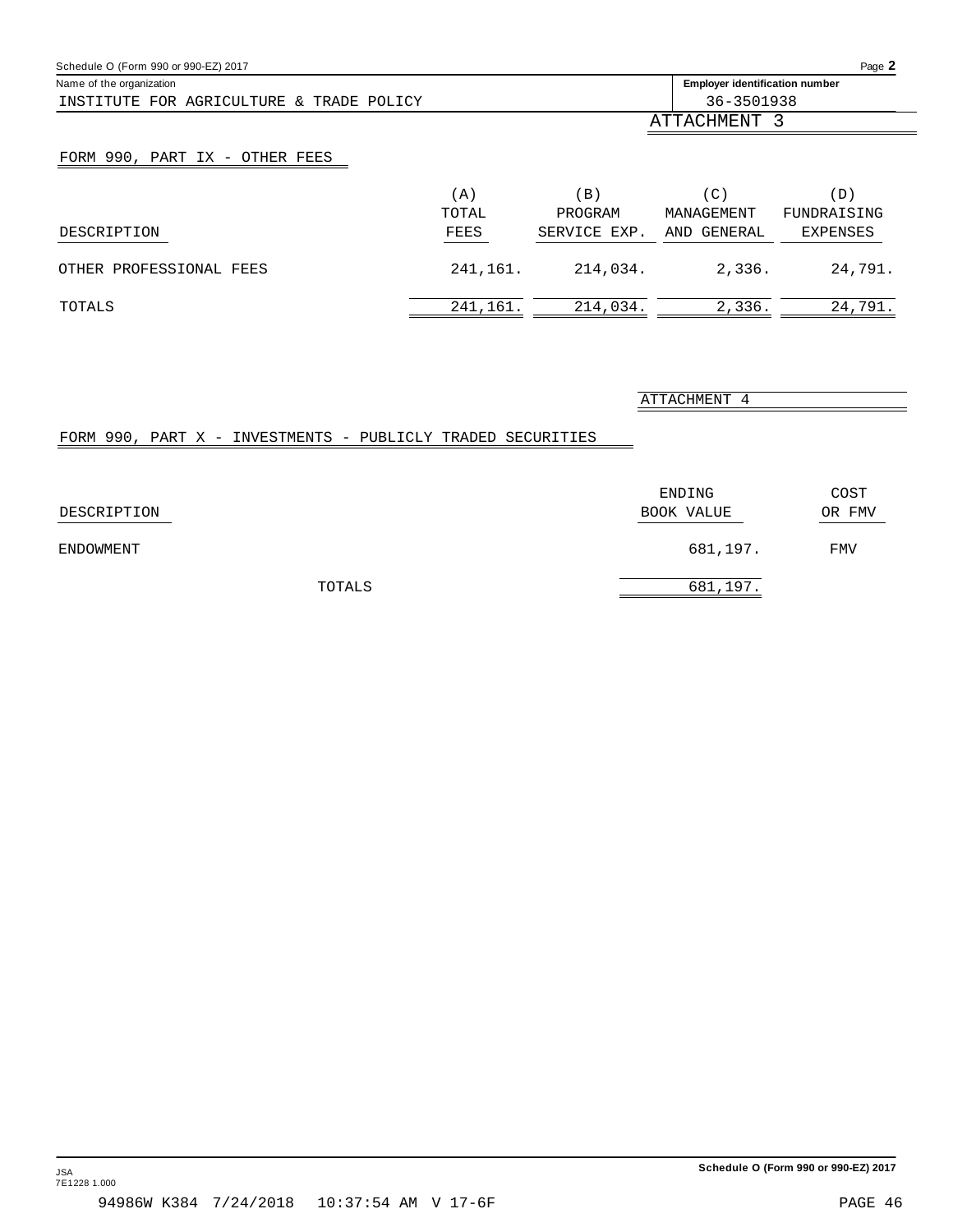Name of the organization: INSTITUTE FOR AGRICULTURE & TRADE POLICY

Employer identification number: 36-3501938

ATTACHMENT 3

## FORM 990, PART IX - OTHER FEES

| DESCRIPTION | (A) TOTAL FEES | (B) PROGRAM SERVICE EXP. | (C) MANAGEMENT AND GENERAL | (D) FUNDRAISING EXPENSES |
|---|---|---|---|---|
| OTHER PROFESSIONAL FEES | 241,161. | 214,034. | 2,336. | 24,791. |
| TOTALS | 241,161. | 214,034. | 2,336. | 24,791. |

ATTACHMENT 4

## FORM 990, PART X - INVESTMENTS - PUBLICLY TRADED SECURITIES

| DESCRIPTION | ENDING BOOK VALUE | COST OR FMV |
|---|---|---|
| ENDOWMENT | 681,197. | FMV |
| TOTALS | 681,197. | |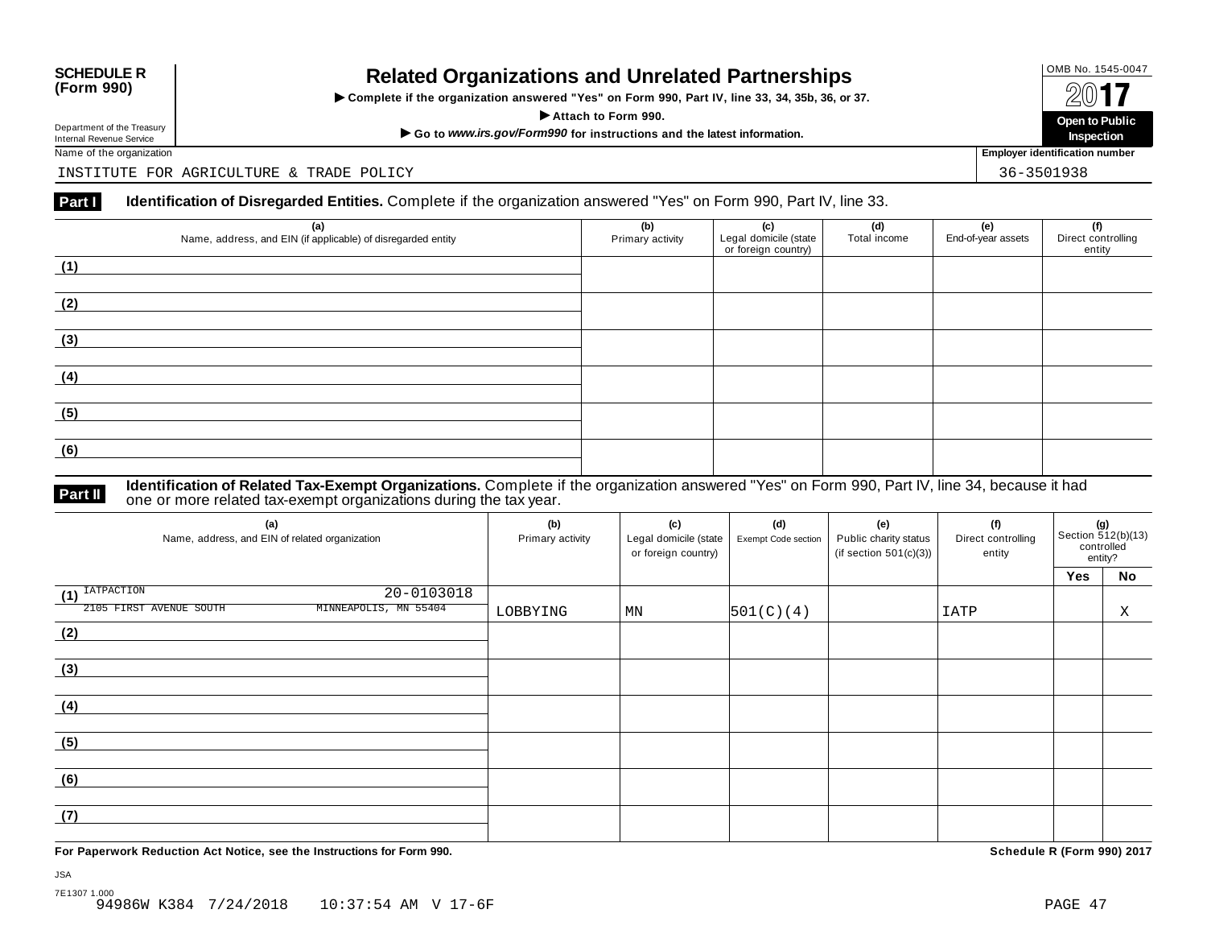**SCHEDULE R (Form 990)**

Department of the Treasury
Internal Revenue Service

# Related Organizations and Unrelated Partnerships

▶ Complete if the organization answered "Yes" on Form 990, Part IV, line 33, 34, 35b, 36, or 37.

▶ Attach to Form 990.

▶ Go to *www.irs.gov/Form990* for instructions and the latest information.

OMB No. 1545-0047

**2017**

**Open to Public Inspection**

Name of the organization: INSTITUTE FOR AGRICULTURE & TRADE POLICY

Employer identification number: 36-3501938

**Part I** **Identification of Disregarded Entities.** Complete if the organization answered "Yes" on Form 990, Part IV, line 33.

| (a) Name, address, and EIN (if applicable) of disregarded entity | (b) Primary activity | (c) Legal domicile (state or foreign country) | (d) Total income | (e) End-of-year assets | (f) Direct controlling entity |
|---|---|---|---|---|---|
| (1) | | | | | |
| (2) | | | | | |
| (3) | | | | | |
| (4) | | | | | |
| (5) | | | | | |
| (6) | | | | | |

**Part II** **Identification of Related Tax-Exempt Organizations.** Complete if the organization answered "Yes" on Form 990, Part IV, line 34, because it had one or more related tax-exempt organizations during the tax year.

| (a) Name, address, and EIN of related organization | (b) Primary activity | (c) Legal domicile (state or foreign country) | (d) Exempt Code section | (e) Public charity status (if section 501(c)(3)) | (f) Direct controlling entity | (g) Section 512(b)(13) controlled entity? Yes | No |
|---|---|---|---|---|---|---|---|
| (1) IATPACTION 20-0103018 2105 FIRST AVENUE SOUTH MINNEAPOLIS, MN 55404 | LOBBYING | MN | 501(C)(4) | | IATP | | X |
| (2) | | | | | | | |
| (3) | | | | | | | |
| (4) | | | | | | | |
| (5) | | | | | | | |
| (6) | | | | | | | |
| (7) | | | | | | | |

**For Paperwork Reduction Act Notice, see the Instructions for Form 990.**

**Schedule R (Form 990) 2017**

JSA
7E1307 1.000
94986W K384 7/24/2018 10:37:54 AM V 17-6F PAGE 47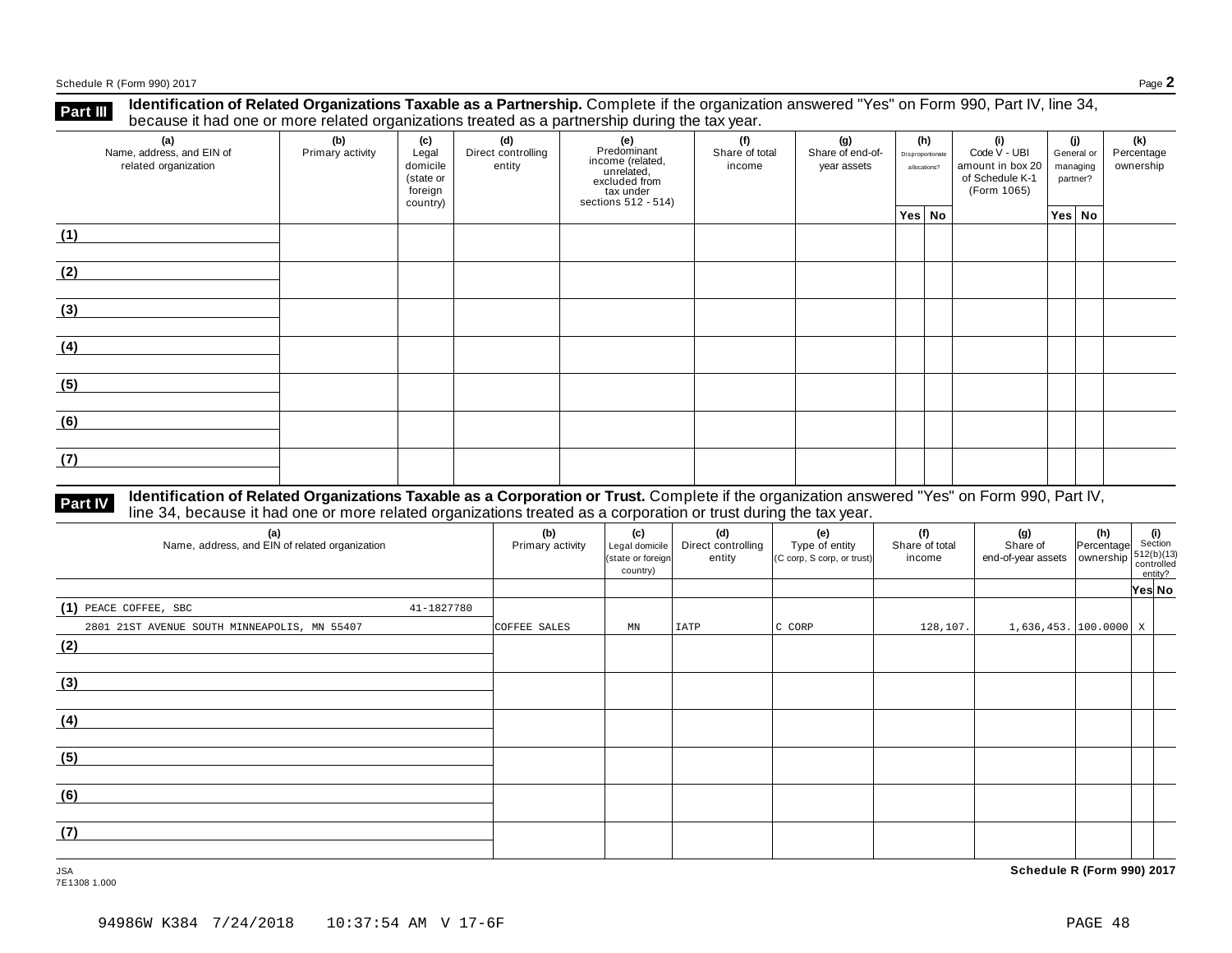## Part III Identification of Related Organizations Taxable as a Partnership.

Complete if the organization answered "Yes" on Form 990, Part IV, line 34, because it had one or more related organizations treated as a partnership during the tax year.

| (a) Name, address, and EIN of related organization | (b) Primary activity | (c) Legal domicile (state or foreign country) | (d) Direct controlling entity | (e) Predominant income (related, unrelated, excluded from tax under sections 512 - 514) | (f) Share of total income | (g) Share of end-of-year assets | (h) Disproportionate allocations? | | (i) Code V - UBI amount in box 20 of Schedule K-1 (Form 1065) | (j) General or managing partner? | | (k) Percentage ownership |
|---|---|---|---|---|---|---|---|---|---|---|---|---|
| | | | | | | | Yes | No | | Yes | No | |
| (1) | | | | | | | | | | | | |
| (2) | | | | | | | | | | | | |
| (3) | | | | | | | | | | | | |
| (4) | | | | | | | | | | | | |
| (5) | | | | | | | | | | | | |
| (6) | | | | | | | | | | | | |
| (7) | | | | | | | | | | | | |

## Part IV Identification of Related Organizations Taxable as a Corporation or Trust.

Complete if the organization answered "Yes" on Form 990, Part IV, line 34, because it had one or more related organizations treated as a corporation or trust during the tax year.

| (a) Name, address, and EIN of related organization | (b) Primary activity | (c) Legal domicile (state or foreign country) | (d) Direct controlling entity | (e) Type of entity (C corp, S corp, or trust) | (f) Share of total income | (g) Share of end-of-year assets | (h) Percentage ownership | (i) Section 512(b)(13) controlled entity? | |
|---|---|---|---|---|---|---|---|---|---|
| | | | | | | | | Yes | No |
| (1) PEACE COFFEE, SBC 41-1827780 2801 21ST AVENUE SOUTH MINNEAPOLIS, MN 55407 | COFFEE SALES | MN | IATP | C CORP | 128,107. | 1,636,453. | 100.0000 | X | |
| (2) | | | | | | | | | |
| (3) | | | | | | | | | |
| (4) | | | | | | | | | |
| (5) | | | | | | | | | |
| (6) | | | | | | | | | |
| (7) | | | | | | | | | |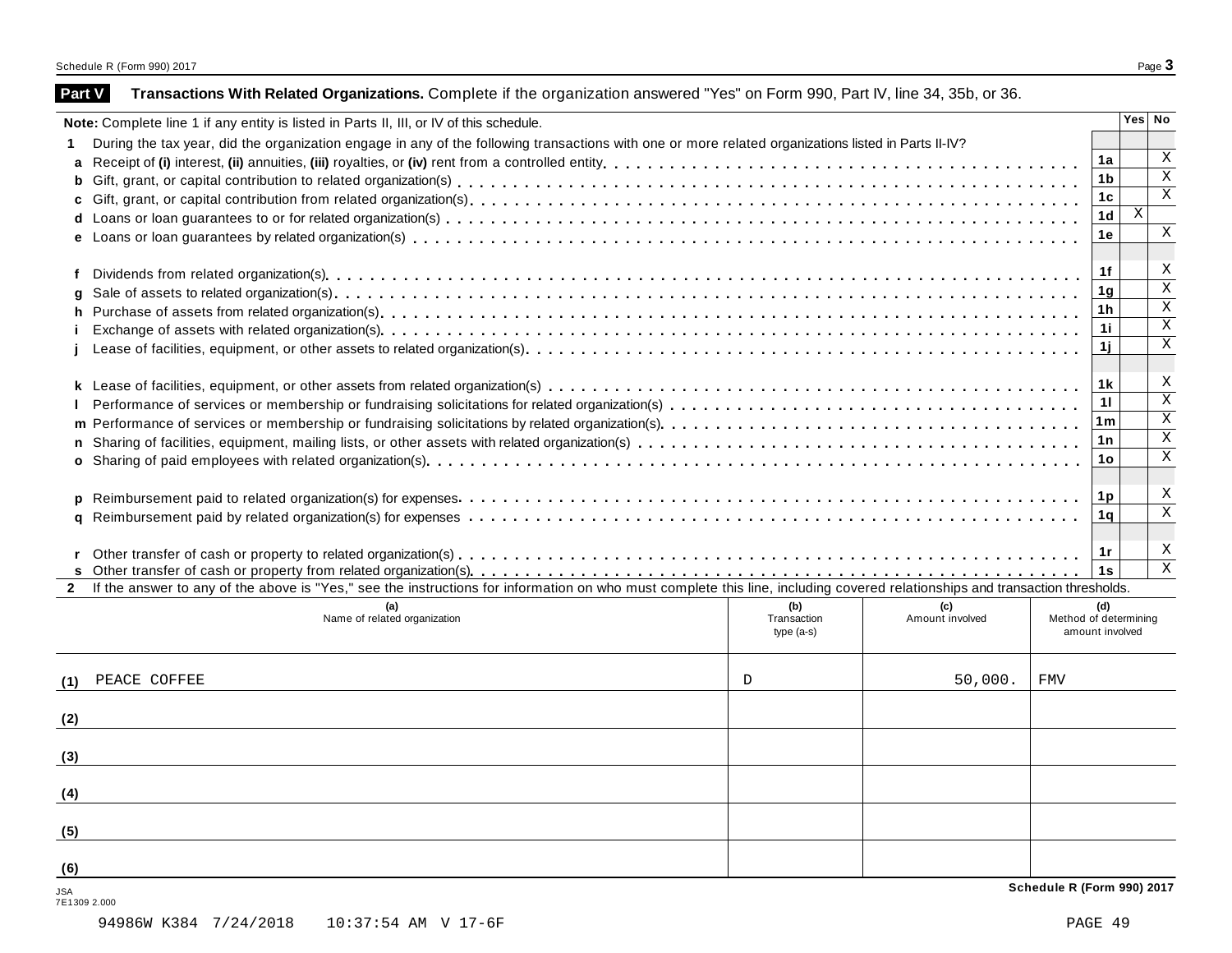**Part V** **Transactions With Related Organizations.** Complete if the organization answered "Yes" on Form 990, Part IV, line 34, 35b, or 36.

| | | | Yes | No |
|---|---|---|---|---|
| **Note:** Complete line 1 if any entity is listed in Parts II, III, or IV of this schedule. | | | | |
| **1** | During the tax year, did the organization engage in any of the following transactions with one or more related organizations listed in Parts II-IV? | | | |
| **a** | Receipt of **(i)** interest, **(ii)** annuities, **(iii)** royalties, or **(iv)** rent from a controlled entity | **1a** | | X |
| **b** | Gift, grant, or capital contribution to related organization(s) | **1b** | | X |
| **c** | Gift, grant, or capital contribution from related organization(s) | **1c** | | X |
| **d** | Loans or loan guarantees to or for related organization(s) | **1d** | X | |
| **e** | Loans or loan guarantees by related organization(s) | **1e** | | X |
| **f** | Dividends from related organization(s) | **1f** | | X |
| **g** | Sale of assets to related organization(s) | **1g** | | X |
| **h** | Purchase of assets from related organization(s) | **1h** | | X |
| **i** | Exchange of assets with related organization(s) | **1i** | | X |
| **j** | Lease of facilities, equipment, or other assets to related organization(s) | **1j** | | X |
| **k** | Lease of facilities, equipment, or other assets from related organization(s) | **1k** | | X |
| **l** | Performance of services or membership or fundraising solicitations for related organization(s) | **1l** | | X |
| **m** | Performance of services or membership or fundraising solicitations by related organization(s) | **1m** | | X |
| **n** | Sharing of facilities, equipment, mailing lists, or other assets with related organization(s) | **1n** | | X |
| **o** | Sharing of paid employees with related organization(s) | **1o** | | X |
| **p** | Reimbursement paid to related organization(s) for expenses | **1p** | | X |
| **q** | Reimbursement paid by related organization(s) for expenses | **1q** | | X |
| **r** | Other transfer of cash or property to related organization(s) | **1r** | | X |
| **s** | Other transfer of cash or property from related organization(s) | **1s** | | X |

**2** If the answer to any of the above is "Yes," see the instructions for information on who must complete this line, including covered relationships and transaction thresholds.

| | (a) Name of related organization | (b) Transaction type (a-s) | (c) Amount involved | (d) Method of determining amount involved |
|---|---|---|---|---|
| (1) | PEACE COFFEE | D | 50,000. | FMV |
| (2) | | | | |
| (3) | | | | |
| (4) | | | | |
| (5) | | | | |
| (6) | | | | |

**Schedule R (Form 990) 2017**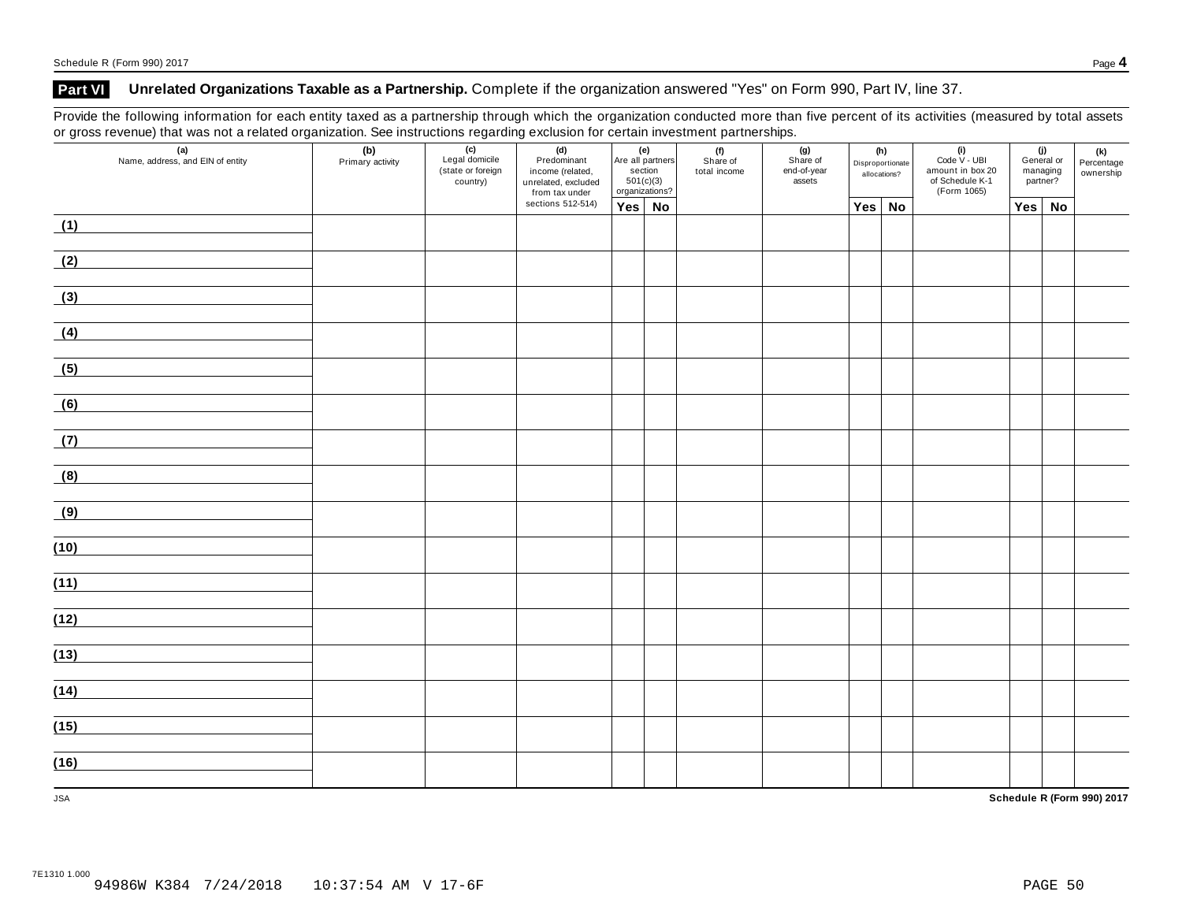## Part VI Unrelated Organizations Taxable as a Partnership. Complete if the organization answered "Yes" on Form 990, Part IV, line 37.

Provide the following information for each entity taxed as a partnership through which the organization conducted more than five percent of its activities (measured by total assets or gross revenue) that was not a related organization. See instructions regarding exclusion for certain investment partnerships.

| (a) Name, address, and EIN of entity | (b) Primary activity | (c) Legal domicile (state or foreign country) | (d) Predominant income (related, unrelated, excluded from tax under sections 512-514) | (e) Are all partners section 501(c)(3) organizations? | | (f) Share of total income | (g) Share of end-of-year assets | (h) Disproportionate allocations? | | (i) Code V - UBI amount in box 20 of Schedule K-1 (Form 1065) | (j) General or managing partner? | | (k) Percentage ownership |
|---|---|---|---|---|---|---|---|---|---|---|---|---|---|
| | | | | Yes | No | | | Yes | No | | Yes | No | |
| (1) | | | | | | | | | | | | | |
| (2) | | | | | | | | | | | | | |
| (3) | | | | | | | | | | | | | |
| (4) | | | | | | | | | | | | | |
| (5) | | | | | | | | | | | | | |
| (6) | | | | | | | | | | | | | |
| (7) | | | | | | | | | | | | | |
| (8) | | | | | | | | | | | | | |
| (9) | | | | | | | | | | | | | |
| (10) | | | | | | | | | | | | | |
| (11) | | | | | | | | | | | | | |
| (12) | | | | | | | | | | | | | |
| (13) | | | | | | | | | | | | | |
| (14) | | | | | | | | | | | | | |
| (15) | | | | | | | | | | | | | |
| (16) | | | | | | | | | | | | | |

JSA

7E1310 1.000
94986W K384 7/24/2018 10:37:54 AM V 17-6F PAGE 50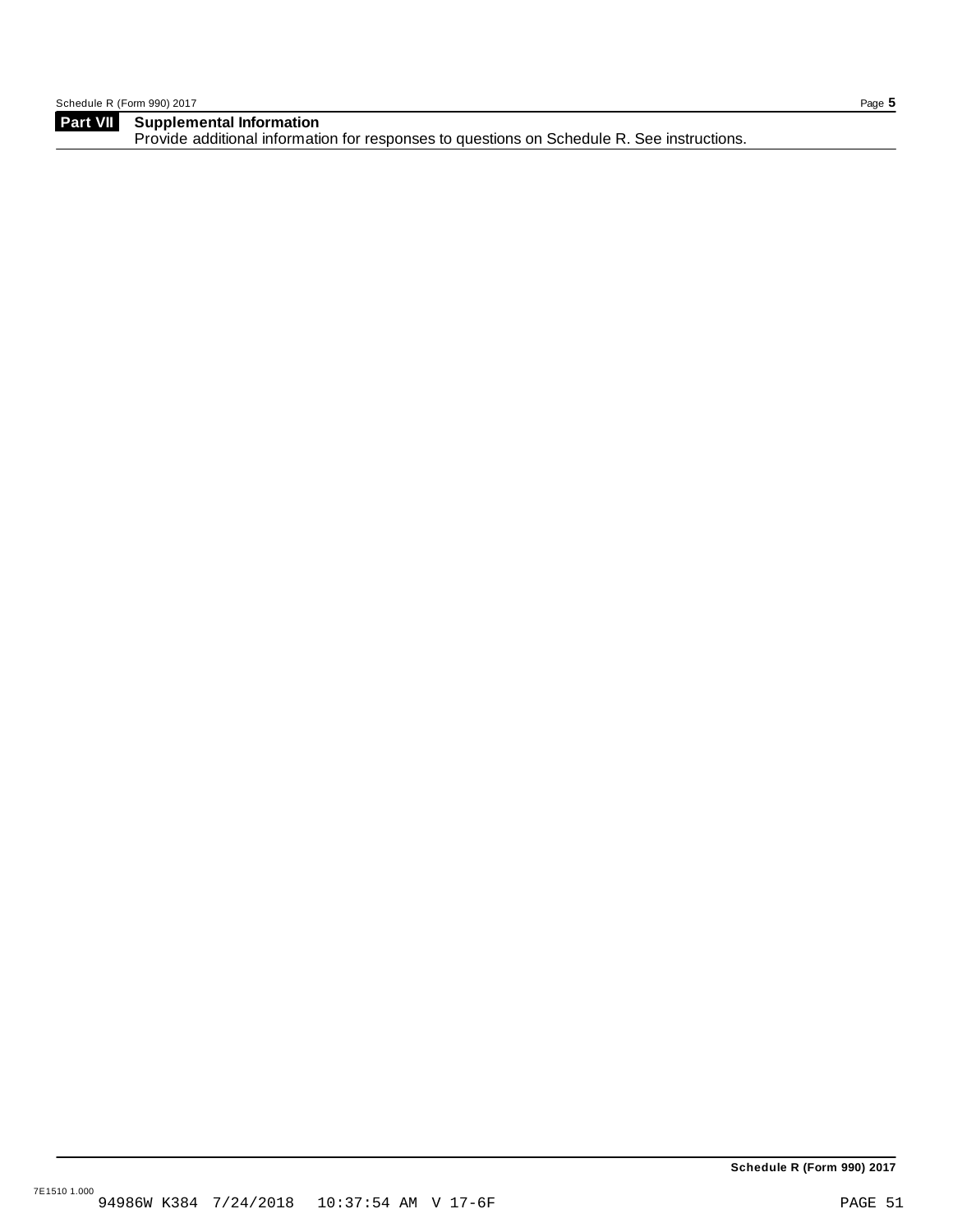## Part VII Supplemental Information

Provide additional information for responses to questions on Schedule R. See instructions.